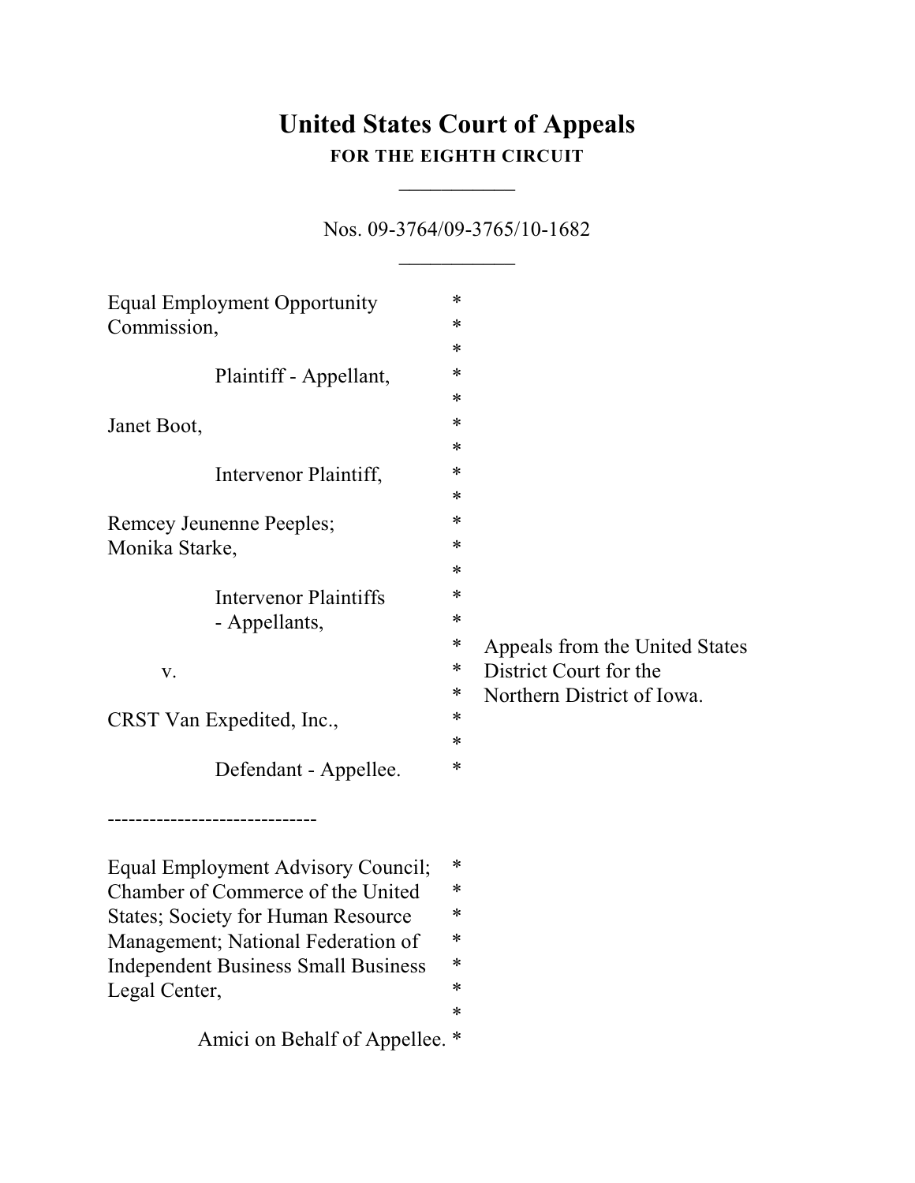# United States Court of Appeals

**FOR THE EIGHTH CIRCUIT**

___________

Nos. 09-3764/09-3765/10-1682

___________

Equal Employment Opportunity Commission, *
*
*
Plaintiff - Appellant, *
*
Janet Boot, *
*
Intervenor Plaintiff, *
*
Remcey Jeunenne Peeples; *
Monika Starke, *
*
Intervenor Plaintiffs *
- Appellants, *
* Appeals from the United States
v. * District Court for the
* Northern District of Iowa.
CRST Van Expedited, Inc., *
*
Defendant - Appellee. *

------------------------------

Equal Employment Advisory Council; *
Chamber of Commerce of the United *
States; Society for Human Resource *
Management; National Federation of *
Independent Business Small Business *
Legal Center, *
*
Amici on Behalf of Appellee. *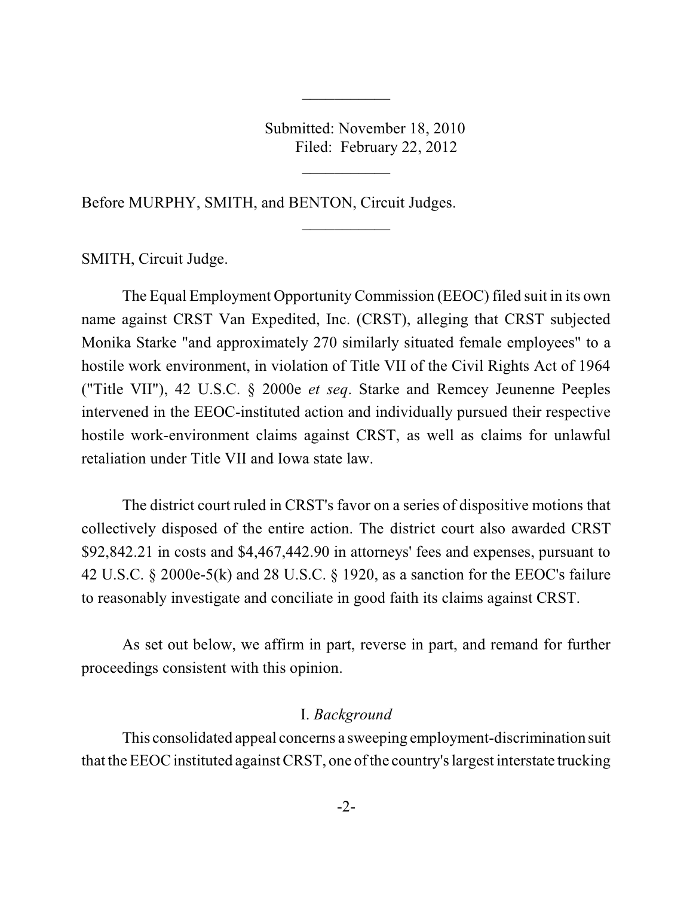Submitted: November 18, 2010
Filed: February 22, 2012

Before MURPHY, SMITH, and BENTON, Circuit Judges.

SMITH, Circuit Judge.

The Equal Employment Opportunity Commission (EEOC) filed suit in its own name against CRST Van Expedited, Inc. (CRST), alleging that CRST subjected Monika Starke "and approximately 270 similarly situated female employees" to a hostile work environment, in violation of Title VII of the Civil Rights Act of 1964 ("Title VII"), 42 U.S.C. § 2000e *et seq*. Starke and Remcey Jeunenne Peeples intervened in the EEOC-instituted action and individually pursued their respective hostile work-environment claims against CRST, as well as claims for unlawful retaliation under Title VII and Iowa state law.

The district court ruled in CRST's favor on a series of dispositive motions that collectively disposed of the entire action. The district court also awarded CRST $92,842.21 in costs and $4,467,442.90 in attorneys' fees and expenses, pursuant to 42 U.S.C. § 2000e-5(k) and 28 U.S.C. § 1920, as a sanction for the EEOC's failure to reasonably investigate and conciliate in good faith its claims against CRST.

As set out below, we affirm in part, reverse in part, and remand for further proceedings consistent with this opinion.

## I. *Background*

This consolidated appeal concerns a sweeping employment-discrimination suit that the EEOC instituted against CRST, one of the country's largest interstate trucking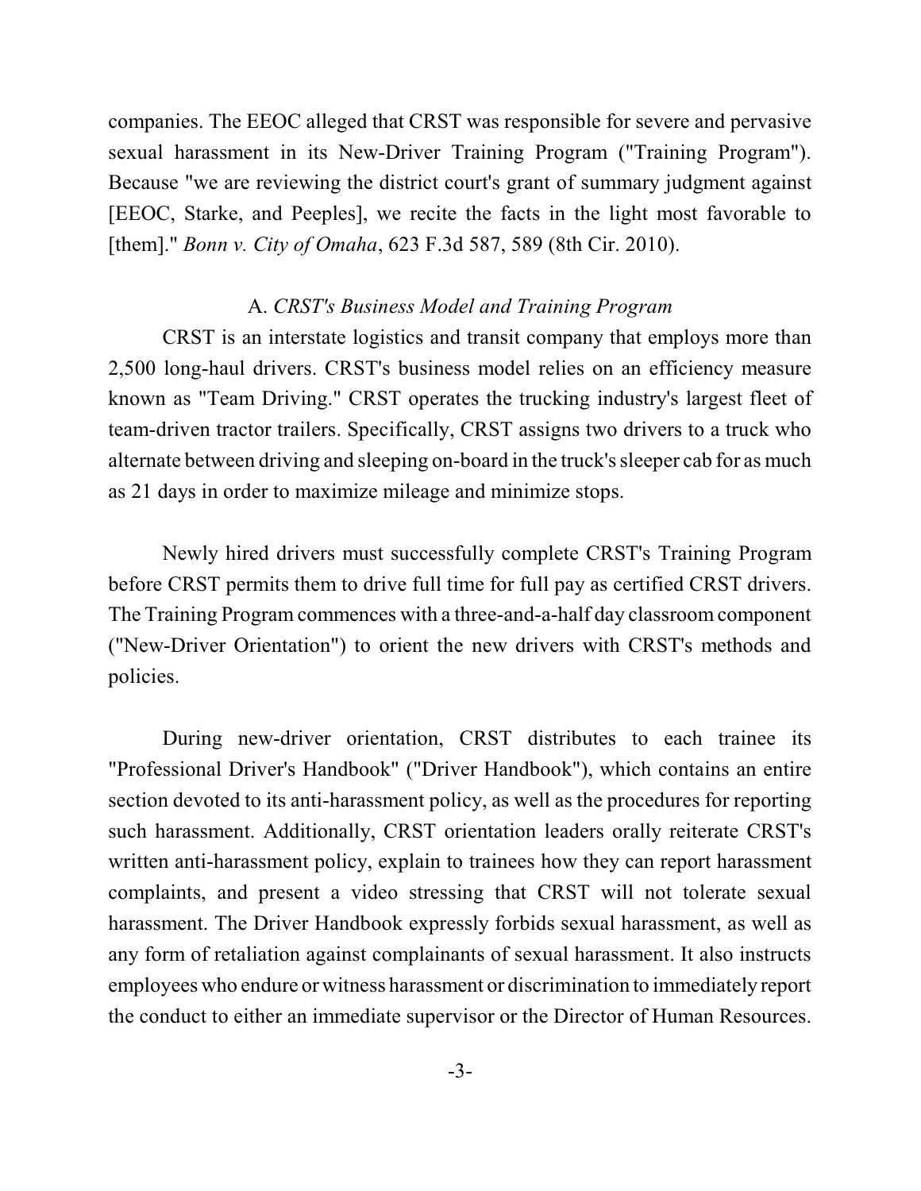companies. The EEOC alleged that CRST was responsible for severe and pervasive sexual harassment in its New-Driver Training Program ("Training Program"). Because "we are reviewing the district court's grant of summary judgment against [EEOC, Starke, and Peeples], we recite the facts in the light most favorable to [them]." *Bonn v. City of Omaha*, 623 F.3d 587, 589 (8th Cir. 2010).

### A. *CRST's Business Model and Training Program*

CRST is an interstate logistics and transit company that employs more than 2,500 long-haul drivers. CRST's business model relies on an efficiency measure known as "Team Driving." CRST operates the trucking industry's largest fleet of team-driven tractor trailers. Specifically, CRST assigns two drivers to a truck who alternate between driving and sleeping on-board in the truck's sleeper cab for as much as 21 days in order to maximize mileage and minimize stops.

Newly hired drivers must successfully complete CRST's Training Program before CRST permits them to drive full time for full pay as certified CRST drivers. The Training Program commences with a three-and-a-half day classroom component ("New-Driver Orientation") to orient the new drivers with CRST's methods and policies.

During new-driver orientation, CRST distributes to each trainee its "Professional Driver's Handbook" ("Driver Handbook"), which contains an entire section devoted to its anti-harassment policy, as well as the procedures for reporting such harassment. Additionally, CRST orientation leaders orally reiterate CRST's written anti-harassment policy, explain to trainees how they can report harassment complaints, and present a video stressing that CRST will not tolerate sexual harassment. The Driver Handbook expressly forbids sexual harassment, as well as any form of retaliation against complainants of sexual harassment. It also instructs employees who endure or witness harassment or discrimination to immediately report the conduct to either an immediate supervisor or the Director of Human Resources.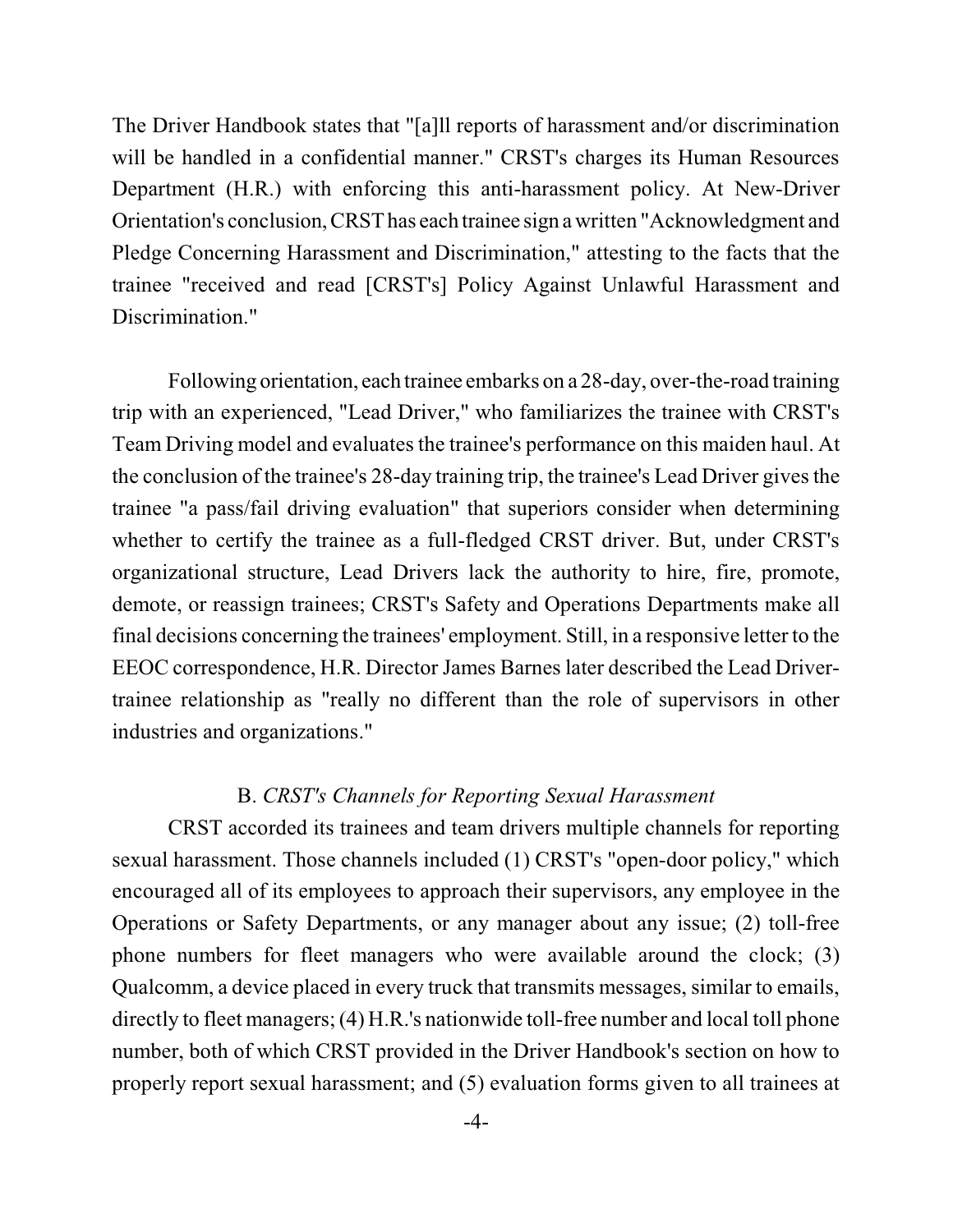The Driver Handbook states that "[a]ll reports of harassment and/or discrimination will be handled in a confidential manner." CRST's charges its Human Resources Department (H.R.) with enforcing this anti-harassment policy. At New-Driver Orientation's conclusion, CRST has each trainee sign a written "Acknowledgment and Pledge Concerning Harassment and Discrimination," attesting to the facts that the trainee "received and read [CRST's] Policy Against Unlawful Harassment and Discrimination."

Following orientation, each trainee embarks on a 28-day, over-the-road training trip with an experienced, "Lead Driver," who familiarizes the trainee with CRST's Team Driving model and evaluates the trainee's performance on this maiden haul. At the conclusion of the trainee's 28-day training trip, the trainee's Lead Driver gives the trainee "a pass/fail driving evaluation" that superiors consider when determining whether to certify the trainee as a full-fledged CRST driver. But, under CRST's organizational structure, Lead Drivers lack the authority to hire, fire, promote, demote, or reassign trainees; CRST's Safety and Operations Departments make all final decisions concerning the trainees' employment. Still, in a responsive letter to the EEOC correspondence, H.R. Director James Barnes later described the Lead Driver-trainee relationship as "really no different than the role of supervisors in other industries and organizations."

### B. *CRST's Channels for Reporting Sexual Harassment*

CRST accorded its trainees and team drivers multiple channels for reporting sexual harassment. Those channels included (1) CRST's "open-door policy," which encouraged all of its employees to approach their supervisors, any employee in the Operations or Safety Departments, or any manager about any issue; (2) toll-free phone numbers for fleet managers who were available around the clock; (3) Qualcomm, a device placed in every truck that transmits messages, similar to emails, directly to fleet managers; (4) H.R.'s nationwide toll-free number and local toll phone number, both of which CRST provided in the Driver Handbook's section on how to properly report sexual harassment; and (5) evaluation forms given to all trainees at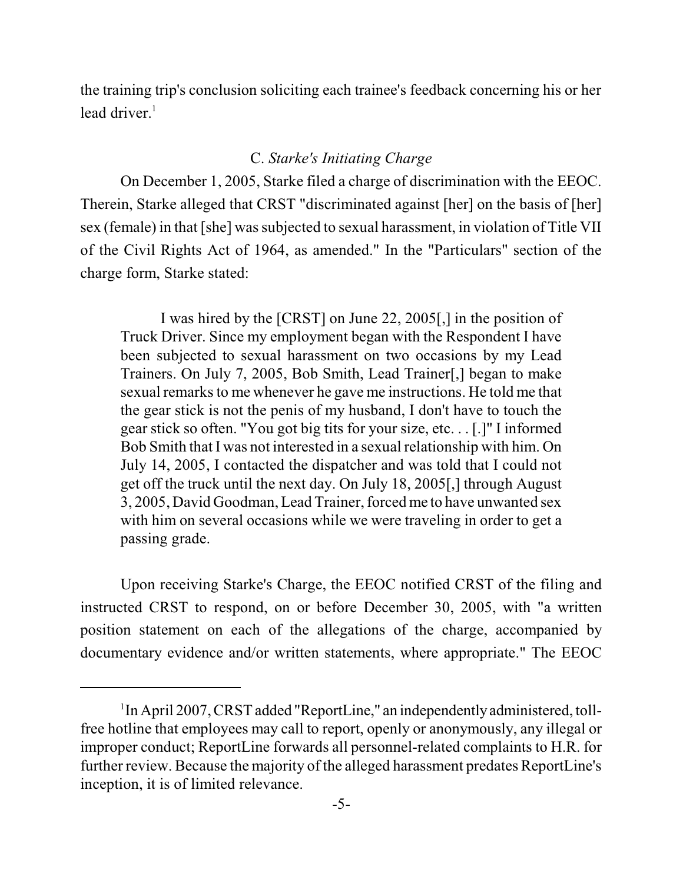the training trip's conclusion soliciting each trainee's feedback concerning his or her lead driver.[1]

### C. *Starke's Initiating Charge*

On December 1, 2005, Starke filed a charge of discrimination with the EEOC. Therein, Starke alleged that CRST "discriminated against [her] on the basis of [her] sex (female) in that [she] was subjected to sexual harassment, in violation of Title VII of the Civil Rights Act of 1964, as amended." In the "Particulars" section of the charge form, Starke stated:

> I was hired by the [CRST] on June 22, 2005[,] in the position of Truck Driver. Since my employment began with the Respondent I have been subjected to sexual harassment on two occasions by my Lead Trainers. On July 7, 2005, Bob Smith, Lead Trainer[,] began to make sexual remarks to me whenever he gave me instructions. He told me that the gear stick is not the penis of my husband, I don't have to touch the gear stick so often. "You got big tits for your size, etc. . . [.]" I informed Bob Smith that I was not interested in a sexual relationship with him. On July 14, 2005, I contacted the dispatcher and was told that I could not get off the truck until the next day. On July 18, 2005[,] through August 3, 2005, David Goodman, Lead Trainer, forced me to have unwanted sex with him on several occasions while we were traveling in order to get a passing grade.

Upon receiving Starke's Charge, the EEOC notified CRST of the filing and instructed CRST to respond, on or before December 30, 2005, with "a written position statement on each of the allegations of the charge, accompanied by documentary evidence and/or written statements, where appropriate." The EEOC

---

[1] In April 2007, CRST added "ReportLine," an independently administered, toll-free hotline that employees may call to report, openly or anonymously, any illegal or improper conduct; ReportLine forwards all personnel-related complaints to H.R. for further review. Because the majority of the alleged harassment predates ReportLine's inception, it is of limited relevance.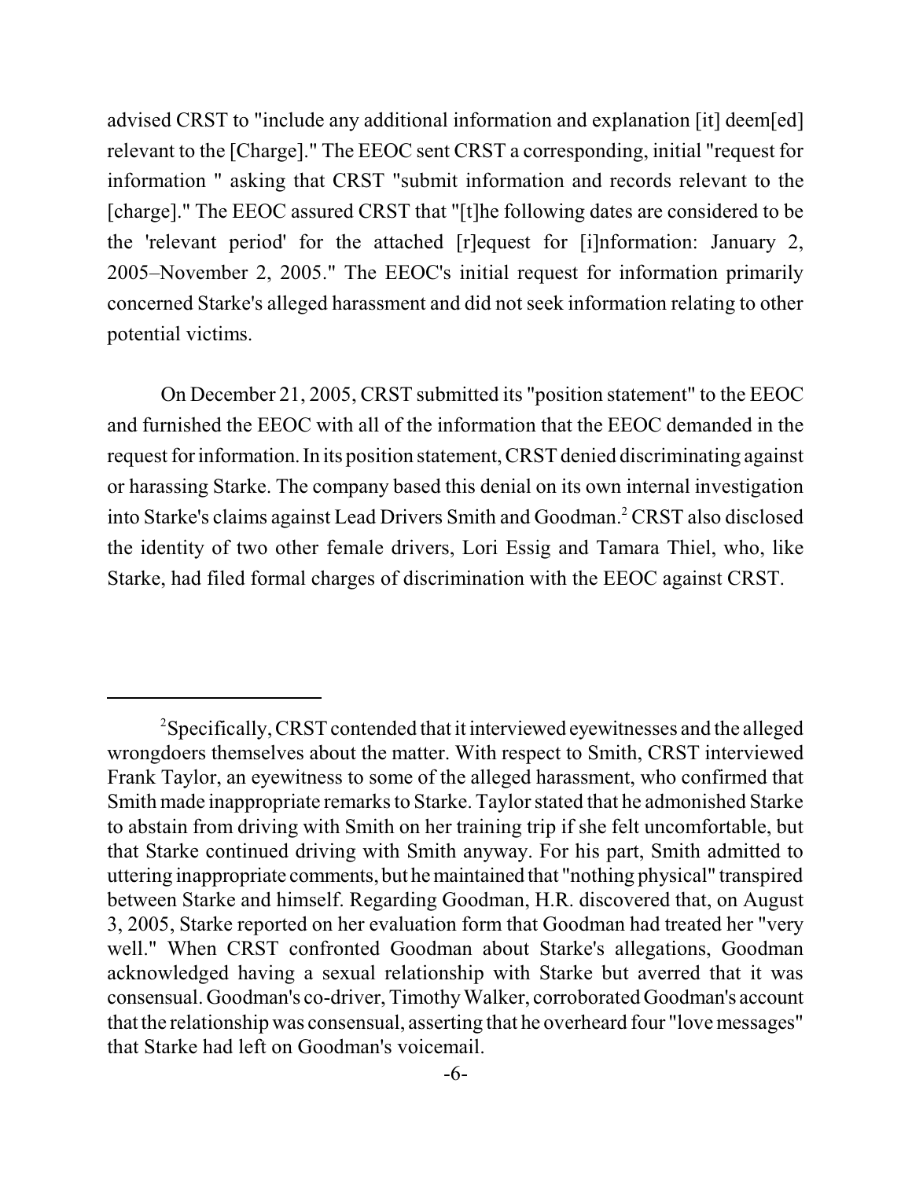advised CRST to "include any additional information and explanation [it] deem[ed] relevant to the [Charge]." The EEOC sent CRST a corresponding, initial "request for information " asking that CRST "submit information and records relevant to the [charge]." The EEOC assured CRST that "[t]he following dates are considered to be the 'relevant period' for the attached [r]equest for [i]nformation: January 2, 2005–November 2, 2005." The EEOC's initial request for information primarily concerned Starke's alleged harassment and did not seek information relating to other potential victims.

On December 21, 2005, CRST submitted its "position statement" to the EEOC and furnished the EEOC with all of the information that the EEOC demanded in the request for information. In its position statement, CRST denied discriminating against or harassing Starke. The company based this denial on its own internal investigation into Starke's claims against Lead Drivers Smith and Goodman.[2] CRST also disclosed the identity of two other female drivers, Lori Essig and Tamara Thiel, who, like Starke, had filed formal charges of discrimination with the EEOC against CRST.

---

[2] Specifically, CRST contended that it interviewed eyewitnesses and the alleged wrongdoers themselves about the matter. With respect to Smith, CRST interviewed Frank Taylor, an eyewitness to some of the alleged harassment, who confirmed that Smith made inappropriate remarks to Starke. Taylor stated that he admonished Starke to abstain from driving with Smith on her training trip if she felt uncomfortable, but that Starke continued driving with Smith anyway. For his part, Smith admitted to uttering inappropriate comments, but he maintained that "nothing physical" transpired between Starke and himself. Regarding Goodman, H.R. discovered that, on August 3, 2005, Starke reported on her evaluation form that Goodman had treated her "very well." When CRST confronted Goodman about Starke's allegations, Goodman acknowledged having a sexual relationship with Starke but averred that it was consensual. Goodman's co-driver, Timothy Walker, corroborated Goodman's account that the relationship was consensual, asserting that he overheard four "love messages" that Starke had left on Goodman's voicemail.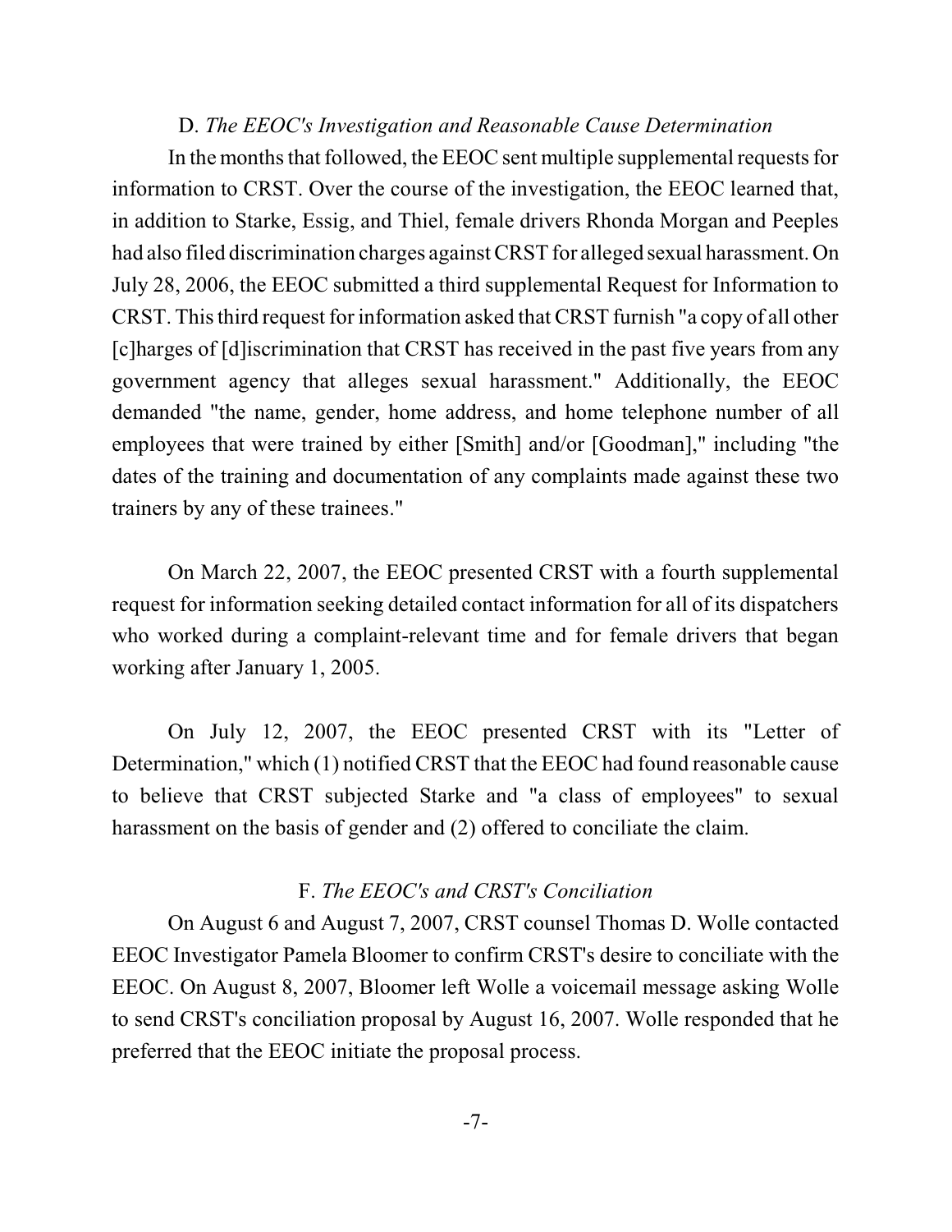### D. *The EEOC's Investigation and Reasonable Cause Determination*

In the months that followed, the EEOC sent multiple supplemental requests for information to CRST. Over the course of the investigation, the EEOC learned that, in addition to Starke, Essig, and Thiel, female drivers Rhonda Morgan and Peeples had also filed discrimination charges against CRST for alleged sexual harassment. On July 28, 2006, the EEOC submitted a third supplemental Request for Information to CRST. This third request for information asked that CRST furnish "a copy of all other [c]harges of [d]iscrimination that CRST has received in the past five years from any government agency that alleges sexual harassment." Additionally, the EEOC demanded "the name, gender, home address, and home telephone number of all employees that were trained by either [Smith] and/or [Goodman]," including "the dates of the training and documentation of any complaints made against these two trainers by any of these trainees."

On March 22, 2007, the EEOC presented CRST with a fourth supplemental request for information seeking detailed contact information for all of its dispatchers who worked during a complaint-relevant time and for female drivers that began working after January 1, 2005.

On July 12, 2007, the EEOC presented CRST with its "Letter of Determination," which (1) notified CRST that the EEOC had found reasonable cause to believe that CRST subjected Starke and "a class of employees" to sexual harassment on the basis of gender and (2) offered to conciliate the claim.

### F. *The EEOC's and CRST's Conciliation*

On August 6 and August 7, 2007, CRST counsel Thomas D. Wolle contacted EEOC Investigator Pamela Bloomer to confirm CRST's desire to conciliate with the EEOC. On August 8, 2007, Bloomer left Wolle a voicemail message asking Wolle to send CRST's conciliation proposal by August 16, 2007. Wolle responded that he preferred that the EEOC initiate the proposal process.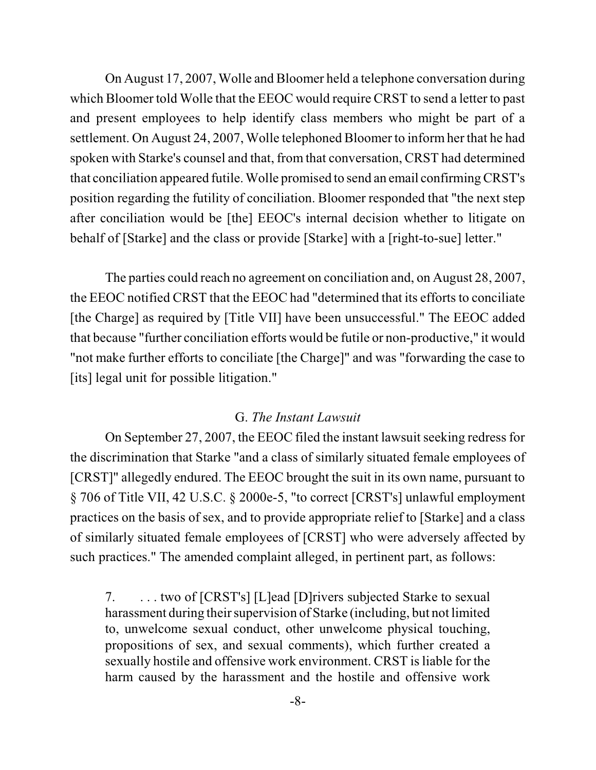On August 17, 2007, Wolle and Bloomer held a telephone conversation during which Bloomer told Wolle that the EEOC would require CRST to send a letter to past and present employees to help identify class members who might be part of a settlement. On August 24, 2007, Wolle telephoned Bloomer to inform her that he had spoken with Starke's counsel and that, from that conversation, CRST had determined that conciliation appeared futile. Wolle promised to send an email confirming CRST's position regarding the futility of conciliation. Bloomer responded that "the next step after conciliation would be [the] EEOC's internal decision whether to litigate on behalf of [Starke] and the class or provide [Starke] with a [right-to-sue] letter."

The parties could reach no agreement on conciliation and, on August 28, 2007, the EEOC notified CRST that the EEOC had "determined that its efforts to conciliate [the Charge] as required by [Title VII] have been unsuccessful." The EEOC added that because "further conciliation efforts would be futile or non-productive," it would "not make further efforts to conciliate [the Charge]" and was "forwarding the case to [its] legal unit for possible litigation."

### G. *The Instant Lawsuit*

On September 27, 2007, the EEOC filed the instant lawsuit seeking redress for the discrimination that Starke "and a class of similarly situated female employees of [CRST]" allegedly endured. The EEOC brought the suit in its own name, pursuant to § 706 of Title VII, 42 U.S.C. § 2000e-5, "to correct [CRST's] unlawful employment practices on the basis of sex, and to provide appropriate relief to [Starke] and a class of similarly situated female employees of [CRST] who were adversely affected by such practices." The amended complaint alleged, in pertinent part, as follows:

> 7. . . . two of [CRST's] [L]ead [D]rivers subjected Starke to sexual harassment during their supervision of Starke (including, but not limited to, unwelcome sexual conduct, other unwelcome physical touching, propositions of sex, and sexual comments), which further created a sexually hostile and offensive work environment. CRST is liable for the harm caused by the harassment and the hostile and offensive work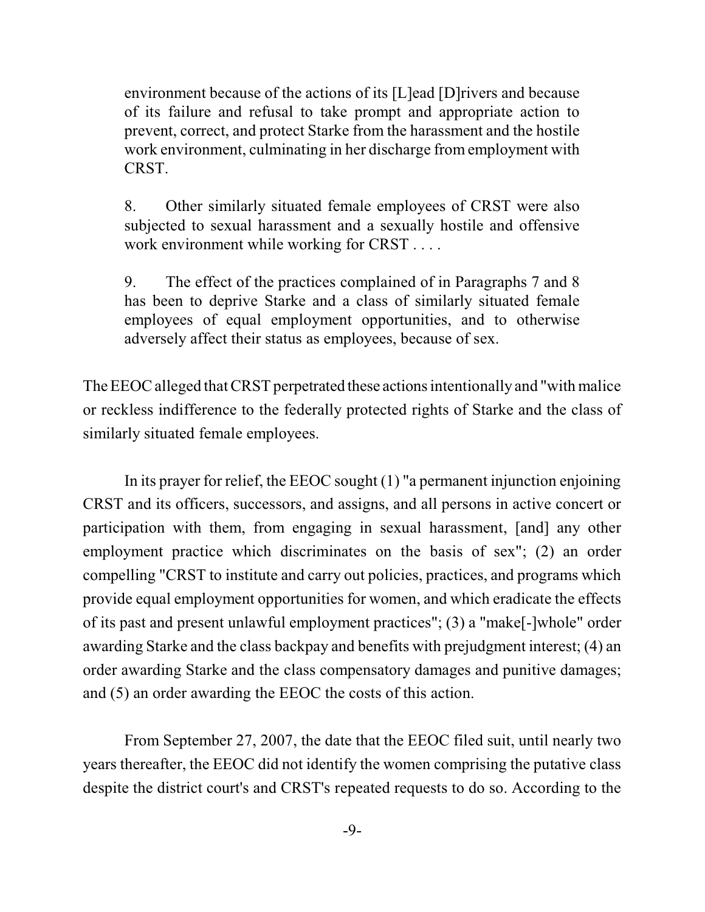> environment because of the actions of its [L]ead [D]rivers and because of its failure and refusal to take prompt and appropriate action to prevent, correct, and protect Starke from the harassment and the hostile work environment, culminating in her discharge from employment with CRST.
>
> 8. Other similarly situated female employees of CRST were also subjected to sexual harassment and a sexually hostile and offensive work environment while working for CRST . . . .
>
> 9. The effect of the practices complained of in Paragraphs 7 and 8 has been to deprive Starke and a class of similarly situated female employees of equal employment opportunities, and to otherwise adversely affect their status as employees, because of sex.

The EEOC alleged that CRST perpetrated these actions intentionally and "with malice or reckless indifference to the federally protected rights of Starke and the class of similarly situated female employees.

In its prayer for relief, the EEOC sought (1) "a permanent injunction enjoining CRST and its officers, successors, and assigns, and all persons in active concert or participation with them, from engaging in sexual harassment, [and] any other employment practice which discriminates on the basis of sex"; (2) an order compelling "CRST to institute and carry out policies, practices, and programs which provide equal employment opportunities for women, and which eradicate the effects of its past and present unlawful employment practices"; (3) a "make[-]whole" order awarding Starke and the class backpay and benefits with prejudgment interest; (4) an order awarding Starke and the class compensatory damages and punitive damages; and (5) an order awarding the EEOC the costs of this action.

From September 27, 2007, the date that the EEOC filed suit, until nearly two years thereafter, the EEOC did not identify the women comprising the putative class despite the district court's and CRST's repeated requests to do so. According to the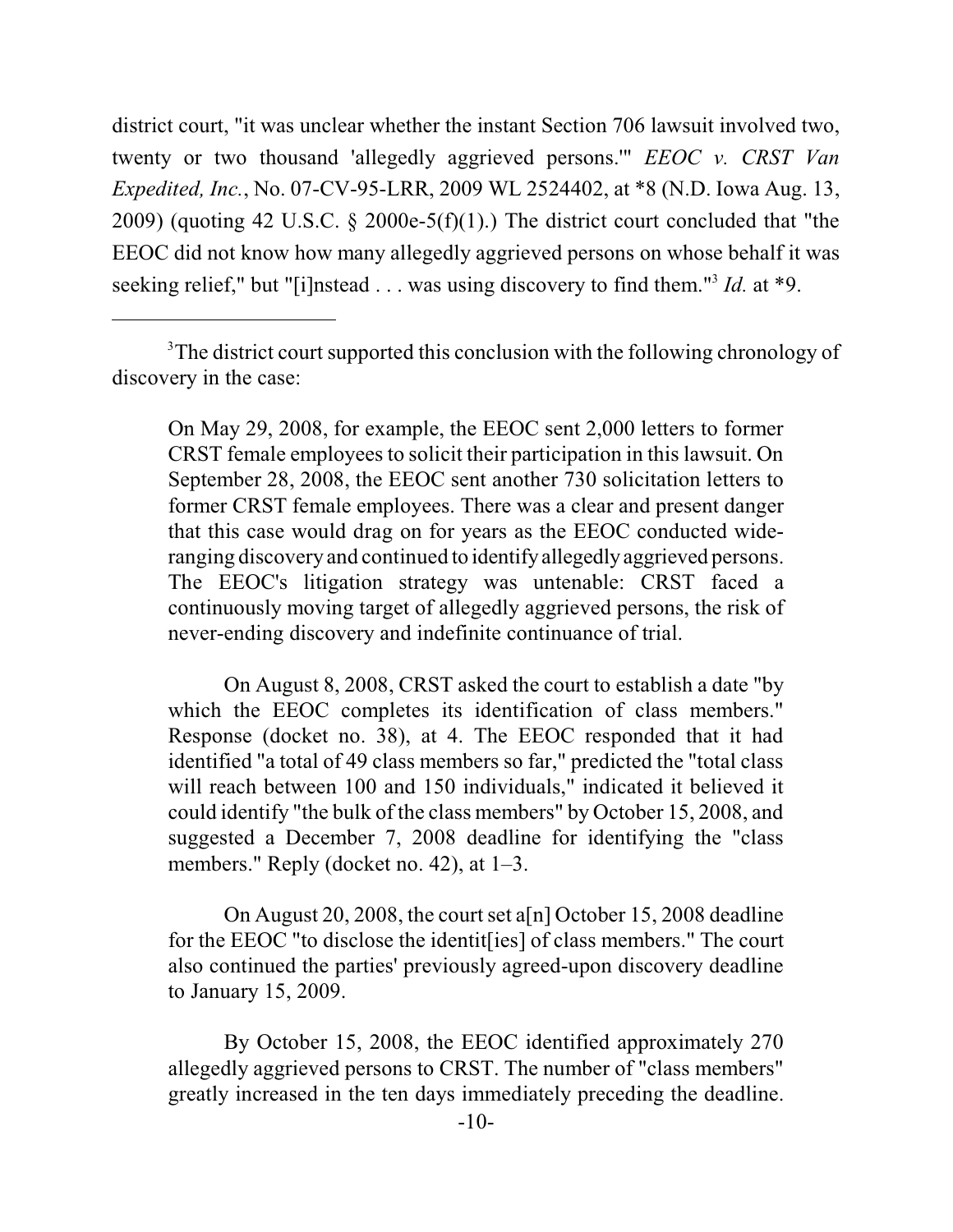district court, "it was unclear whether the instant Section 706 lawsuit involved two, twenty or two thousand 'allegedly aggrieved persons.'" *EEOC v. CRST Van Expedited, Inc.*, No. 07-CV-95-LRR, 2009 WL 2524402, at *8 (N.D. Iowa Aug. 13, 2009) (quoting 42 U.S.C. § 2000e-5(f)(1).) The district court concluded that "the EEOC did not know how many allegedly aggrieved persons on whose behalf it was seeking relief," but "[i]nstead . . . was using discovery to find them."[3] *Id.* at *9.

---

[3]The district court supported this conclusion with the following chronology of discovery in the case:

> On May 29, 2008, for example, the EEOC sent 2,000 letters to former CRST female employees to solicit their participation in this lawsuit. On September 28, 2008, the EEOC sent another 730 solicitation letters to former CRST female employees. There was a clear and present danger that this case would drag on for years as the EEOC conducted wide-ranging discovery and continued to identify allegedly aggrieved persons. The EEOC's litigation strategy was untenable: CRST faced a continuously moving target of allegedly aggrieved persons, the risk of never-ending discovery and indefinite continuance of trial.
>
> On August 8, 2008, CRST asked the court to establish a date "by which the EEOC completes its identification of class members." Response (docket no. 38), at 4. The EEOC responded that it had identified "a total of 49 class members so far," predicted the "total class will reach between 100 and 150 individuals," indicated it believed it could identify "the bulk of the class members" by October 15, 2008, and suggested a December 7, 2008 deadline for identifying the "class members." Reply (docket no. 42), at 1–3.
>
> On August 20, 2008, the court set a[n] October 15, 2008 deadline for the EEOC "to disclose the identit[ies] of class members." The court also continued the parties' previously agreed-upon discovery deadline to January 15, 2009.
>
> By October 15, 2008, the EEOC identified approximately 270 allegedly aggrieved persons to CRST. The number of "class members" greatly increased in the ten days immediately preceding the deadline.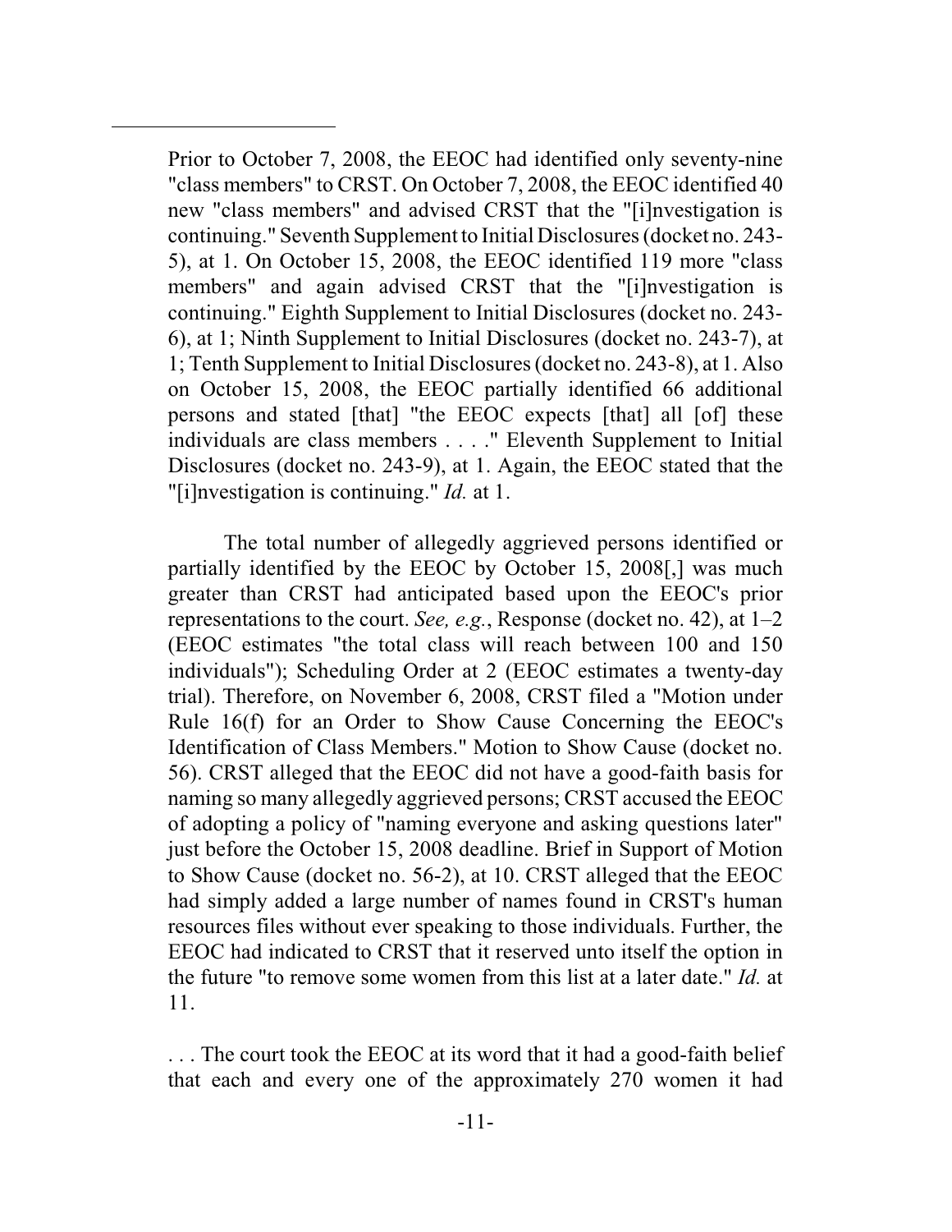Prior to October 7, 2008, the EEOC had identified only seventy-nine "class members" to CRST. On October 7, 2008, the EEOC identified 40 new "class members" and advised CRST that the "[i]nvestigation is continuing." Seventh Supplement to Initial Disclosures (docket no. 243-5), at 1. On October 15, 2008, the EEOC identified 119 more "class members" and again advised CRST that the "[i]nvestigation is continuing." Eighth Supplement to Initial Disclosures (docket no. 243-6), at 1; Ninth Supplement to Initial Disclosures (docket no. 243-7), at 1; Tenth Supplement to Initial Disclosures (docket no. 243-8), at 1. Also on October 15, 2008, the EEOC partially identified 66 additional persons and stated [that] "the EEOC expects [that] all [of] these individuals are class members . . . ." Eleventh Supplement to Initial Disclosures (docket no. 243-9), at 1. Again, the EEOC stated that the "[i]nvestigation is continuing." *Id.* at 1.

The total number of allegedly aggrieved persons identified or partially identified by the EEOC by October 15, 2008[,] was much greater than CRST had anticipated based upon the EEOC's prior representations to the court. *See, e.g.*, Response (docket no. 42), at 1–2 (EEOC estimates "the total class will reach between 100 and 150 individuals"); Scheduling Order at 2 (EEOC estimates a twenty-day trial). Therefore, on November 6, 2008, CRST filed a "Motion under Rule 16(f) for an Order to Show Cause Concerning the EEOC's Identification of Class Members." Motion to Show Cause (docket no. 56). CRST alleged that the EEOC did not have a good-faith basis for naming so many allegedly aggrieved persons; CRST accused the EEOC of adopting a policy of "naming everyone and asking questions later" just before the October 15, 2008 deadline. Brief in Support of Motion to Show Cause (docket no. 56-2), at 10. CRST alleged that the EEOC had simply added a large number of names found in CRST's human resources files without ever speaking to those individuals. Further, the EEOC had indicated to CRST that it reserved unto itself the option in the future "to remove some women from this list at a later date." *Id.* at 11.

. . . The court took the EEOC at its word that it had a good-faith belief that each and every one of the approximately 270 women it had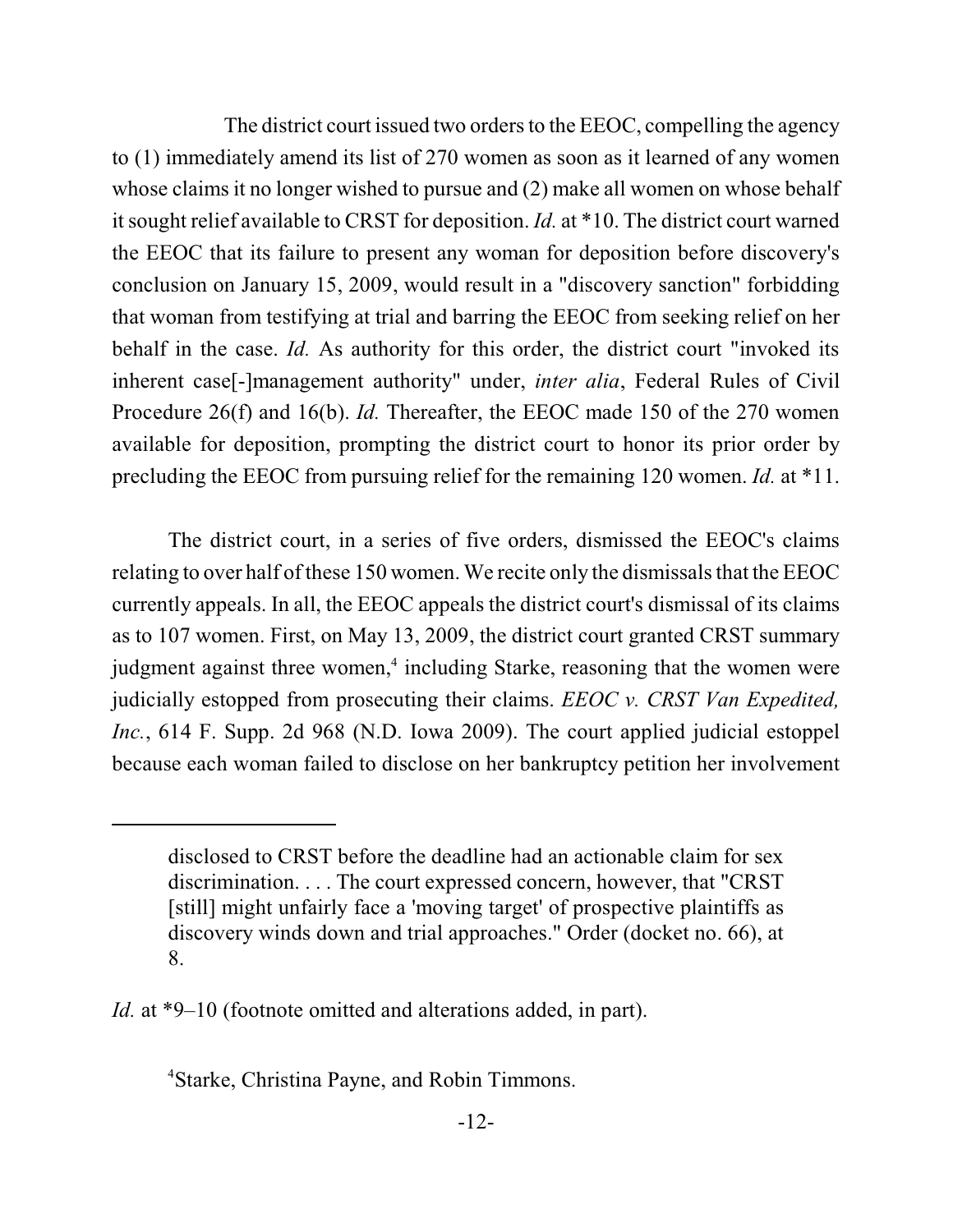The district court issued two orders to the EEOC, compelling the agency to (1) immediately amend its list of 270 women as soon as it learned of any women whose claims it no longer wished to pursue and (2) make all women on whose behalf it sought relief available to CRST for deposition. *Id.* at *10. The district court warned the EEOC that its failure to present any woman for deposition before discovery's conclusion on January 15, 2009, would result in a "discovery sanction" forbidding that woman from testifying at trial and barring the EEOC from seeking relief on her behalf in the case. *Id.* As authority for this order, the district court "invoked its inherent case[-]management authority" under, *inter alia*, Federal Rules of Civil Procedure 26(f) and 16(b). *Id.* Thereafter, the EEOC made 150 of the 270 women available for deposition, prompting the district court to honor its prior order by precluding the EEOC from pursuing relief for the remaining 120 women. *Id.* at *11.

The district court, in a series of five orders, dismissed the EEOC's claims relating to over half of these 150 women. We recite only the dismissals that the EEOC currently appeals. In all, the EEOC appeals the district court's dismissal of its claims as to 107 women. First, on May 13, 2009, the district court granted CRST summary judgment against three women,[4] including Starke, reasoning that the women were judicially estopped from prosecuting their claims. *EEOC v. CRST Van Expedited, Inc.*, 614 F. Supp. 2d 968 (N.D. Iowa 2009). The court applied judicial estoppel because each woman failed to disclose on her bankruptcy petition her involvement

---

> disclosed to CRST before the deadline had an actionable claim for sex discrimination. . . . The court expressed concern, however, that "CRST [still] might unfairly face a 'moving target' of prospective plaintiffs as discovery winds down and trial approaches." Order (docket no. 66), at 8.

*Id.* at *9–10 (footnote omitted and alterations added, in part).

[4] Starke, Christina Payne, and Robin Timmons.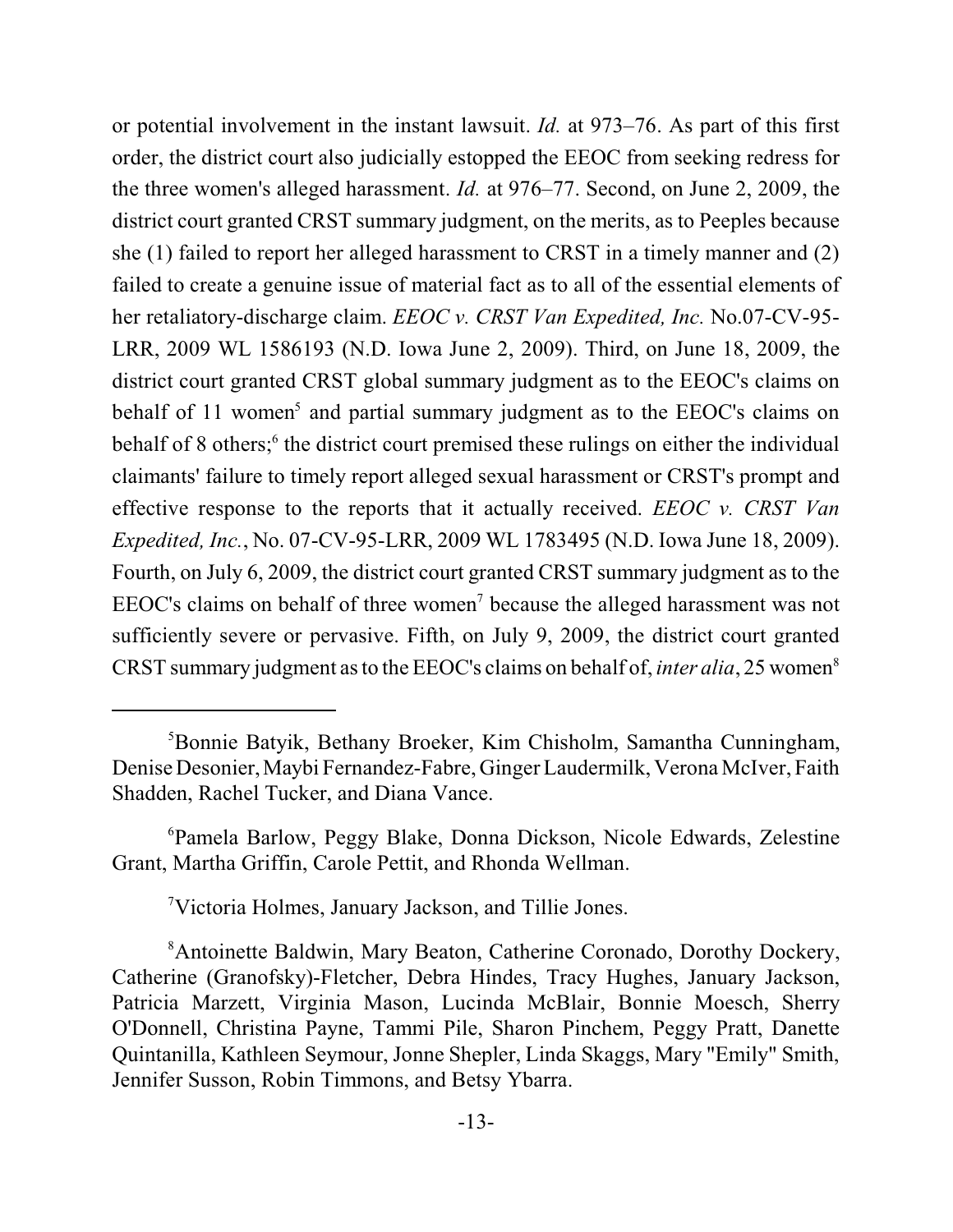or potential involvement in the instant lawsuit. *Id.* at 973–76. As part of this first order, the district court also judicially estopped the EEOC from seeking redress for the three women's alleged harassment. *Id.* at 976–77. Second, on June 2, 2009, the district court granted CRST summary judgment, on the merits, as to Peeples because she (1) failed to report her alleged harassment to CRST in a timely manner and (2) failed to create a genuine issue of material fact as to all of the essential elements of her retaliatory-discharge claim. *EEOC v. CRST Van Expedited, Inc.* No.07-CV-95-LRR, 2009 WL 1586193 (N.D. Iowa June 2, 2009). Third, on June 18, 2009, the district court granted CRST global summary judgment as to the EEOC's claims on behalf of 11 women[5] and partial summary judgment as to the EEOC's claims on behalf of 8 others;[6] the district court premised these rulings on either the individual claimants' failure to timely report alleged sexual harassment or CRST's prompt and effective response to the reports that it actually received. *EEOC v. CRST Van Expedited, Inc.*, No. 07-CV-95-LRR, 2009 WL 1783495 (N.D. Iowa June 18, 2009). Fourth, on July 6, 2009, the district court granted CRST summary judgment as to the EEOC's claims on behalf of three women[7] because the alleged harassment was not sufficiently severe or pervasive. Fifth, on July 9, 2009, the district court granted CRST summary judgment as to the EEOC's claims on behalf of, *inter alia*, 25 women[8]

---

[5]Bonnie Batyik, Bethany Broeker, Kim Chisholm, Samantha Cunningham, Denise Desonier, Maybi Fernandez-Fabre, Ginger Laudermilk, Verona McIver, Faith Shadden, Rachel Tucker, and Diana Vance.

[6]Pamela Barlow, Peggy Blake, Donna Dickson, Nicole Edwards, Zelestine Grant, Martha Griffin, Carole Pettit, and Rhonda Wellman.

[7]Victoria Holmes, January Jackson, and Tillie Jones.

[8]Antoinette Baldwin, Mary Beaton, Catherine Coronado, Dorothy Dockery, Catherine (Granofsky)-Fletcher, Debra Hindes, Tracy Hughes, January Jackson, Patricia Marzett, Virginia Mason, Lucinda McBlair, Bonnie Moesch, Sherry O'Donnell, Christina Payne, Tammi Pile, Sharon Pinchem, Peggy Pratt, Danette Quintanilla, Kathleen Seymour, Jonne Shepler, Linda Skaggs, Mary "Emily" Smith, Jennifer Susson, Robin Timmons, and Betsy Ybarra.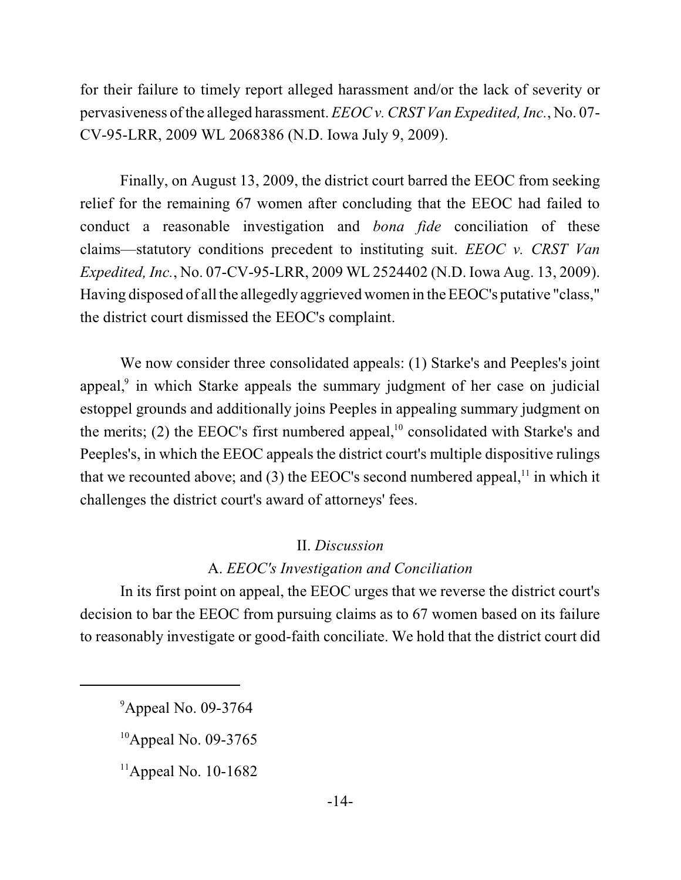for their failure to timely report alleged harassment and/or the lack of severity or pervasiveness of the alleged harassment. *EEOC v. CRST Van Expedited, Inc.*, No. 07-CV-95-LRR, 2009 WL 2068386 (N.D. Iowa July 9, 2009).

Finally, on August 13, 2009, the district court barred the EEOC from seeking relief for the remaining 67 women after concluding that the EEOC had failed to conduct a reasonable investigation and *bona fide* conciliation of these claims—statutory conditions precedent to instituting suit. *EEOC v. CRST Van Expedited, Inc.*, No. 07-CV-95-LRR, 2009 WL 2524402 (N.D. Iowa Aug. 13, 2009). Having disposed of all the allegedly aggrieved women in the EEOC's putative "class," the district court dismissed the EEOC's complaint.

We now consider three consolidated appeals: (1) Starke's and Peeples's joint appeal,[9] in which Starke appeals the summary judgment of her case on judicial estoppel grounds and additionally joins Peeples in appealing summary judgment on the merits; (2) the EEOC's first numbered appeal,[10] consolidated with Starke's and Peeples's, in which the EEOC appeals the district court's multiple dispositive rulings that we recounted above; and (3) the EEOC's second numbered appeal,[11] in which it challenges the district court's award of attorneys' fees.

## II. *Discussion*

### A. *EEOC's Investigation and Conciliation*

In its first point on appeal, the EEOC urges that we reverse the district court's decision to bar the EEOC from pursuing claims as to 67 women based on its failure to reasonably investigate or good-faith conciliate. We hold that the district court did

---

[9]Appeal No. 09-3764

[10]Appeal No. 09-3765

[11]Appeal No. 10-1682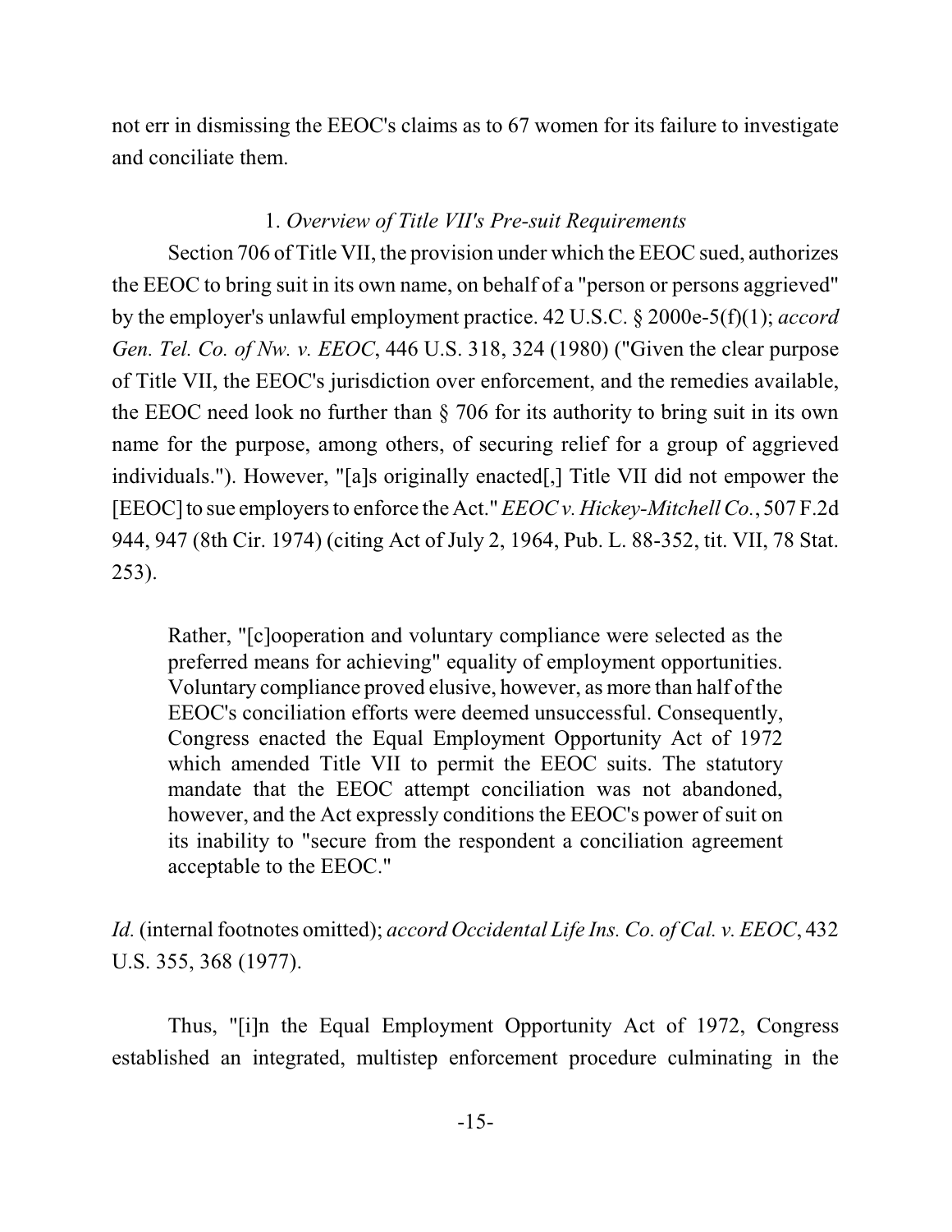not err in dismissing the EEOC's claims as to 67 women for its failure to investigate and conciliate them.

1. *Overview of Title VII's Pre-suit Requirements*

Section 706 of Title VII, the provision under which the EEOC sued, authorizes the EEOC to bring suit in its own name, on behalf of a "person or persons aggrieved" by the employer's unlawful employment practice. 42 U.S.C. § 2000e-5(f)(1); *accord Gen. Tel. Co. of Nw. v. EEOC*, 446 U.S. 318, 324 (1980) ("Given the clear purpose of Title VII, the EEOC's jurisdiction over enforcement, and the remedies available, the EEOC need look no further than § 706 for its authority to bring suit in its own name for the purpose, among others, of securing relief for a group of aggrieved individuals."). However, "[a]s originally enacted[,] Title VII did not empower the [EEOC] to sue employers to enforce the Act." *EEOC v. Hickey-Mitchell Co.*, 507 F.2d 944, 947 (8th Cir. 1974) (citing Act of July 2, 1964, Pub. L. 88-352, tit. VII, 78 Stat. 253).

> Rather, "[c]ooperation and voluntary compliance were selected as the preferred means for achieving" equality of employment opportunities. Voluntary compliance proved elusive, however, as more than half of the EEOC's conciliation efforts were deemed unsuccessful. Consequently, Congress enacted the Equal Employment Opportunity Act of 1972 which amended Title VII to permit the EEOC suits. The statutory mandate that the EEOC attempt conciliation was not abandoned, however, and the Act expressly conditions the EEOC's power of suit on its inability to "secure from the respondent a conciliation agreement acceptable to the EEOC."

*Id.* (internal footnotes omitted); *accord Occidental Life Ins. Co. of Cal. v. EEOC*, 432 U.S. 355, 368 (1977).

Thus, "[i]n the Equal Employment Opportunity Act of 1972, Congress established an integrated, multistep enforcement procedure culminating in the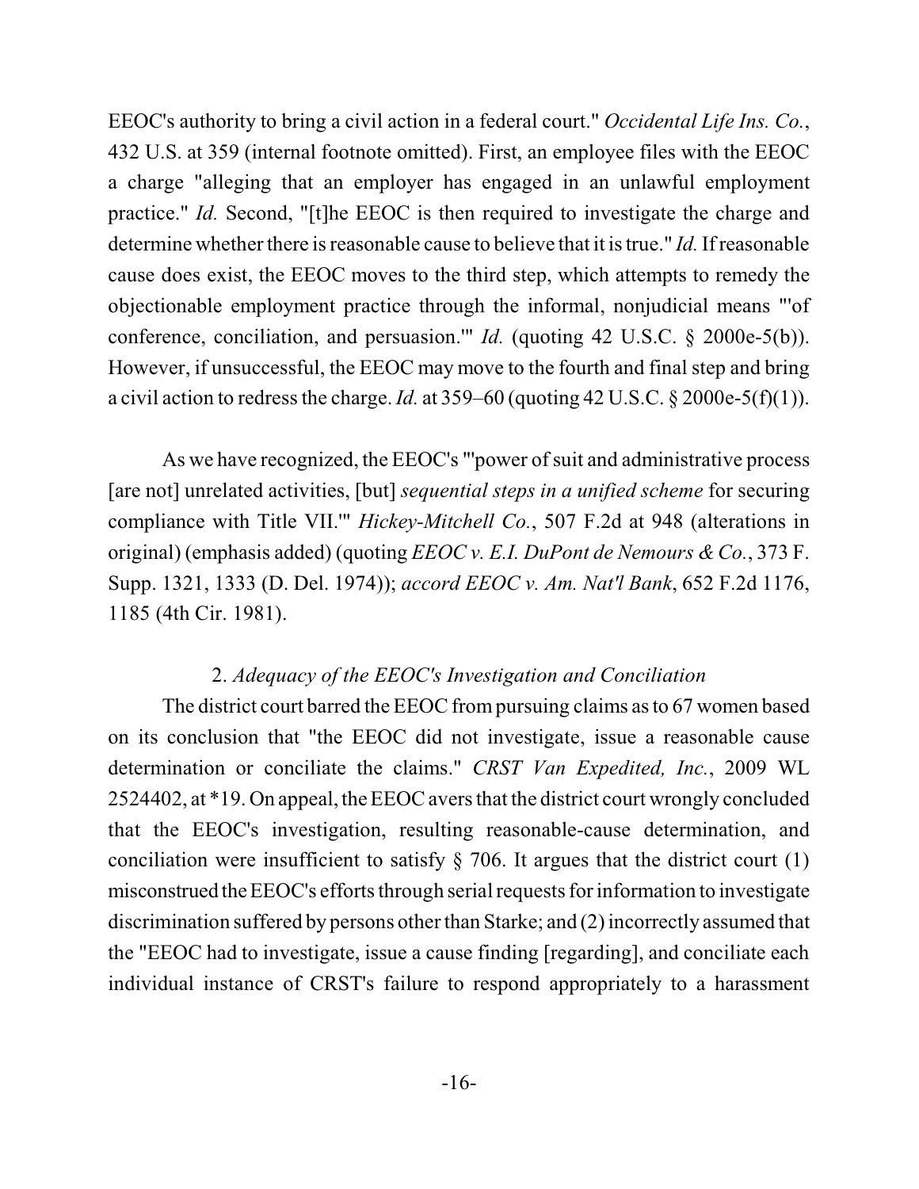EEOC's authority to bring a civil action in a federal court." *Occidental Life Ins. Co.*, 432 U.S. at 359 (internal footnote omitted). First, an employee files with the EEOC a charge "alleging that an employer has engaged in an unlawful employment practice." *Id.* Second, "[t]he EEOC is then required to investigate the charge and determine whether there is reasonable cause to believe that it is true." *Id.* If reasonable cause does exist, the EEOC moves to the third step, which attempts to remedy the objectionable employment practice through the informal, nonjudicial means "'of conference, conciliation, and persuasion.'" *Id.* (quoting 42 U.S.C. § 2000e-5(b)). However, if unsuccessful, the EEOC may move to the fourth and final step and bring a civil action to redress the charge. *Id.* at 359–60 (quoting 42 U.S.C. § 2000e-5(f)(1)).

As we have recognized, the EEOC's "'power of suit and administrative process [are not] unrelated activities, [but] *sequential steps in a unified scheme* for securing compliance with Title VII.'" *Hickey-Mitchell Co.*, 507 F.2d at 948 (alterations in original) (emphasis added) (quoting *EEOC v. E.I. DuPont de Nemours & Co.*, 373 F. Supp. 1321, 1333 (D. Del. 1974)); *accord EEOC v. Am. Nat'l Bank*, 652 F.2d 1176, 1185 (4th Cir. 1981).

2. *Adequacy of the EEOC's Investigation and Conciliation*

The district court barred the EEOC from pursuing claims as to 67 women based on its conclusion that "the EEOC did not investigate, issue a reasonable cause determination or conciliate the claims." *CRST Van Expedited, Inc.*, 2009 WL 2524402, at *19. On appeal, the EEOC avers that the district court wrongly concluded that the EEOC's investigation, resulting reasonable-cause determination, and conciliation were insufficient to satisfy § 706. It argues that the district court (1) misconstrued the EEOC's efforts through serial requests for information to investigate discrimination suffered by persons other than Starke; and (2) incorrectly assumed that the "EEOC had to investigate, issue a cause finding [regarding], and conciliate each individual instance of CRST's failure to respond appropriately to a harassment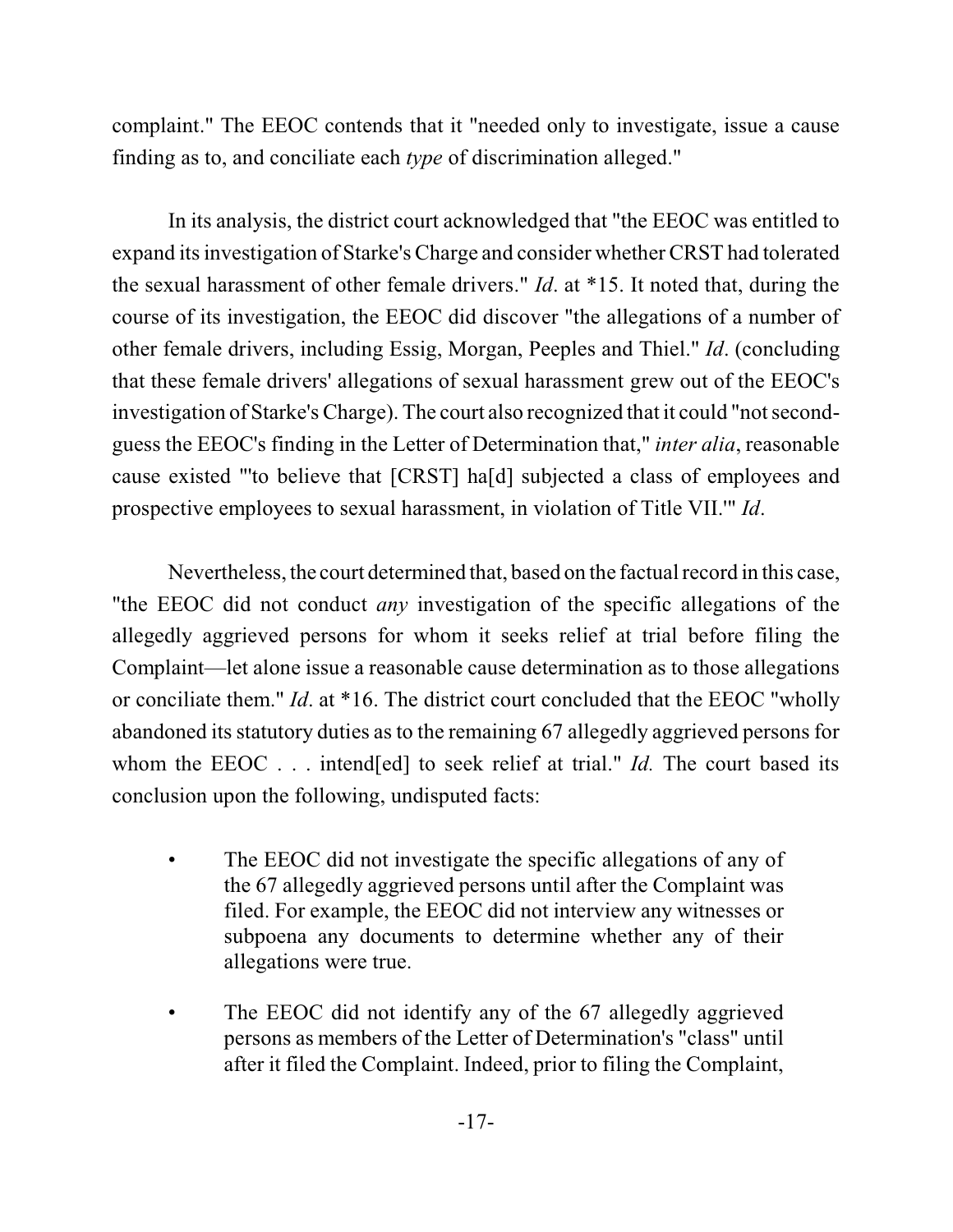complaint." The EEOC contends that it "needed only to investigate, issue a cause finding as to, and conciliate each *type* of discrimination alleged."

In its analysis, the district court acknowledged that "the EEOC was entitled to expand its investigation of Starke's Charge and consider whether CRST had tolerated the sexual harassment of other female drivers." *Id*. at *15. It noted that, during the course of its investigation, the EEOC did discover "the allegations of a number of other female drivers, including Essig, Morgan, Peeples and Thiel." *Id*. (concluding that these female drivers' allegations of sexual harassment grew out of the EEOC's investigation of Starke's Charge). The court also recognized that it could "not second-guess the EEOC's finding in the Letter of Determination that," *inter alia*, reasonable cause existed "'to believe that [CRST] ha[d] subjected a class of employees and prospective employees to sexual harassment, in violation of Title VII.'" *Id*.

Nevertheless, the court determined that, based on the factual record in this case, "the EEOC did not conduct *any* investigation of the specific allegations of the allegedly aggrieved persons for whom it seeks relief at trial before filing the Complaint—let alone issue a reasonable cause determination as to those allegations or conciliate them." *Id*. at *16. The district court concluded that the EEOC "wholly abandoned its statutory duties as to the remaining 67 allegedly aggrieved persons for whom the EEOC . . . intend[ed] to seek relief at trial." *Id.* The court based its conclusion upon the following, undisputed facts:

- The EEOC did not investigate the specific allegations of any of the 67 allegedly aggrieved persons until after the Complaint was filed. For example, the EEOC did not interview any witnesses or subpoena any documents to determine whether any of their allegations were true.
- The EEOC did not identify any of the 67 allegedly aggrieved persons as members of the Letter of Determination's "class" until after it filed the Complaint. Indeed, prior to filing the Complaint,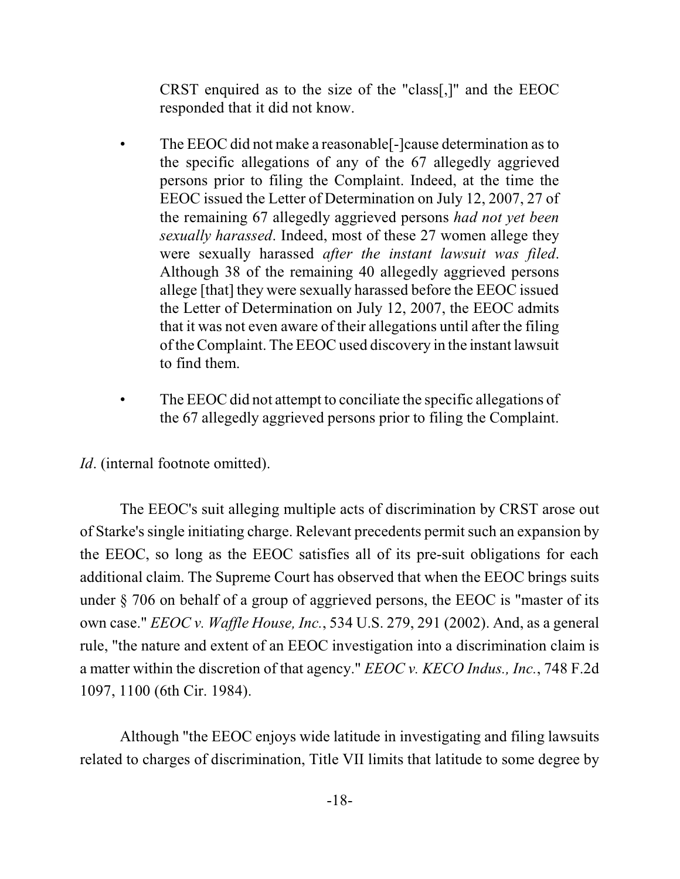CRST enquired as to the size of the "class[,]" and the EEOC responded that it did not know.

- The EEOC did not make a reasonable[-]cause determination as to the specific allegations of any of the 67 allegedly aggrieved persons prior to filing the Complaint. Indeed, at the time the EEOC issued the Letter of Determination on July 12, 2007, 27 of the remaining 67 allegedly aggrieved persons *had not yet been sexually harassed*. Indeed, most of these 27 women allege they were sexually harassed *after the instant lawsuit was filed*. Although 38 of the remaining 40 allegedly aggrieved persons allege [that] they were sexually harassed before the EEOC issued the Letter of Determination on July 12, 2007, the EEOC admits that it was not even aware of their allegations until after the filing of the Complaint. The EEOC used discovery in the instant lawsuit to find them.

- The EEOC did not attempt to conciliate the specific allegations of the 67 allegedly aggrieved persons prior to filing the Complaint.

*Id*. (internal footnote omitted).

The EEOC's suit alleging multiple acts of discrimination by CRST arose out of Starke's single initiating charge. Relevant precedents permit such an expansion by the EEOC, so long as the EEOC satisfies all of its pre-suit obligations for each additional claim. The Supreme Court has observed that when the EEOC brings suits under § 706 on behalf of a group of aggrieved persons, the EEOC is "master of its own case." *EEOC v. Waffle House, Inc.*, 534 U.S. 279, 291 (2002). And, as a general rule, "the nature and extent of an EEOC investigation into a discrimination claim is a matter within the discretion of that agency." *EEOC v. KECO Indus., Inc.*, 748 F.2d 1097, 1100 (6th Cir. 1984).

Although "the EEOC enjoys wide latitude in investigating and filing lawsuits related to charges of discrimination, Title VII limits that latitude to some degree by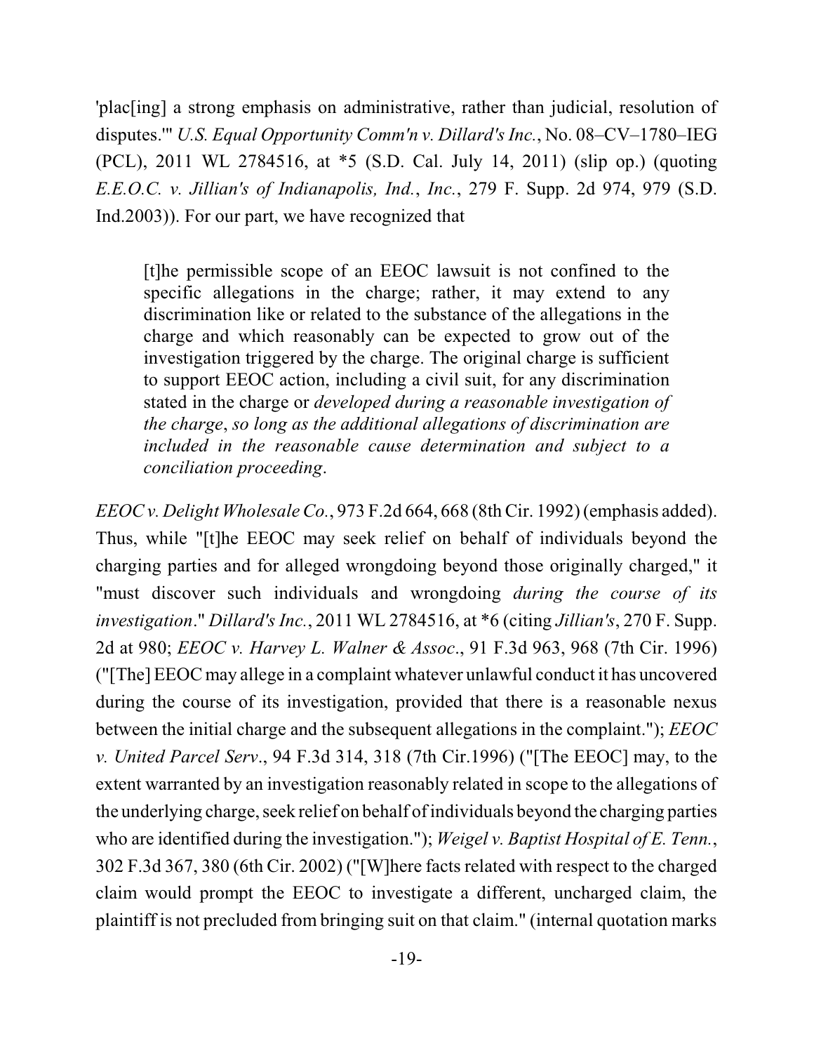'plac[ing] a strong emphasis on administrative, rather than judicial, resolution of disputes.'" *U.S. Equal Opportunity Comm'n v. Dillard's Inc.*, No. 08–CV–1780–IEG (PCL), 2011 WL 2784516, at *5 (S.D. Cal. July 14, 2011) (slip op.) (quoting *E.E.O.C. v. Jillian's of Indianapolis, Ind., Inc.*, 279 F. Supp. 2d 974, 979 (S.D. Ind.2003)). For our part, we have recognized that

> [t]he permissible scope of an EEOC lawsuit is not confined to the specific allegations in the charge; rather, it may extend to any discrimination like or related to the substance of the allegations in the charge and which reasonably can be expected to grow out of the investigation triggered by the charge. The original charge is sufficient to support EEOC action, including a civil suit, for any discrimination stated in the charge or *developed during a reasonable investigation of the charge*, *so long as the additional allegations of discrimination are included in the reasonable cause determination and subject to a conciliation proceeding*.

*EEOC v. Delight Wholesale Co.*, 973 F.2d 664, 668 (8th Cir. 1992) (emphasis added). Thus, while "[t]he EEOC may seek relief on behalf of individuals beyond the charging parties and for alleged wrongdoing beyond those originally charged," it "must discover such individuals and wrongdoing *during the course of its investigation*." *Dillard's Inc.*, 2011 WL 2784516, at *6 (citing *Jillian's*, 270 F. Supp. 2d at 980; *EEOC v. Harvey L. Walner & Assoc*., 91 F.3d 963, 968 (7th Cir. 1996) ("[The] EEOC may allege in a complaint whatever unlawful conduct it has uncovered during the course of its investigation, provided that there is a reasonable nexus between the initial charge and the subsequent allegations in the complaint."); *EEOC v. United Parcel Serv*., 94 F.3d 314, 318 (7th Cir.1996) ("[The EEOC] may, to the extent warranted by an investigation reasonably related in scope to the allegations of the underlying charge, seek relief on behalf of individuals beyond the charging parties who are identified during the investigation."); *Weigel v. Baptist Hospital of E. Tenn.*, 302 F.3d 367, 380 (6th Cir. 2002) ("[W]here facts related with respect to the charged claim would prompt the EEOC to investigate a different, uncharged claim, the plaintiff is not precluded from bringing suit on that claim." (internal quotation marks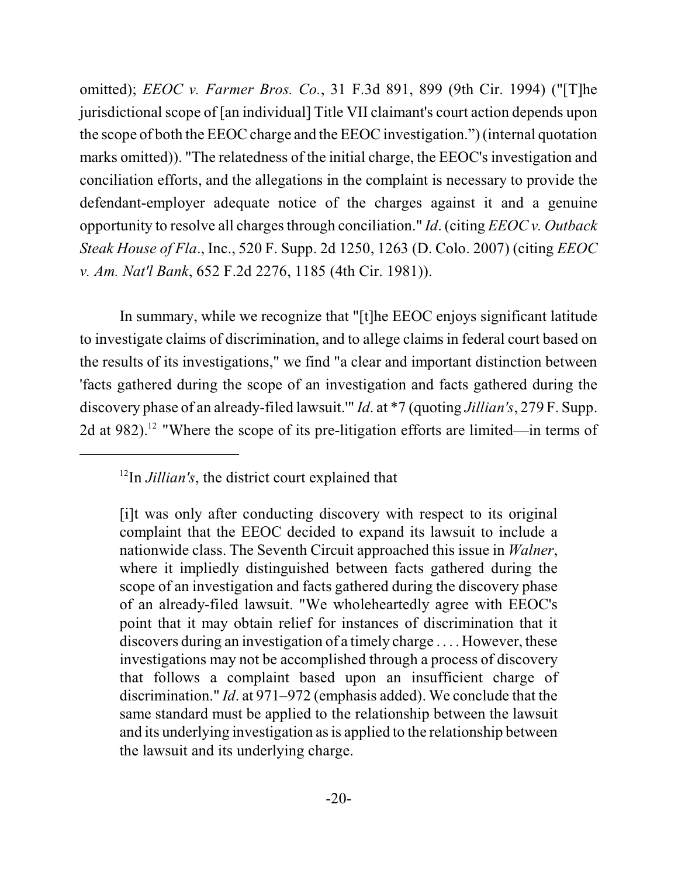omitted); *EEOC v. Farmer Bros. Co.*, 31 F.3d 891, 899 (9th Cir. 1994) ("[T]he jurisdictional scope of [an individual] Title VII claimant's court action depends upon the scope of both the EEOC charge and the EEOC investigation.") (internal quotation marks omitted)). "The relatedness of the initial charge, the EEOC's investigation and conciliation efforts, and the allegations in the complaint is necessary to provide the defendant-employer adequate notice of the charges against it and a genuine opportunity to resolve all charges through conciliation." *Id*. (citing *EEOC v. Outback Steak House of Fla*., Inc., 520 F. Supp. 2d 1250, 1263 (D. Colo. 2007) (citing *EEOC v. Am. Nat'l Bank*, 652 F.2d 2276, 1185 (4th Cir. 1981)).

In summary, while we recognize that "[t]he EEOC enjoys significant latitude to investigate claims of discrimination, and to allege claims in federal court based on the results of its investigations," we find "a clear and important distinction between 'facts gathered during the scope of an investigation and facts gathered during the discovery phase of an already-filed lawsuit.'" *Id*. at *7 (quoting *Jillian's*, 279 F. Supp. 2d at 982).[12] "Where the scope of its pre-litigation efforts are limited—in terms of

---

[12]In *Jillian's*, the district court explained that

> [i]t was only after conducting discovery with respect to its original complaint that the EEOC decided to expand its lawsuit to include a nationwide class. The Seventh Circuit approached this issue in *Walner*, where it impliedly distinguished between facts gathered during the scope of an investigation and facts gathered during the discovery phase of an already-filed lawsuit. "We wholeheartedly agree with EEOC's point that it may obtain relief for instances of discrimination that it discovers during an investigation of a timely charge . . . . However, these investigations may not be accomplished through a process of discovery that follows a complaint based upon an insufficient charge of discrimination." *Id*. at 971–972 (emphasis added). We conclude that the same standard must be applied to the relationship between the lawsuit and its underlying investigation as is applied to the relationship between the lawsuit and its underlying charge.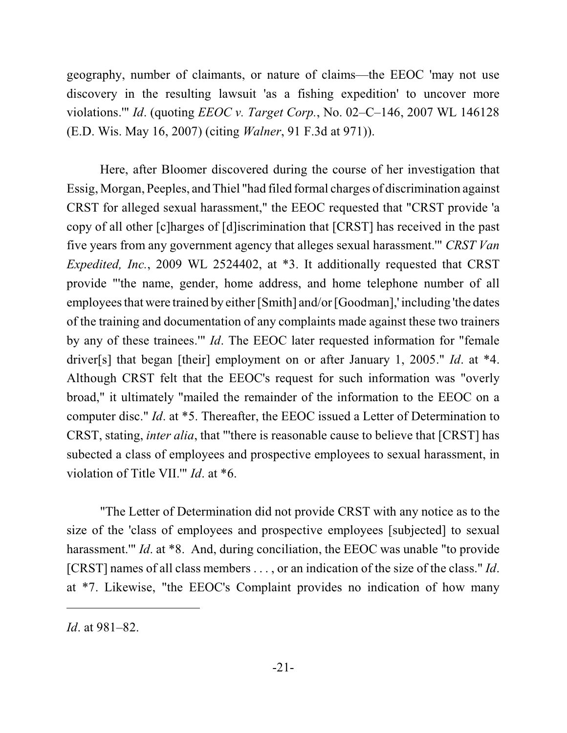geography, number of claimants, or nature of claims—the EEOC 'may not use discovery in the resulting lawsuit 'as a fishing expedition' to uncover more violations.'" *Id*. (quoting *EEOC v. Target Corp.*, No. 02–C–146, 2007 WL 146128 (E.D. Wis. May 16, 2007) (citing *Walner*, 91 F.3d at 971)).

Here, after Bloomer discovered during the course of her investigation that Essig, Morgan, Peeples, and Thiel "had filed formal charges of discrimination against CRST for alleged sexual harassment," the EEOC requested that "CRST provide 'a copy of all other [c]harges of [d]iscrimination that [CRST] has received in the past five years from any government agency that alleges sexual harassment.'" *CRST Van Expedited, Inc.*, 2009 WL 2524402, at *3. It additionally requested that CRST provide "'the name, gender, home address, and home telephone number of all employees that were trained by either [Smith] and/or [Goodman],' including 'the dates of the training and documentation of any complaints made against these two trainers by any of these trainees.'" *Id*. The EEOC later requested information for "female driver[s] that began [their] employment on or after January 1, 2005." *Id*. at *4. Although CRST felt that the EEOC's request for such information was "overly broad," it ultimately "mailed the remainder of the information to the EEOC on a computer disc." *Id*. at *5. Thereafter, the EEOC issued a Letter of Determination to CRST, stating, *inter alia*, that "'there is reasonable cause to believe that [CRST] has subected a class of employees and prospective employees to sexual harassment, in violation of Title VII.'" *Id*. at *6.

"The Letter of Determination did not provide CRST with any notice as to the size of the 'class of employees and prospective employees [subjected] to sexual harassment.'" *Id*. at *8. And, during conciliation, the EEOC was unable "to provide [CRST] names of all class members . . . , or an indication of the size of the class." *Id*. at *7. Likewise, "the EEOC's Complaint provides no indication of how many

---

*Id*. at 981–82.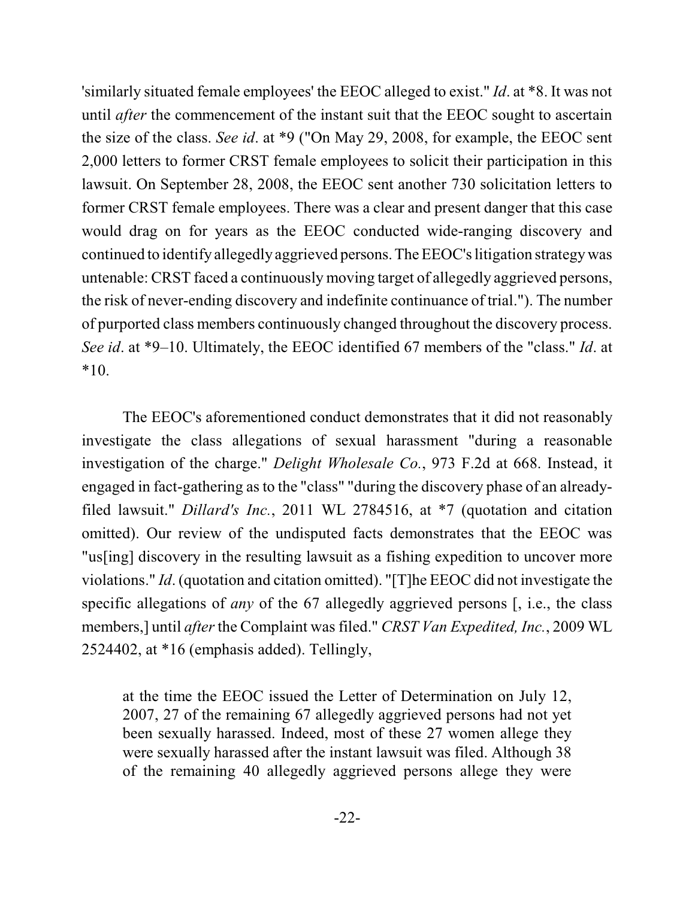'similarly situated female employees' the EEOC alleged to exist." *Id*. at *8. It was not until *after* the commencement of the instant suit that the EEOC sought to ascertain the size of the class. *See id*. at *9 ("On May 29, 2008, for example, the EEOC sent 2,000 letters to former CRST female employees to solicit their participation in this lawsuit. On September 28, 2008, the EEOC sent another 730 solicitation letters to former CRST female employees. There was a clear and present danger that this case would drag on for years as the EEOC conducted wide-ranging discovery and continued to identify allegedly aggrieved persons. The EEOC's litigation strategy was untenable: CRST faced a continuously moving target of allegedly aggrieved persons, the risk of never-ending discovery and indefinite continuance of trial."). The number of purported class members continuously changed throughout the discovery process. *See id*. at *9–10. Ultimately, the EEOC identified 67 members of the "class." *Id*. at *10.

The EEOC's aforementioned conduct demonstrates that it did not reasonably investigate the class allegations of sexual harassment "during a reasonable investigation of the charge." *Delight Wholesale Co.*, 973 F.2d at 668. Instead, it engaged in fact-gathering as to the "class" "during the discovery phase of an already-filed lawsuit." *Dillard's Inc.*, 2011 WL 2784516, at *7 (quotation and citation omitted). Our review of the undisputed facts demonstrates that the EEOC was "us[ing] discovery in the resulting lawsuit as a fishing expedition to uncover more violations." *Id*. (quotation and citation omitted). "[T]he EEOC did not investigate the specific allegations of *any* of the 67 allegedly aggrieved persons [, i.e., the class members,] until *after* the Complaint was filed." *CRST Van Expedited, Inc.*, 2009 WL 2524402, at *16 (emphasis added). Tellingly,

> at the time the EEOC issued the Letter of Determination on July 12, 2007, 27 of the remaining 67 allegedly aggrieved persons had not yet been sexually harassed. Indeed, most of these 27 women allege they were sexually harassed after the instant lawsuit was filed. Although 38 of the remaining 40 allegedly aggrieved persons allege they were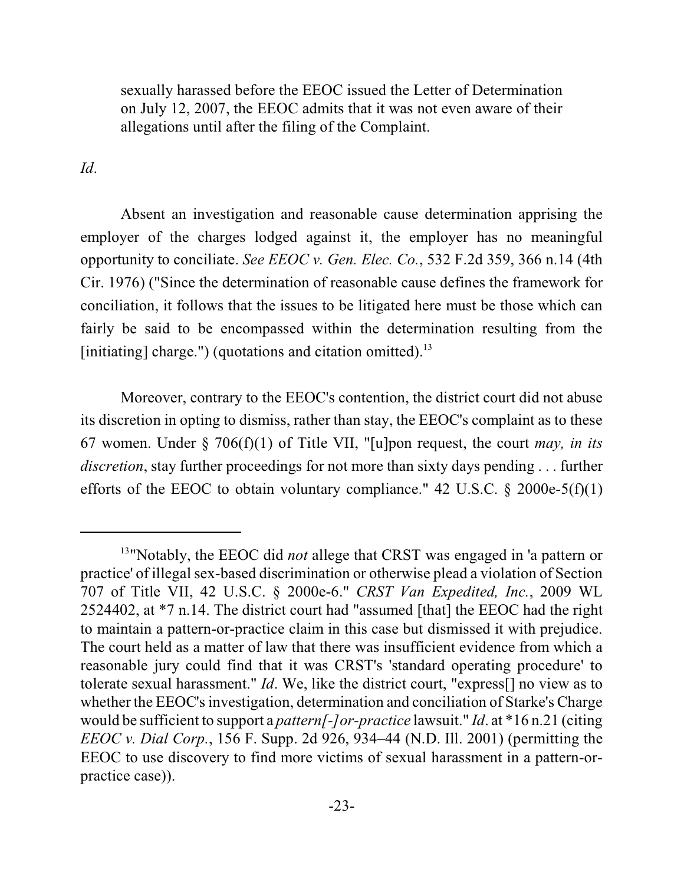> sexually harassed before the EEOC issued the Letter of Determination on July 12, 2007, the EEOC admits that it was not even aware of their allegations until after the filing of the Complaint.

*Id*.

Absent an investigation and reasonable cause determination apprising the employer of the charges lodged against it, the employer has no meaningful opportunity to conciliate. *See EEOC v. Gen. Elec. Co.*, 532 F.2d 359, 366 n.14 (4th Cir. 1976) ("Since the determination of reasonable cause defines the framework for conciliation, it follows that the issues to be litigated here must be those which can fairly be said to be encompassed within the determination resulting from the [initiating] charge.") (quotations and citation omitted).[13]

Moreover, contrary to the EEOC's contention, the district court did not abuse its discretion in opting to dismiss, rather than stay, the EEOC's complaint as to these 67 women. Under § 706(f)(1) of Title VII, "[u]pon request, the court *may, in its discretion*, stay further proceedings for not more than sixty days pending . . . further efforts of the EEOC to obtain voluntary compliance." 42 U.S.C. § 2000e-5(f)(1)

---

[13] "Notably, the EEOC did *not* allege that CRST was engaged in 'a pattern or practice' of illegal sex-based discrimination or otherwise plead a violation of Section 707 of Title VII, 42 U.S.C. § 2000e-6." *CRST Van Expedited, Inc.*, 2009 WL 2524402, at *7 n.14. The district court had "assumed [that] the EEOC had the right to maintain a pattern-or-practice claim in this case but dismissed it with prejudice. The court held as a matter of law that there was insufficient evidence from which a reasonable jury could find that it was CRST's 'standard operating procedure' to tolerate sexual harassment." *Id*. We, like the district court, "express[] no view as to whether the EEOC's investigation, determination and conciliation of Starke's Charge would be sufficient to support a *pattern[-]or-practice* lawsuit." *Id*. at *16 n.21 (citing *EEOC v. Dial Corp.*, 156 F. Supp. 2d 926, 934–44 (N.D. Ill. 2001) (permitting the EEOC to use discovery to find more victims of sexual harassment in a pattern-or-practice case)).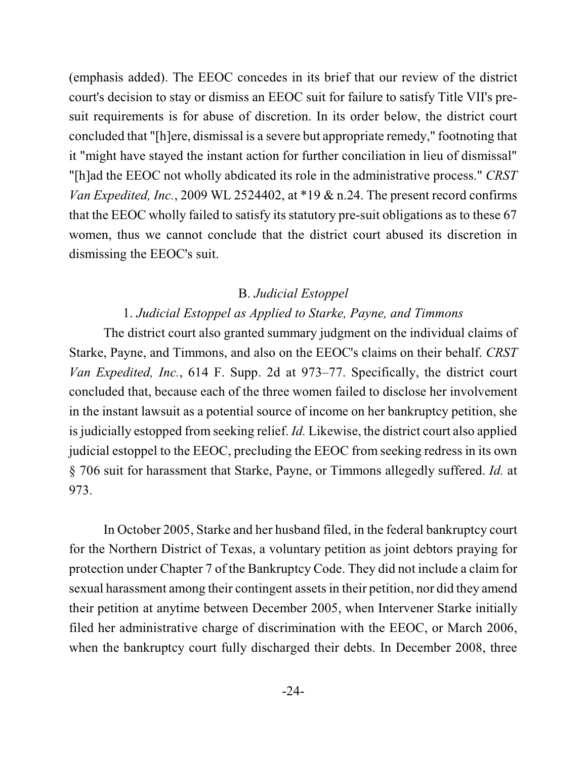(emphasis added). The EEOC concedes in its brief that our review of the district court's decision to stay or dismiss an EEOC suit for failure to satisfy Title VII's pre-suit requirements is for abuse of discretion. In its order below, the district court concluded that "[h]ere, dismissal is a severe but appropriate remedy," footnoting that it "might have stayed the instant action for further conciliation in lieu of dismissal" "[h]ad the EEOC not wholly abdicated its role in the administrative process." *CRST Van Expedited, Inc.*, 2009 WL 2524402, at *19 & n.24. The present record confirms that the EEOC wholly failed to satisfy its statutory pre-suit obligations as to these 67 women, thus we cannot conclude that the district court abused its discretion in dismissing the EEOC's suit.

### B. *Judicial Estoppel*

#### 1. *Judicial Estoppel as Applied to Starke, Payne, and Timmons*

The district court also granted summary judgment on the individual claims of Starke, Payne, and Timmons, and also on the EEOC's claims on their behalf. *CRST Van Expedited, Inc.*, 614 F. Supp. 2d at 973–77. Specifically, the district court concluded that, because each of the three women failed to disclose her involvement in the instant lawsuit as a potential source of income on her bankruptcy petition, she is judicially estopped from seeking relief. *Id.* Likewise, the district court also applied judicial estoppel to the EEOC, precluding the EEOC from seeking redress in its own § 706 suit for harassment that Starke, Payne, or Timmons allegedly suffered. *Id.* at 973.

In October 2005, Starke and her husband filed, in the federal bankruptcy court for the Northern District of Texas, a voluntary petition as joint debtors praying for protection under Chapter 7 of the Bankruptcy Code. They did not include a claim for sexual harassment among their contingent assets in their petition, nor did they amend their petition at anytime between December 2005, when Intervener Starke initially filed her administrative charge of discrimination with the EEOC, or March 2006, when the bankruptcy court fully discharged their debts. In December 2008, three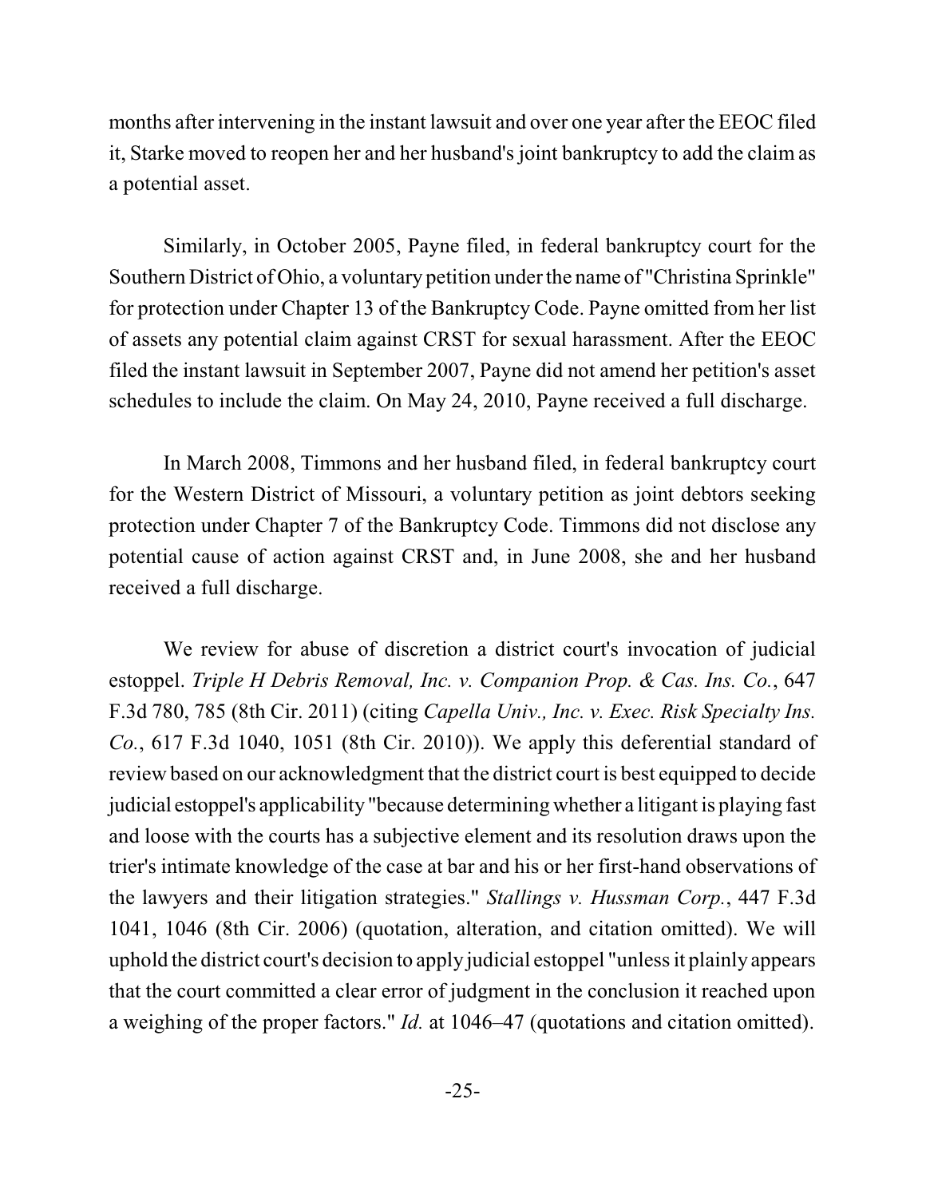months after intervening in the instant lawsuit and over one year after the EEOC filed it, Starke moved to reopen her and her husband's joint bankruptcy to add the claim as a potential asset.

Similarly, in October 2005, Payne filed, in federal bankruptcy court for the Southern District of Ohio, a voluntary petition under the name of "Christina Sprinkle" for protection under Chapter 13 of the Bankruptcy Code. Payne omitted from her list of assets any potential claim against CRST for sexual harassment. After the EEOC filed the instant lawsuit in September 2007, Payne did not amend her petition's asset schedules to include the claim. On May 24, 2010, Payne received a full discharge.

In March 2008, Timmons and her husband filed, in federal bankruptcy court for the Western District of Missouri, a voluntary petition as joint debtors seeking protection under Chapter 7 of the Bankruptcy Code. Timmons did not disclose any potential cause of action against CRST and, in June 2008, she and her husband received a full discharge.

We review for abuse of discretion a district court's invocation of judicial estoppel. *Triple H Debris Removal, Inc. v. Companion Prop. & Cas. Ins. Co.*, 647 F.3d 780, 785 (8th Cir. 2011) (citing *Capella Univ., Inc. v. Exec. Risk Specialty Ins. Co.*, 617 F.3d 1040, 1051 (8th Cir. 2010)). We apply this deferential standard of review based on our acknowledgment that the district court is best equipped to decide judicial estoppel's applicability "because determining whether a litigant is playing fast and loose with the courts has a subjective element and its resolution draws upon the trier's intimate knowledge of the case at bar and his or her first-hand observations of the lawyers and their litigation strategies." *Stallings v. Hussman Corp.*, 447 F.3d 1041, 1046 (8th Cir. 2006) (quotation, alteration, and citation omitted). We will uphold the district court's decision to apply judicial estoppel "unless it plainly appears that the court committed a clear error of judgment in the conclusion it reached upon a weighing of the proper factors." *Id.* at 1046–47 (quotations and citation omitted).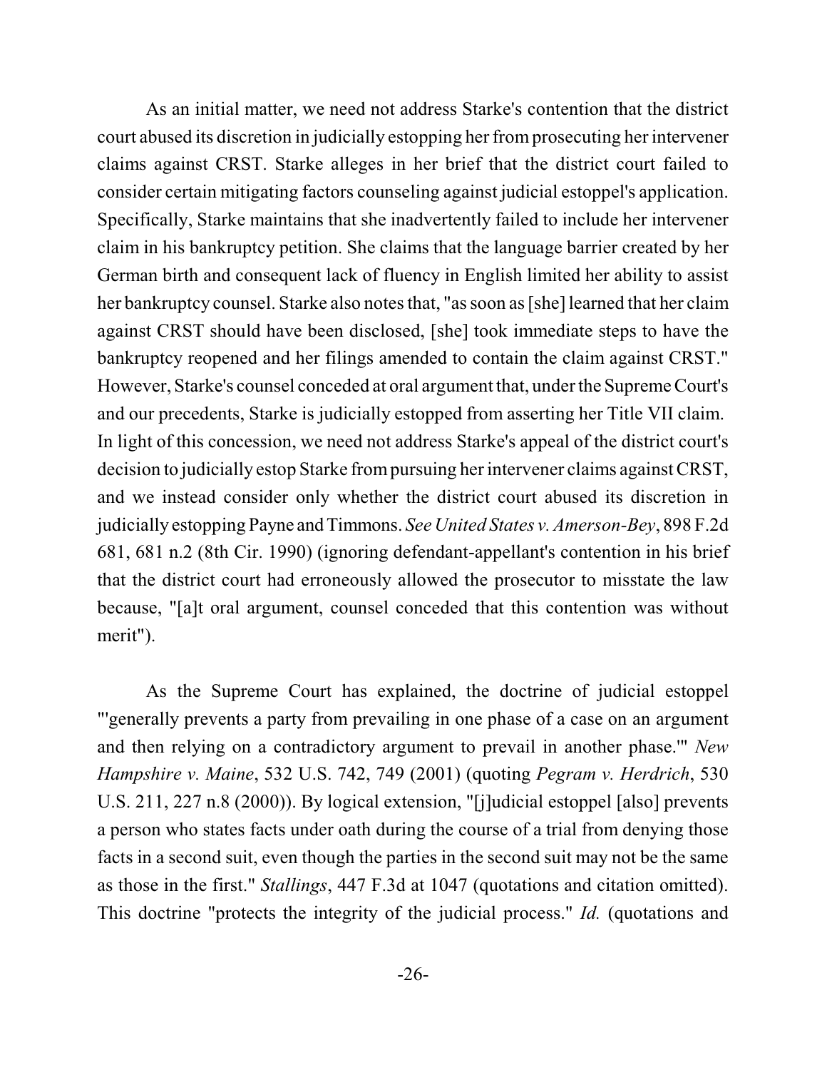As an initial matter, we need not address Starke's contention that the district court abused its discretion in judicially estopping her from prosecuting her intervener claims against CRST. Starke alleges in her brief that the district court failed to consider certain mitigating factors counseling against judicial estoppel's application. Specifically, Starke maintains that she inadvertently failed to include her intervener claim in his bankruptcy petition. She claims that the language barrier created by her German birth and consequent lack of fluency in English limited her ability to assist her bankruptcy counsel. Starke also notes that, "as soon as [she] learned that her claim against CRST should have been disclosed, [she] took immediate steps to have the bankruptcy reopened and her filings amended to contain the claim against CRST." However, Starke's counsel conceded at oral argument that, under the Supreme Court's and our precedents, Starke is judicially estopped from asserting her Title VII claim. In light of this concession, we need not address Starke's appeal of the district court's decision to judicially estop Starke from pursuing her intervener claims against CRST, and we instead consider only whether the district court abused its discretion in judicially estopping Payne and Timmons. *See United States v. Amerson-Bey*, 898 F.2d 681, 681 n.2 (8th Cir. 1990) (ignoring defendant-appellant's contention in his brief that the district court had erroneously allowed the prosecutor to misstate the law because, "[a]t oral argument, counsel conceded that this contention was without merit").

As the Supreme Court has explained, the doctrine of judicial estoppel "'generally prevents a party from prevailing in one phase of a case on an argument and then relying on a contradictory argument to prevail in another phase.'" *New Hampshire v. Maine*, 532 U.S. 742, 749 (2001) (quoting *Pegram v. Herdrich*, 530 U.S. 211, 227 n.8 (2000)). By logical extension, "[j]udicial estoppel [also] prevents a person who states facts under oath during the course of a trial from denying those facts in a second suit, even though the parties in the second suit may not be the same as those in the first." *Stallings*, 447 F.3d at 1047 (quotations and citation omitted). This doctrine "protects the integrity of the judicial process." *Id.* (quotations and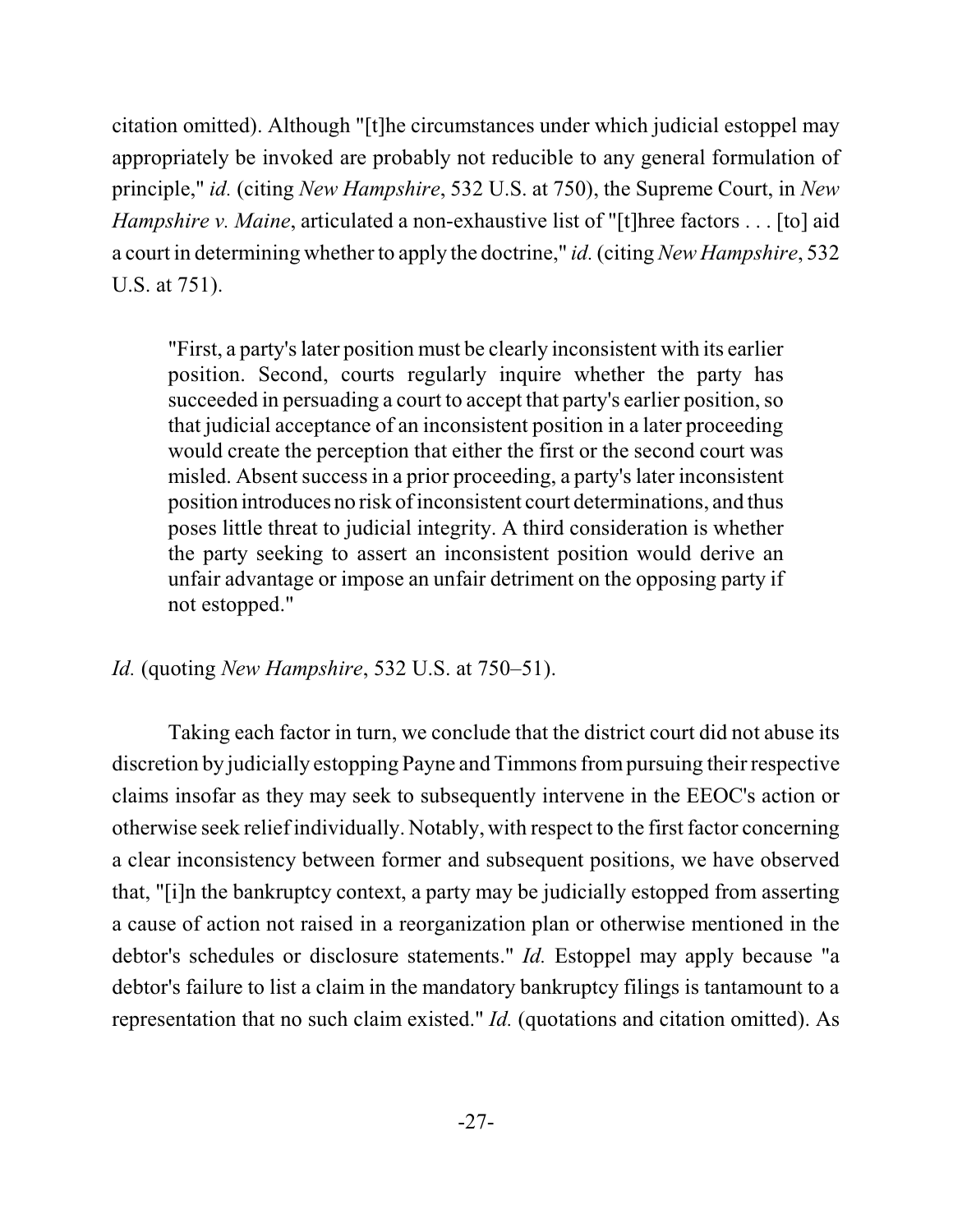citation omitted). Although "[t]he circumstances under which judicial estoppel may appropriately be invoked are probably not reducible to any general formulation of principle," *id.* (citing *New Hampshire*, 532 U.S. at 750), the Supreme Court, in *New Hampshire v. Maine*, articulated a non-exhaustive list of "[t]hree factors . . . [to] aid a court in determining whether to apply the doctrine," *id.* (citing *New Hampshire*, 532 U.S. at 751).

> "First, a party's later position must be clearly inconsistent with its earlier position. Second, courts regularly inquire whether the party has succeeded in persuading a court to accept that party's earlier position, so that judicial acceptance of an inconsistent position in a later proceeding would create the perception that either the first or the second court was misled. Absent success in a prior proceeding, a party's later inconsistent position introduces no risk of inconsistent court determinations, and thus poses little threat to judicial integrity. A third consideration is whether the party seeking to assert an inconsistent position would derive an unfair advantage or impose an unfair detriment on the opposing party if not estopped."

*Id.* (quoting *New Hampshire*, 532 U.S. at 750–51).

Taking each factor in turn, we conclude that the district court did not abuse its discretion by judicially estopping Payne and Timmons from pursuing their respective claims insofar as they may seek to subsequently intervene in the EEOC's action or otherwise seek relief individually. Notably, with respect to the first factor concerning a clear inconsistency between former and subsequent positions, we have observed that, "[i]n the bankruptcy context, a party may be judicially estopped from asserting a cause of action not raised in a reorganization plan or otherwise mentioned in the debtor's schedules or disclosure statements." *Id.* Estoppel may apply because "a debtor's failure to list a claim in the mandatory bankruptcy filings is tantamount to a representation that no such claim existed." *Id.* (quotations and citation omitted). As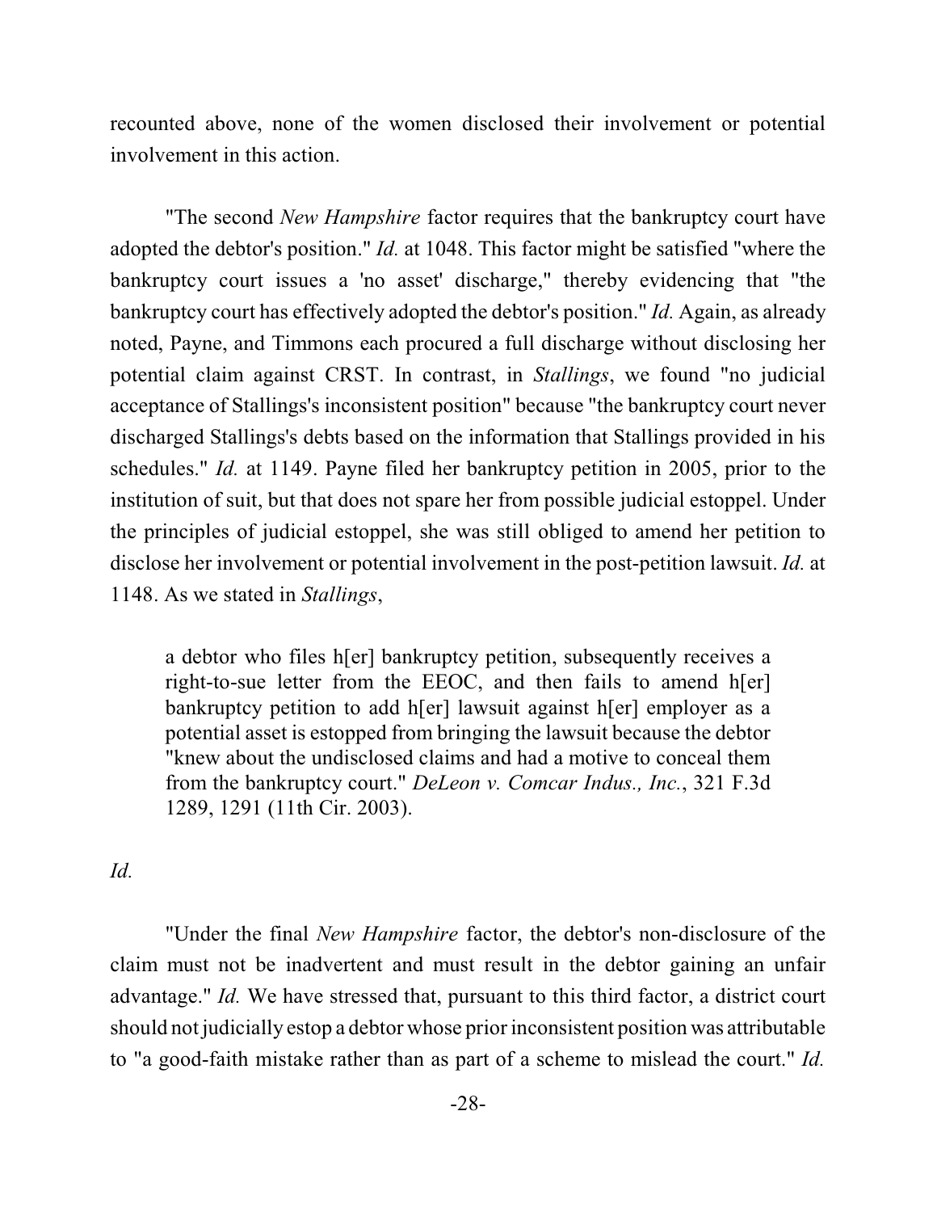recounted above, none of the women disclosed their involvement or potential involvement in this action.

"The second *New Hampshire* factor requires that the bankruptcy court have adopted the debtor's position." *Id.* at 1048. This factor might be satisfied "where the bankruptcy court issues a 'no asset' discharge," thereby evidencing that "the bankruptcy court has effectively adopted the debtor's position." *Id.* Again, as already noted, Payne, and Timmons each procured a full discharge without disclosing her potential claim against CRST. In contrast, in *Stallings*, we found "no judicial acceptance of Stallings's inconsistent position" because "the bankruptcy court never discharged Stallings's debts based on the information that Stallings provided in his schedules." *Id.* at 1149. Payne filed her bankruptcy petition in 2005, prior to the institution of suit, but that does not spare her from possible judicial estoppel. Under the principles of judicial estoppel, she was still obliged to amend her petition to disclose her involvement or potential involvement in the post-petition lawsuit. *Id.* at 1148. As we stated in *Stallings*,

> a debtor who files h[er] bankruptcy petition, subsequently receives a right-to-sue letter from the EEOC, and then fails to amend h[er] bankruptcy petition to add h[er] lawsuit against h[er] employer as a potential asset is estopped from bringing the lawsuit because the debtor "knew about the undisclosed claims and had a motive to conceal them from the bankruptcy court." *DeLeon v. Comcar Indus., Inc.*, 321 F.3d 1289, 1291 (11th Cir. 2003).

*Id.*

"Under the final *New Hampshire* factor, the debtor's non-disclosure of the claim must not be inadvertent and must result in the debtor gaining an unfair advantage." *Id.* We have stressed that, pursuant to this third factor, a district court should not judicially estop a debtor whose prior inconsistent position was attributable to "a good-faith mistake rather than as part of a scheme to mislead the court." *Id.*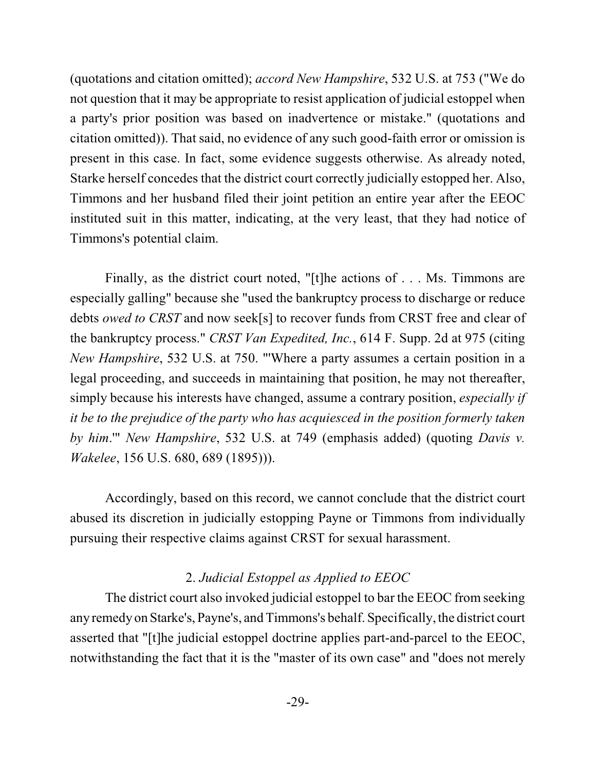(quotations and citation omitted); *accord New Hampshire*, 532 U.S. at 753 ("We do not question that it may be appropriate to resist application of judicial estoppel when a party's prior position was based on inadvertence or mistake." (quotations and citation omitted)). That said, no evidence of any such good-faith error or omission is present in this case. In fact, some evidence suggests otherwise. As already noted, Starke herself concedes that the district court correctly judicially estopped her. Also, Timmons and her husband filed their joint petition an entire year after the EEOC instituted suit in this matter, indicating, at the very least, that they had notice of Timmons's potential claim.

Finally, as the district court noted, "[t]he actions of . . . Ms. Timmons are especially galling" because she "used the bankruptcy process to discharge or reduce debts *owed to CRST* and now seek[s] to recover funds from CRST free and clear of the bankruptcy process." *CRST Van Expedited, Inc.*, 614 F. Supp. 2d at 975 (citing *New Hampshire*, 532 U.S. at 750. "'Where a party assumes a certain position in a legal proceeding, and succeeds in maintaining that position, he may not thereafter, simply because his interests have changed, assume a contrary position, *especially if it be to the prejudice of the party who has acquiesced in the position formerly taken by him*.'" *New Hampshire*, 532 U.S. at 749 (emphasis added) (quoting *Davis v. Wakelee*, 156 U.S. 680, 689 (1895))).

Accordingly, based on this record, we cannot conclude that the district court abused its discretion in judicially estopping Payne or Timmons from individually pursuing their respective claims against CRST for sexual harassment.

2. *Judicial Estoppel as Applied to EEOC*

The district court also invoked judicial estoppel to bar the EEOC from seeking any remedy on Starke's, Payne's, and Timmons's behalf. Specifically, the district court asserted that "[t]he judicial estoppel doctrine applies part-and-parcel to the EEOC, notwithstanding the fact that it is the "master of its own case" and "does not merely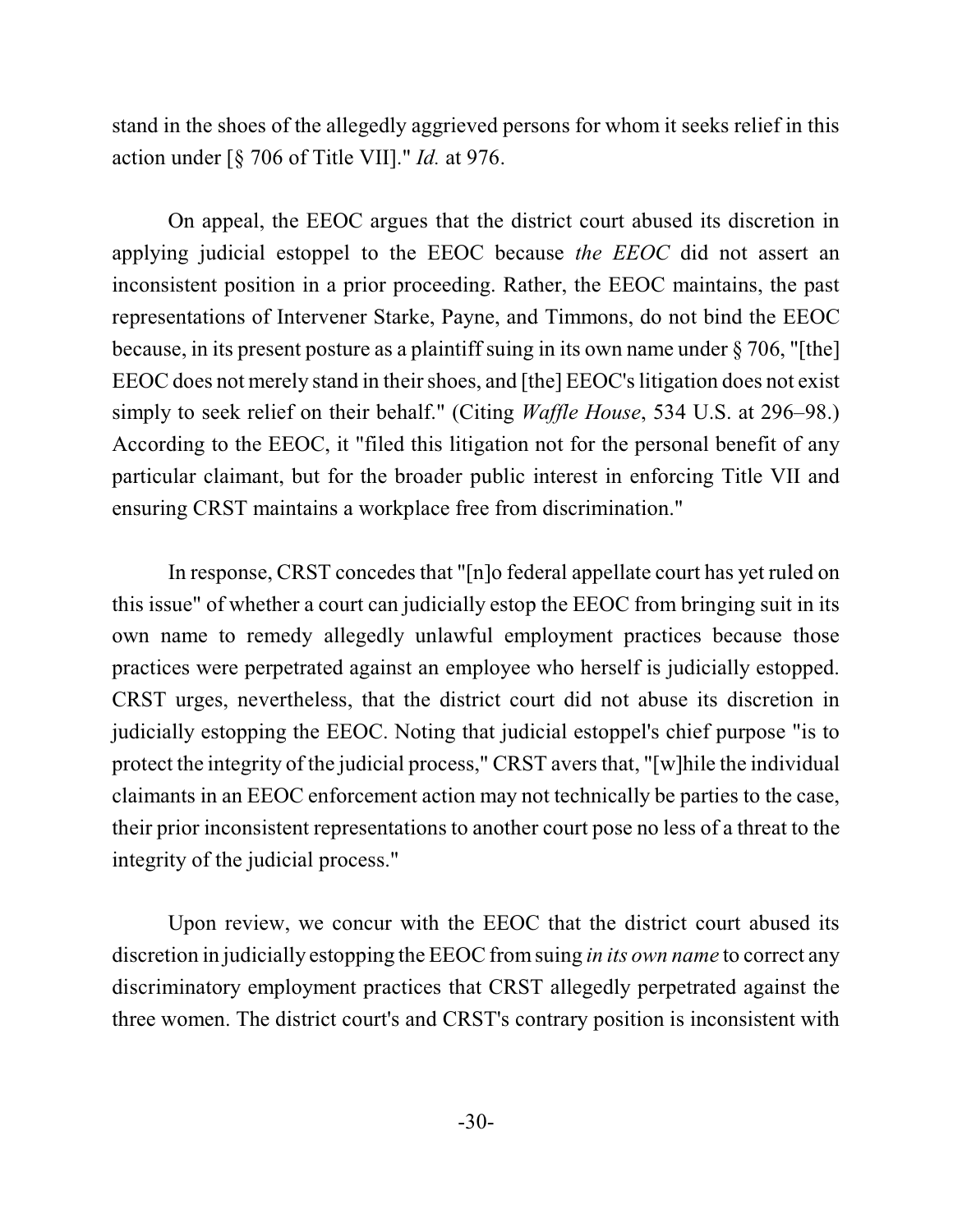stand in the shoes of the allegedly aggrieved persons for whom it seeks relief in this action under [§ 706 of Title VII]." *Id.* at 976.

On appeal, the EEOC argues that the district court abused its discretion in applying judicial estoppel to the EEOC because *the EEOC* did not assert an inconsistent position in a prior proceeding. Rather, the EEOC maintains, the past representations of Intervener Starke, Payne, and Timmons, do not bind the EEOC because, in its present posture as a plaintiff suing in its own name under § 706, "[the] EEOC does not merely stand in their shoes, and [the] EEOC's litigation does not exist simply to seek relief on their behalf." (Citing *Waffle House*, 534 U.S. at 296–98.) According to the EEOC, it "filed this litigation not for the personal benefit of any particular claimant, but for the broader public interest in enforcing Title VII and ensuring CRST maintains a workplace free from discrimination."

In response, CRST concedes that "[n]o federal appellate court has yet ruled on this issue" of whether a court can judicially estop the EEOC from bringing suit in its own name to remedy allegedly unlawful employment practices because those practices were perpetrated against an employee who herself is judicially estopped. CRST urges, nevertheless, that the district court did not abuse its discretion in judicially estopping the EEOC. Noting that judicial estoppel's chief purpose "is to protect the integrity of the judicial process," CRST avers that, "[w]hile the individual claimants in an EEOC enforcement action may not technically be parties to the case, their prior inconsistent representations to another court pose no less of a threat to the integrity of the judicial process."

Upon review, we concur with the EEOC that the district court abused its discretion in judicially estopping the EEOC from suing *in its own name* to correct any discriminatory employment practices that CRST allegedly perpetrated against the three women. The district court's and CRST's contrary position is inconsistent with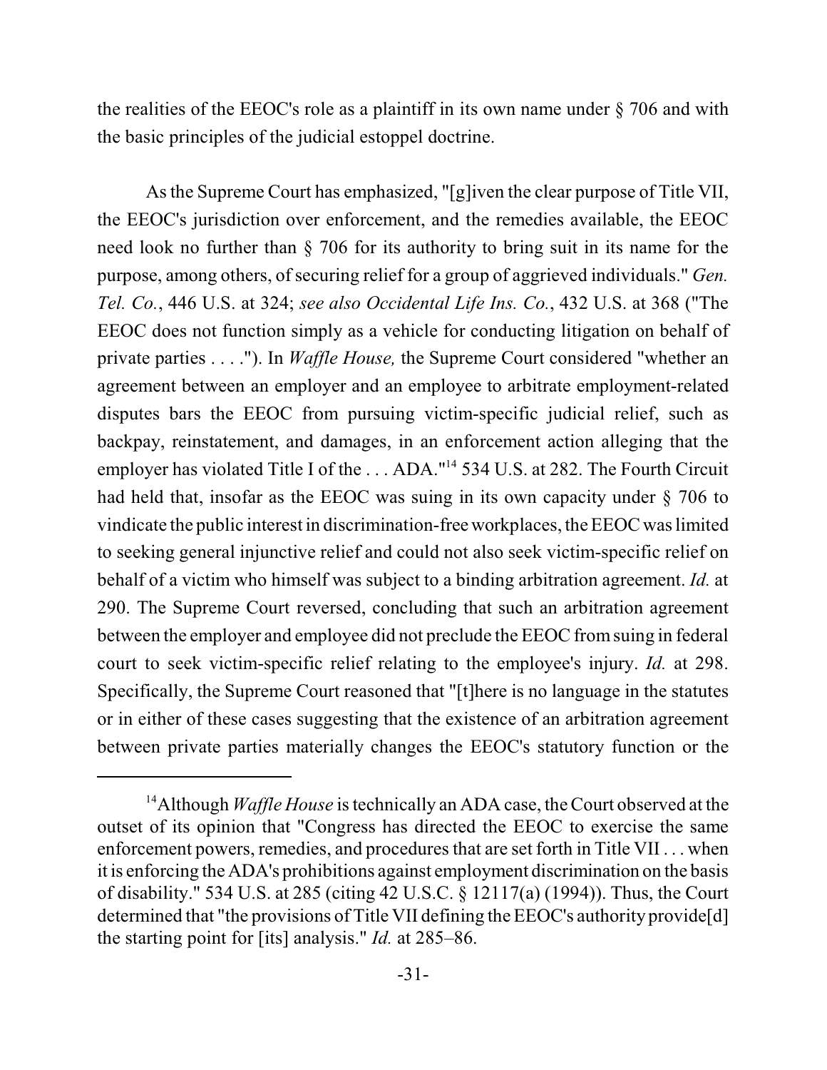the realities of the EEOC's role as a plaintiff in its own name under § 706 and with the basic principles of the judicial estoppel doctrine.

As the Supreme Court has emphasized, "[g]iven the clear purpose of Title VII, the EEOC's jurisdiction over enforcement, and the remedies available, the EEOC need look no further than § 706 for its authority to bring suit in its name for the purpose, among others, of securing relief for a group of aggrieved individuals." *Gen. Tel. Co.*, 446 U.S. at 324; *see also Occidental Life Ins. Co.*, 432 U.S. at 368 ("The EEOC does not function simply as a vehicle for conducting litigation on behalf of private parties . . . ."). In *Waffle House,* the Supreme Court considered "whether an agreement between an employer and an employee to arbitrate employment-related disputes bars the EEOC from pursuing victim-specific judicial relief, such as backpay, reinstatement, and damages, in an enforcement action alleging that the employer has violated Title I of the . . . ADA."[14] 534 U.S. at 282. The Fourth Circuit had held that, insofar as the EEOC was suing in its own capacity under § 706 to vindicate the public interest in discrimination-free workplaces, the EEOC was limited to seeking general injunctive relief and could not also seek victim-specific relief on behalf of a victim who himself was subject to a binding arbitration agreement. *Id.* at 290. The Supreme Court reversed, concluding that such an arbitration agreement between the employer and employee did not preclude the EEOC from suing in federal court to seek victim-specific relief relating to the employee's injury. *Id.* at 298. Specifically, the Supreme Court reasoned that "[t]here is no language in the statutes or in either of these cases suggesting that the existence of an arbitration agreement between private parties materially changes the EEOC's statutory function or the

---

[14] Although *Waffle House* is technically an ADA case, the Court observed at the outset of its opinion that "Congress has directed the EEOC to exercise the same enforcement powers, remedies, and procedures that are set forth in Title VII . . . when it is enforcing the ADA's prohibitions against employment discrimination on the basis of disability." 534 U.S. at 285 (citing 42 U.S.C. § 12117(a) (1994)). Thus, the Court determined that "the provisions of Title VII defining the EEOC's authority provide[d] the starting point for [its] analysis." *Id.* at 285–86.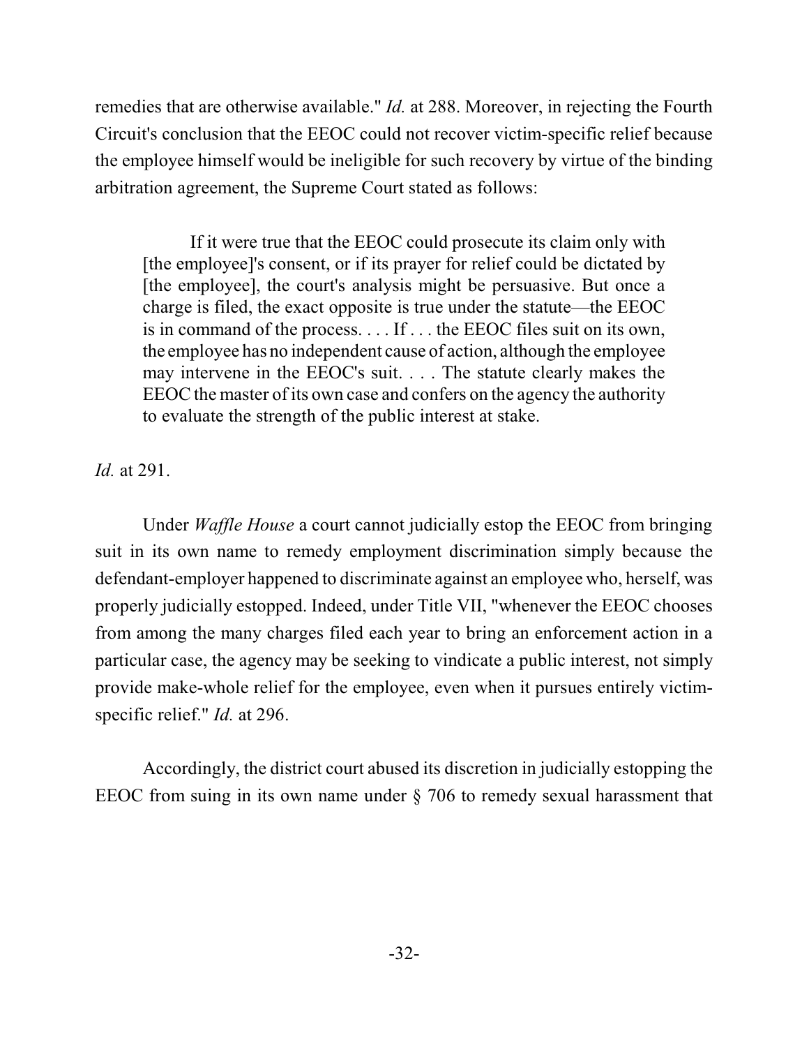remedies that are otherwise available." *Id.* at 288. Moreover, in rejecting the Fourth Circuit's conclusion that the EEOC could not recover victim-specific relief because the employee himself would be ineligible for such recovery by virtue of the binding arbitration agreement, the Supreme Court stated as follows:

> If it were true that the EEOC could prosecute its claim only with [the employee]'s consent, or if its prayer for relief could be dictated by [the employee], the court's analysis might be persuasive. But once a charge is filed, the exact opposite is true under the statute—the EEOC is in command of the process. . . . If . . . the EEOC files suit on its own, the employee has no independent cause of action, although the employee may intervene in the EEOC's suit. . . . The statute clearly makes the EEOC the master of its own case and confers on the agency the authority to evaluate the strength of the public interest at stake.

*Id.* at 291.

Under *Waffle House* a court cannot judicially estop the EEOC from bringing suit in its own name to remedy employment discrimination simply because the defendant-employer happened to discriminate against an employee who, herself, was properly judicially estopped. Indeed, under Title VII, "whenever the EEOC chooses from among the many charges filed each year to bring an enforcement action in a particular case, the agency may be seeking to vindicate a public interest, not simply provide make-whole relief for the employee, even when it pursues entirely victim-specific relief." *Id.* at 296.

Accordingly, the district court abused its discretion in judicially estopping the EEOC from suing in its own name under § 706 to remedy sexual harassment that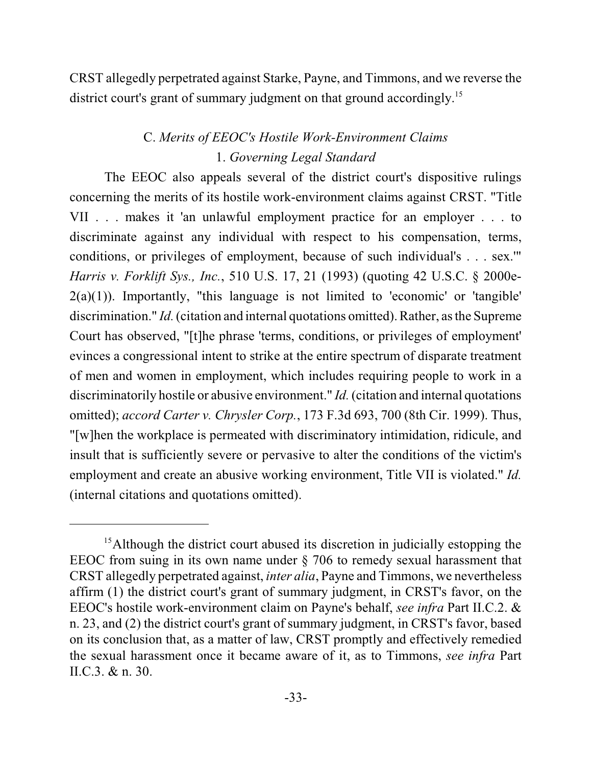CRST allegedly perpetrated against Starke, Payne, and Timmons, and we reverse the district court's grant of summary judgment on that ground accordingly.[15]

### C. *Merits of EEOC's Hostile Work-Environment Claims*

#### 1. *Governing Legal Standard*

The EEOC also appeals several of the district court's dispositive rulings concerning the merits of its hostile work-environment claims against CRST. "Title VII . . . makes it 'an unlawful employment practice for an employer . . . to discriminate against any individual with respect to his compensation, terms, conditions, or privileges of employment, because of such individual's . . . sex.'" *Harris v. Forklift Sys., Inc.*, 510 U.S. 17, 21 (1993) (quoting 42 U.S.C. § 2000e-2(a)(1)). Importantly, "this language is not limited to 'economic' or 'tangible' discrimination." *Id.* (citation and internal quotations omitted). Rather, as the Supreme Court has observed, "[t]he phrase 'terms, conditions, or privileges of employment' evinces a congressional intent to strike at the entire spectrum of disparate treatment of men and women in employment, which includes requiring people to work in a discriminatorily hostile or abusive environment." *Id.* (citation and internal quotations omitted); *accord Carter v. Chrysler Corp.*, 173 F.3d 693, 700 (8th Cir. 1999). Thus, "[w]hen the workplace is permeated with discriminatory intimidation, ridicule, and insult that is sufficiently severe or pervasive to alter the conditions of the victim's employment and create an abusive working environment, Title VII is violated." *Id.* (internal citations and quotations omitted).

---

[15] Although the district court abused its discretion in judicially estopping the EEOC from suing in its own name under § 706 to remedy sexual harassment that CRST allegedly perpetrated against, *inter alia*, Payne and Timmons, we nevertheless affirm (1) the district court's grant of summary judgment, in CRST's favor, on the EEOC's hostile work-environment claim on Payne's behalf, *see infra* Part II.C.2. & n. 23, and (2) the district court's grant of summary judgment, in CRST's favor, based on its conclusion that, as a matter of law, CRST promptly and effectively remedied the sexual harassment once it became aware of it, as to Timmons, *see infra* Part II.C.3. & n. 30.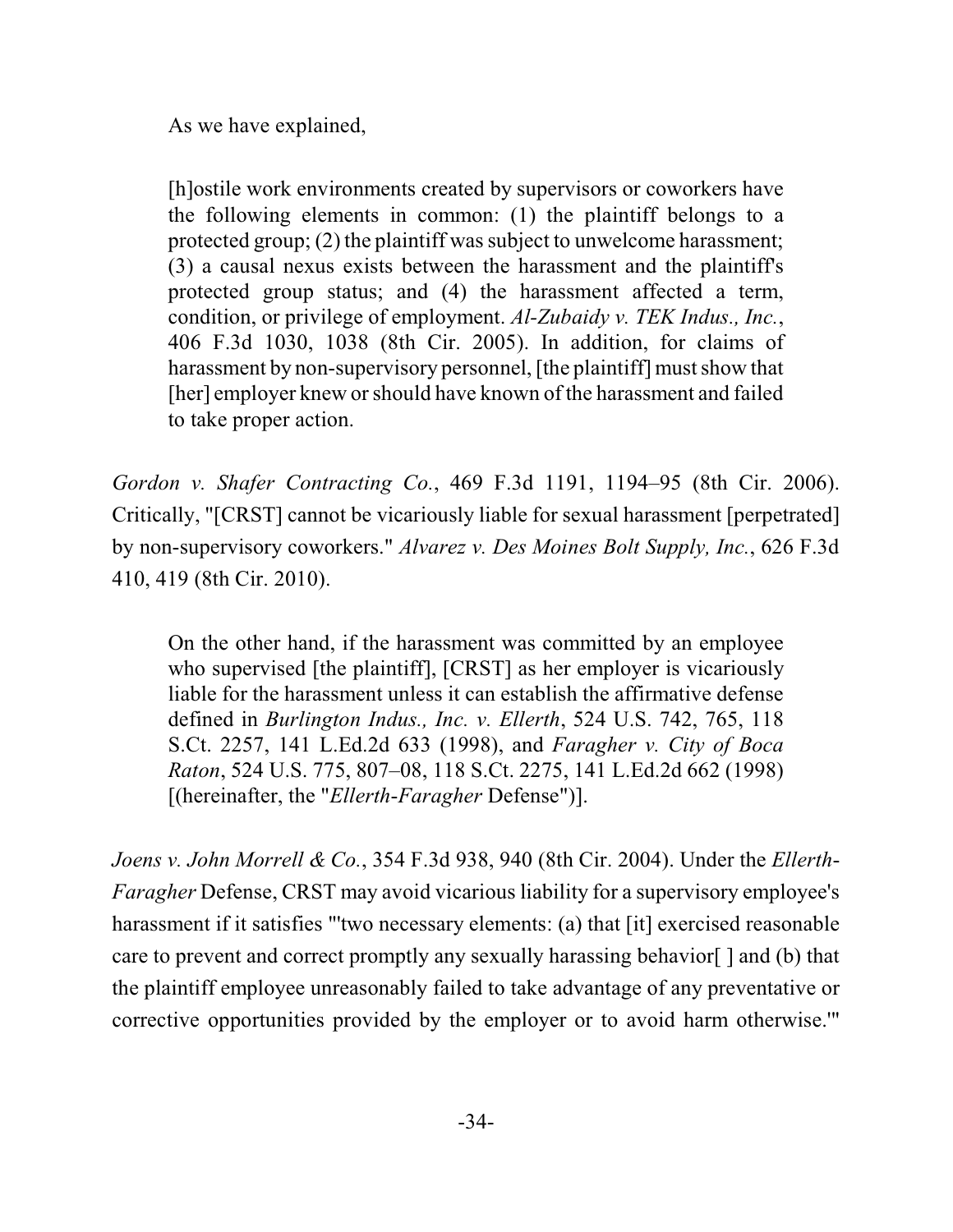As we have explained,

> [h]ostile work environments created by supervisors or coworkers have the following elements in common: (1) the plaintiff belongs to a protected group; (2) the plaintiff was subject to unwelcome harassment; (3) a causal nexus exists between the harassment and the plaintiff's protected group status; and (4) the harassment affected a term, condition, or privilege of employment. *Al-Zubaidy v. TEK Indus., Inc.*, 406 F.3d 1030, 1038 (8th Cir. 2005). In addition, for claims of harassment by non-supervisory personnel, [the plaintiff] must show that [her] employer knew or should have known of the harassment and failed to take proper action.

*Gordon v. Shafer Contracting Co.*, 469 F.3d 1191, 1194–95 (8th Cir. 2006). Critically, "[CRST] cannot be vicariously liable for sexual harassment [perpetrated] by non-supervisory coworkers." *Alvarez v. Des Moines Bolt Supply, Inc.*, 626 F.3d 410, 419 (8th Cir. 2010).

> On the other hand, if the harassment was committed by an employee who supervised [the plaintiff], [CRST] as her employer is vicariously liable for the harassment unless it can establish the affirmative defense defined in *Burlington Indus., Inc. v. Ellerth*, 524 U.S. 742, 765, 118 S.Ct. 2257, 141 L.Ed.2d 633 (1998), and *Faragher v. City of Boca Raton*, 524 U.S. 775, 807–08, 118 S.Ct. 2275, 141 L.Ed.2d 662 (1998) [(hereinafter, the "*Ellerth-Faragher* Defense")].

*Joens v. John Morrell & Co.*, 354 F.3d 938, 940 (8th Cir. 2004). Under the *Ellerth-Faragher* Defense, CRST may avoid vicarious liability for a supervisory employee's harassment if it satisfies "'two necessary elements: (a) that [it] exercised reasonable care to prevent and correct promptly any sexually harassing behavior[ ] and (b) that the plaintiff employee unreasonably failed to take advantage of any preventative or corrective opportunities provided by the employer or to avoid harm otherwise.'"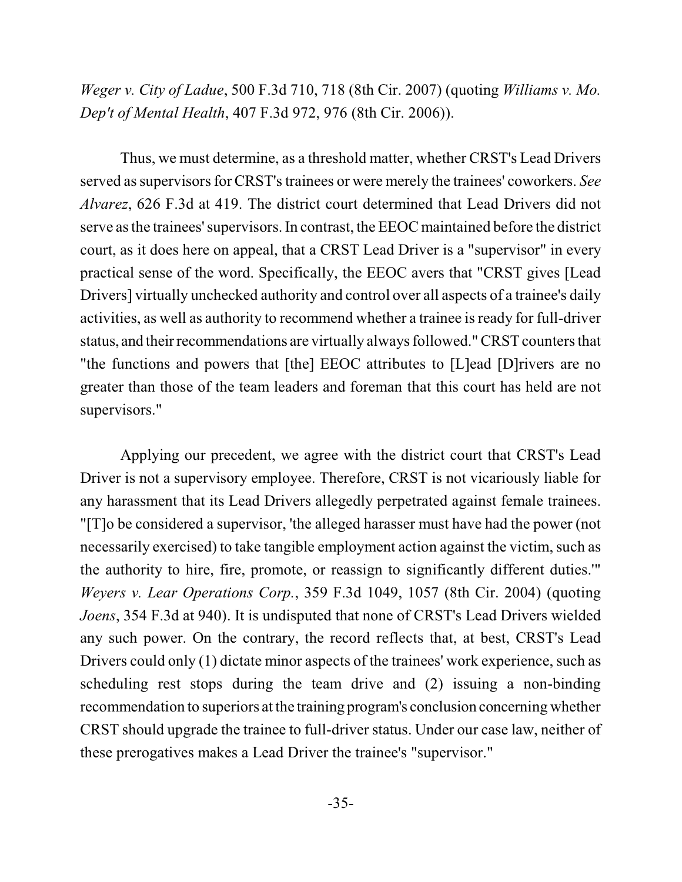*Weger v. City of Ladue*, 500 F.3d 710, 718 (8th Cir. 2007) (quoting *Williams v. Mo. Dep't of Mental Health*, 407 F.3d 972, 976 (8th Cir. 2006)).

Thus, we must determine, as a threshold matter, whether CRST's Lead Drivers served as supervisors for CRST's trainees or were merely the trainees' coworkers. *See Alvarez*, 626 F.3d at 419. The district court determined that Lead Drivers did not serve as the trainees' supervisors. In contrast, the EEOC maintained before the district court, as it does here on appeal, that a CRST Lead Driver is a "supervisor" in every practical sense of the word. Specifically, the EEOC avers that "CRST gives [Lead Drivers] virtually unchecked authority and control over all aspects of a trainee's daily activities, as well as authority to recommend whether a trainee is ready for full-driver status, and their recommendations are virtually always followed." CRST counters that "the functions and powers that [the] EEOC attributes to [L]ead [D]rivers are no greater than those of the team leaders and foreman that this court has held are not supervisors."

Applying our precedent, we agree with the district court that CRST's Lead Driver is not a supervisory employee. Therefore, CRST is not vicariously liable for any harassment that its Lead Drivers allegedly perpetrated against female trainees. "[T]o be considered a supervisor, 'the alleged harasser must have had the power (not necessarily exercised) to take tangible employment action against the victim, such as the authority to hire, fire, promote, or reassign to significantly different duties.'" *Weyers v. Lear Operations Corp.*, 359 F.3d 1049, 1057 (8th Cir. 2004) (quoting *Joens*, 354 F.3d at 940). It is undisputed that none of CRST's Lead Drivers wielded any such power. On the contrary, the record reflects that, at best, CRST's Lead Drivers could only (1) dictate minor aspects of the trainees' work experience, such as scheduling rest stops during the team drive and (2) issuing a non-binding recommendation to superiors at the training program's conclusion concerning whether CRST should upgrade the trainee to full-driver status. Under our case law, neither of these prerogatives makes a Lead Driver the trainee's "supervisor."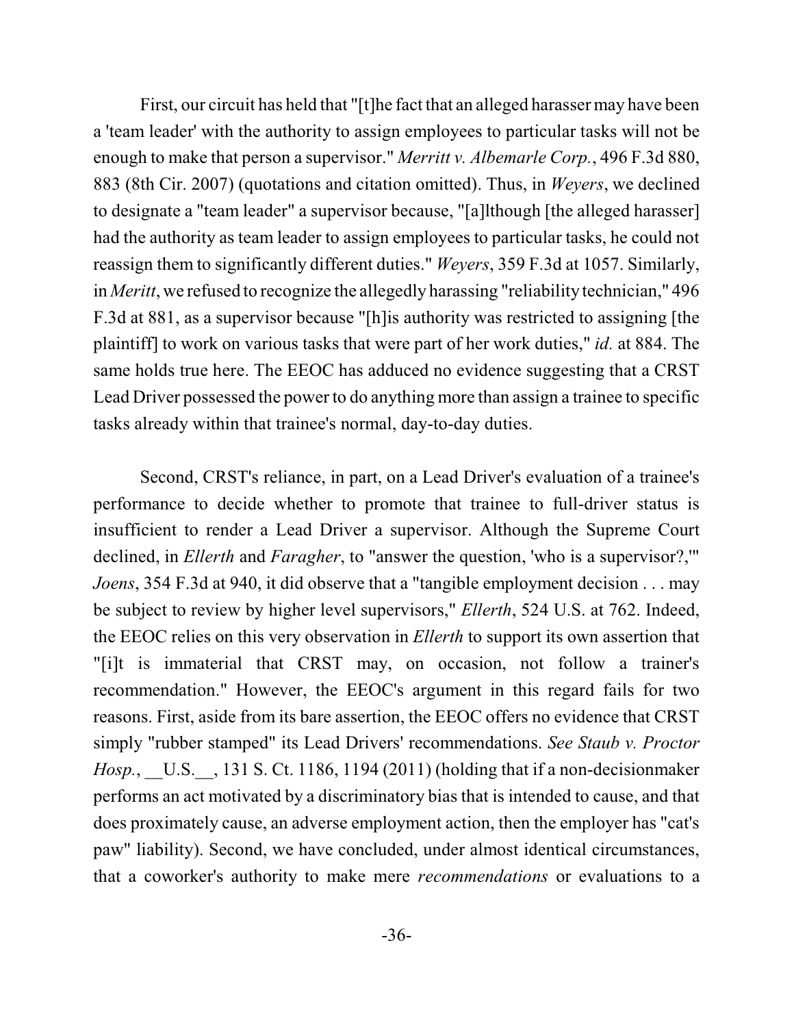First, our circuit has held that "[t]he fact that an alleged harasser may have been a 'team leader' with the authority to assign employees to particular tasks will not be enough to make that person a supervisor." *Merritt v. Albemarle Corp.*, 496 F.3d 880, 883 (8th Cir. 2007) (quotations and citation omitted). Thus, in *Weyers*, we declined to designate a "team leader" a supervisor because, "[a]lthough [the alleged harasser] had the authority as team leader to assign employees to particular tasks, he could not reassign them to significantly different duties." *Weyers*, 359 F.3d at 1057. Similarly, in *Meritt*, we refused to recognize the allegedly harassing "reliability technician," 496 F.3d at 881, as a supervisor because "[h]is authority was restricted to assigning [the plaintiff] to work on various tasks that were part of her work duties," *id.* at 884. The same holds true here. The EEOC has adduced no evidence suggesting that a CRST Lead Driver possessed the power to do anything more than assign a trainee to specific tasks already within that trainee's normal, day-to-day duties.

Second, CRST's reliance, in part, on a Lead Driver's evaluation of a trainee's performance to decide whether to promote that trainee to full-driver status is insufficient to render a Lead Driver a supervisor. Although the Supreme Court declined, in *Ellerth* and *Faragher*, to "answer the question, 'who is a supervisor?,'" *Joens*, 354 F.3d at 940, it did observe that a "tangible employment decision . . . may be subject to review by higher level supervisors," *Ellerth*, 524 U.S. at 762. Indeed, the EEOC relies on this very observation in *Ellerth* to support its own assertion that "[i]t is immaterial that CRST may, on occasion, not follow a trainer's recommendation." However, the EEOC's argument in this regard fails for two reasons. First, aside from its bare assertion, the EEOC offers no evidence that CRST simply "rubber stamped" its Lead Drivers' recommendations. *See Staub v. Proctor Hosp.*, __U.S.__, 131 S. Ct. 1186, 1194 (2011) (holding that if a non-decisionmaker performs an act motivated by a discriminatory bias that is intended to cause, and that does proximately cause, an adverse employment action, then the employer has "cat's paw" liability). Second, we have concluded, under almost identical circumstances, that a coworker's authority to make mere *recommendations* or evaluations to a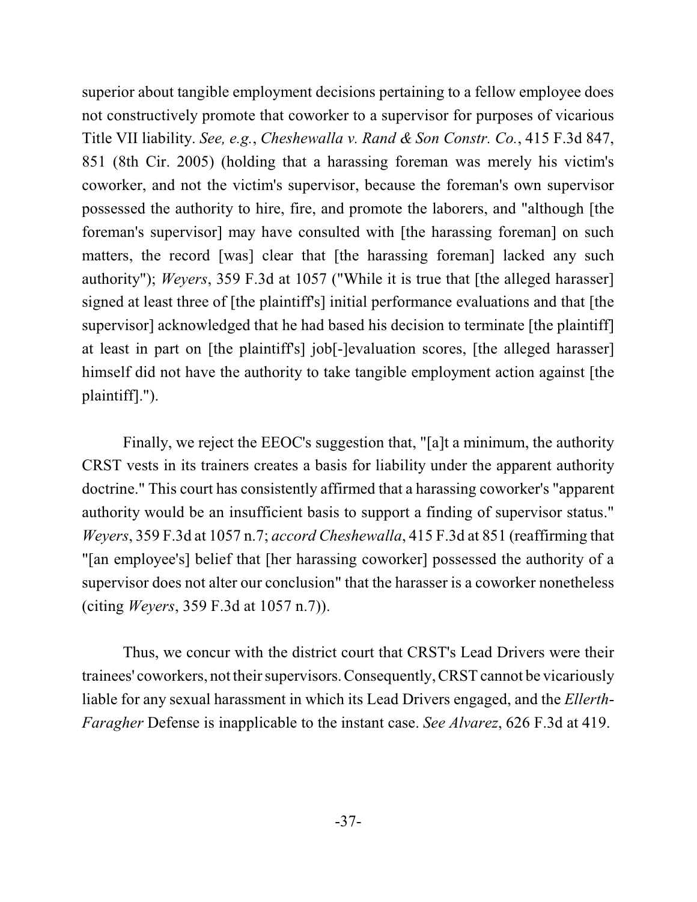superior about tangible employment decisions pertaining to a fellow employee does not constructively promote that coworker to a supervisor for purposes of vicarious Title VII liability. *See, e.g.*, *Cheshewalla v. Rand & Son Constr. Co.*, 415 F.3d 847, 851 (8th Cir. 2005) (holding that a harassing foreman was merely his victim's coworker, and not the victim's supervisor, because the foreman's own supervisor possessed the authority to hire, fire, and promote the laborers, and "although [the foreman's supervisor] may have consulted with [the harassing foreman] on such matters, the record [was] clear that [the harassing foreman] lacked any such authority"); *Weyers*, 359 F.3d at 1057 ("While it is true that [the alleged harasser] signed at least three of [the plaintiff's] initial performance evaluations and that [the supervisor] acknowledged that he had based his decision to terminate [the plaintiff] at least in part on [the plaintiff's] job[-]evaluation scores, [the alleged harasser] himself did not have the authority to take tangible employment action against [the plaintiff].").

Finally, we reject the EEOC's suggestion that, "[a]t a minimum, the authority CRST vests in its trainers creates a basis for liability under the apparent authority doctrine." This court has consistently affirmed that a harassing coworker's "apparent authority would be an insufficient basis to support a finding of supervisor status." *Weyers*, 359 F.3d at 1057 n.7; *accord Cheshewalla*, 415 F.3d at 851 (reaffirming that "[an employee's] belief that [her harassing coworker] possessed the authority of a supervisor does not alter our conclusion" that the harasser is a coworker nonetheless (citing *Weyers*, 359 F.3d at 1057 n.7)).

Thus, we concur with the district court that CRST's Lead Drivers were their trainees' coworkers, not their supervisors. Consequently, CRST cannot be vicariously liable for any sexual harassment in which its Lead Drivers engaged, and the *Ellerth-Faragher* Defense is inapplicable to the instant case. *See Alvarez*, 626 F.3d at 419.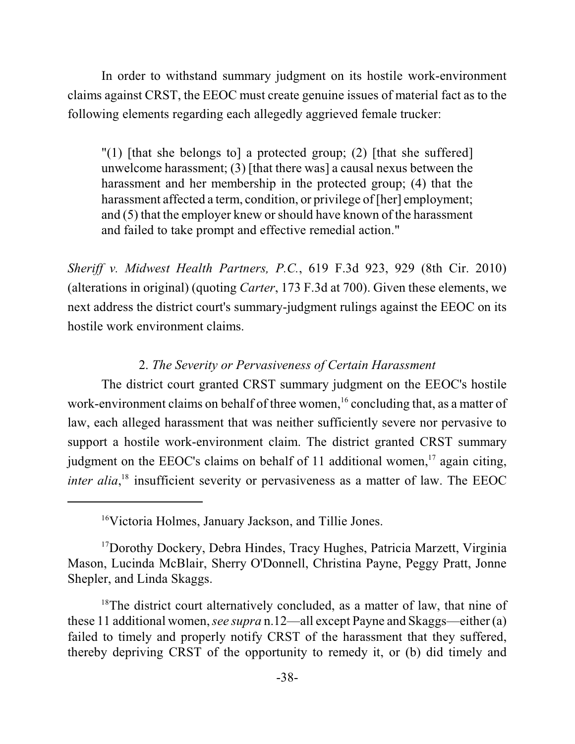In order to withstand summary judgment on its hostile work-environment claims against CRST, the EEOC must create genuine issues of material fact as to the following elements regarding each allegedly aggrieved female trucker:

> "(1) [that she belongs to] a protected group; (2) [that she suffered] unwelcome harassment; (3) [that there was] a causal nexus between the harassment and her membership in the protected group; (4) that the harassment affected a term, condition, or privilege of [her] employment; and (5) that the employer knew or should have known of the harassment and failed to take prompt and effective remedial action."

*Sheriff v. Midwest Health Partners, P.C.*, 619 F.3d 923, 929 (8th Cir. 2010) (alterations in original) (quoting *Carter*, 173 F.3d at 700). Given these elements, we next address the district court's summary-judgment rulings against the EEOC on its hostile work environment claims.

2. *The Severity or Pervasiveness of Certain Harassment*

The district court granted CRST summary judgment on the EEOC's hostile work-environment claims on behalf of three women,[16] concluding that, as a matter of law, each alleged harassment that was neither sufficiently severe nor pervasive to support a hostile work-environment claim. The district granted CRST summary judgment on the EEOC's claims on behalf of 11 additional women,[17] again citing, *inter alia*,[18] insufficient severity or pervasiveness as a matter of law. The EEOC

---

[16]Victoria Holmes, January Jackson, and Tillie Jones.

[17]Dorothy Dockery, Debra Hindes, Tracy Hughes, Patricia Marzett, Virginia Mason, Lucinda McBlair, Sherry O'Donnell, Christina Payne, Peggy Pratt, Jonne Shepler, and Linda Skaggs.

[18]The district court alternatively concluded, as a matter of law, that nine of these 11 additional women, *see supra* n.12—all except Payne and Skaggs—either (a) failed to timely and properly notify CRST of the harassment that they suffered, thereby depriving CRST of the opportunity to remedy it, or (b) did timely and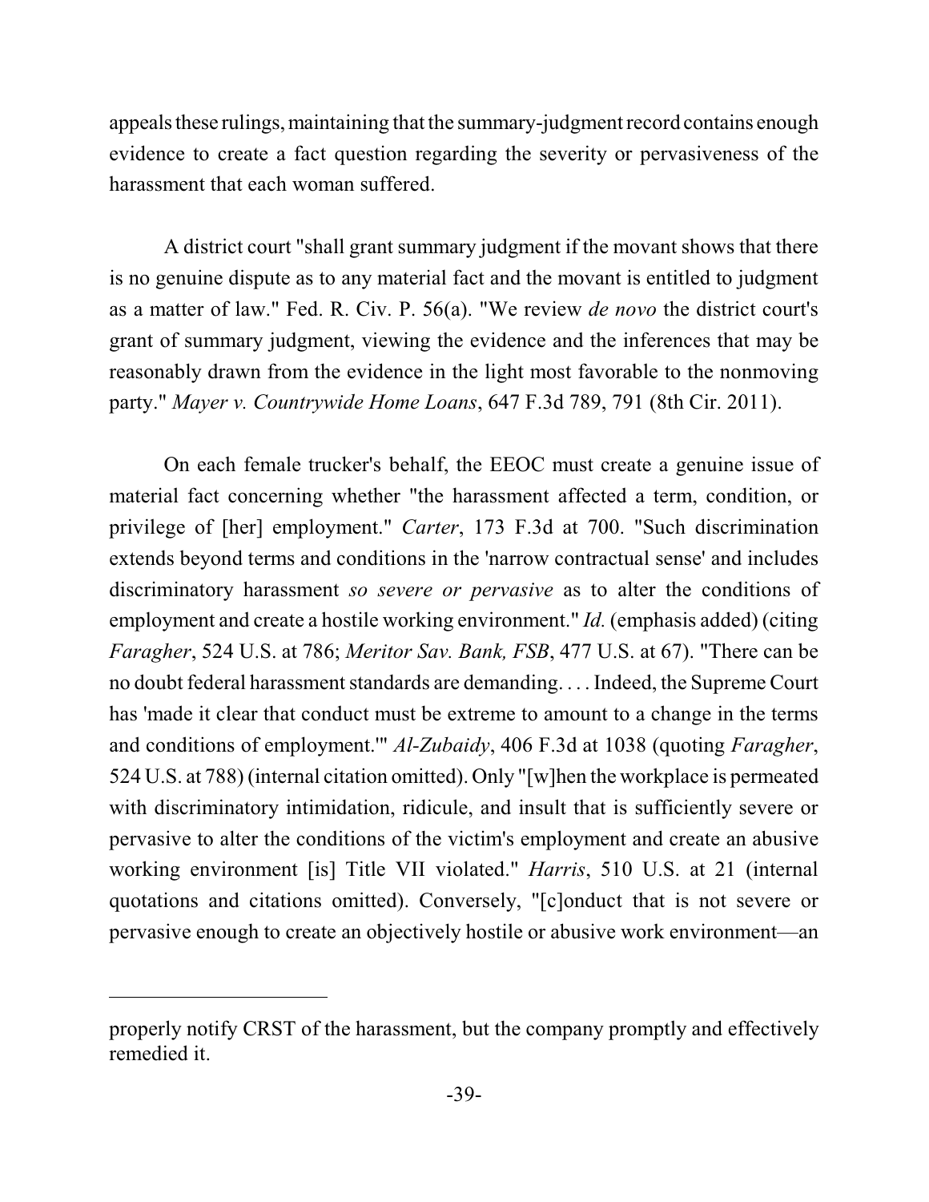appeals these rulings, maintaining that the summary-judgment record contains enough evidence to create a fact question regarding the severity or pervasiveness of the harassment that each woman suffered.

A district court "shall grant summary judgment if the movant shows that there is no genuine dispute as to any material fact and the movant is entitled to judgment as a matter of law." Fed. R. Civ. P. 56(a). "We review *de novo* the district court's grant of summary judgment, viewing the evidence and the inferences that may be reasonably drawn from the evidence in the light most favorable to the nonmoving party." *Mayer v. Countrywide Home Loans*, 647 F.3d 789, 791 (8th Cir. 2011).

On each female trucker's behalf, the EEOC must create a genuine issue of material fact concerning whether "the harassment affected a term, condition, or privilege of [her] employment." *Carter*, 173 F.3d at 700. "Such discrimination extends beyond terms and conditions in the 'narrow contractual sense' and includes discriminatory harassment *so severe or pervasive* as to alter the conditions of employment and create a hostile working environment." *Id.* (emphasis added) (citing *Faragher*, 524 U.S. at 786; *Meritor Sav. Bank, FSB*, 477 U.S. at 67). "There can be no doubt federal harassment standards are demanding. . . . Indeed, the Supreme Court has 'made it clear that conduct must be extreme to amount to a change in the terms and conditions of employment.'" *Al-Zubaidy*, 406 F.3d at 1038 (quoting *Faragher*, 524 U.S. at 788) (internal citation omitted). Only "[w]hen the workplace is permeated with discriminatory intimidation, ridicule, and insult that is sufficiently severe or pervasive to alter the conditions of the victim's employment and create an abusive working environment [is] Title VII violated." *Harris*, 510 U.S. at 21 (internal quotations and citations omitted). Conversely, "[c]onduct that is not severe or pervasive enough to create an objectively hostile or abusive work environment—an

---

properly notify CRST of the harassment, but the company promptly and effectively remedied it.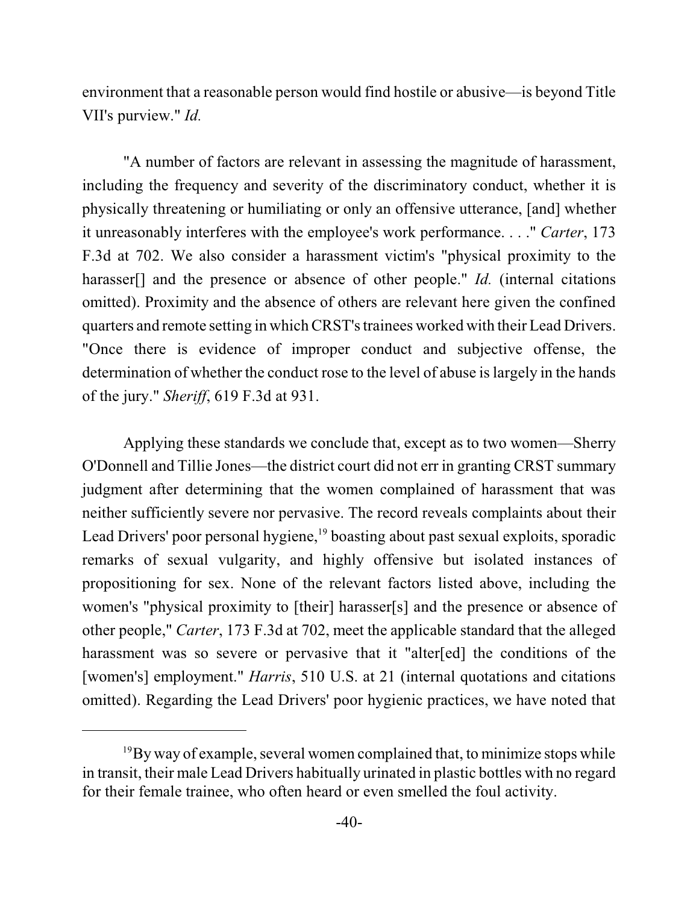environment that a reasonable person would find hostile or abusive—is beyond Title VII's purview." *Id.*

"A number of factors are relevant in assessing the magnitude of harassment, including the frequency and severity of the discriminatory conduct, whether it is physically threatening or humiliating or only an offensive utterance, [and] whether it unreasonably interferes with the employee's work performance. . . ." *Carter*, 173 F.3d at 702. We also consider a harassment victim's "physical proximity to the harasser[] and the presence or absence of other people." *Id.* (internal citations omitted). Proximity and the absence of others are relevant here given the confined quarters and remote setting in which CRST's trainees worked with their Lead Drivers. "Once there is evidence of improper conduct and subjective offense, the determination of whether the conduct rose to the level of abuse is largely in the hands of the jury." *Sheriff*, 619 F.3d at 931.

Applying these standards we conclude that, except as to two women—Sherry O'Donnell and Tillie Jones—the district court did not err in granting CRST summary judgment after determining that the women complained of harassment that was neither sufficiently severe nor pervasive. The record reveals complaints about their Lead Drivers' poor personal hygiene,[19] boasting about past sexual exploits, sporadic remarks of sexual vulgarity, and highly offensive but isolated instances of propositioning for sex. None of the relevant factors listed above, including the women's "physical proximity to [their] harasser[s] and the presence or absence of other people," *Carter*, 173 F.3d at 702, meet the applicable standard that the alleged harassment was so severe or pervasive that it "alter[ed] the conditions of the [women's] employment." *Harris*, 510 U.S. at 21 (internal quotations and citations omitted). Regarding the Lead Drivers' poor hygienic practices, we have noted that

---

[19] By way of example, several women complained that, to minimize stops while in transit, their male Lead Drivers habitually urinated in plastic bottles with no regard for their female trainee, who often heard or even smelled the foul activity.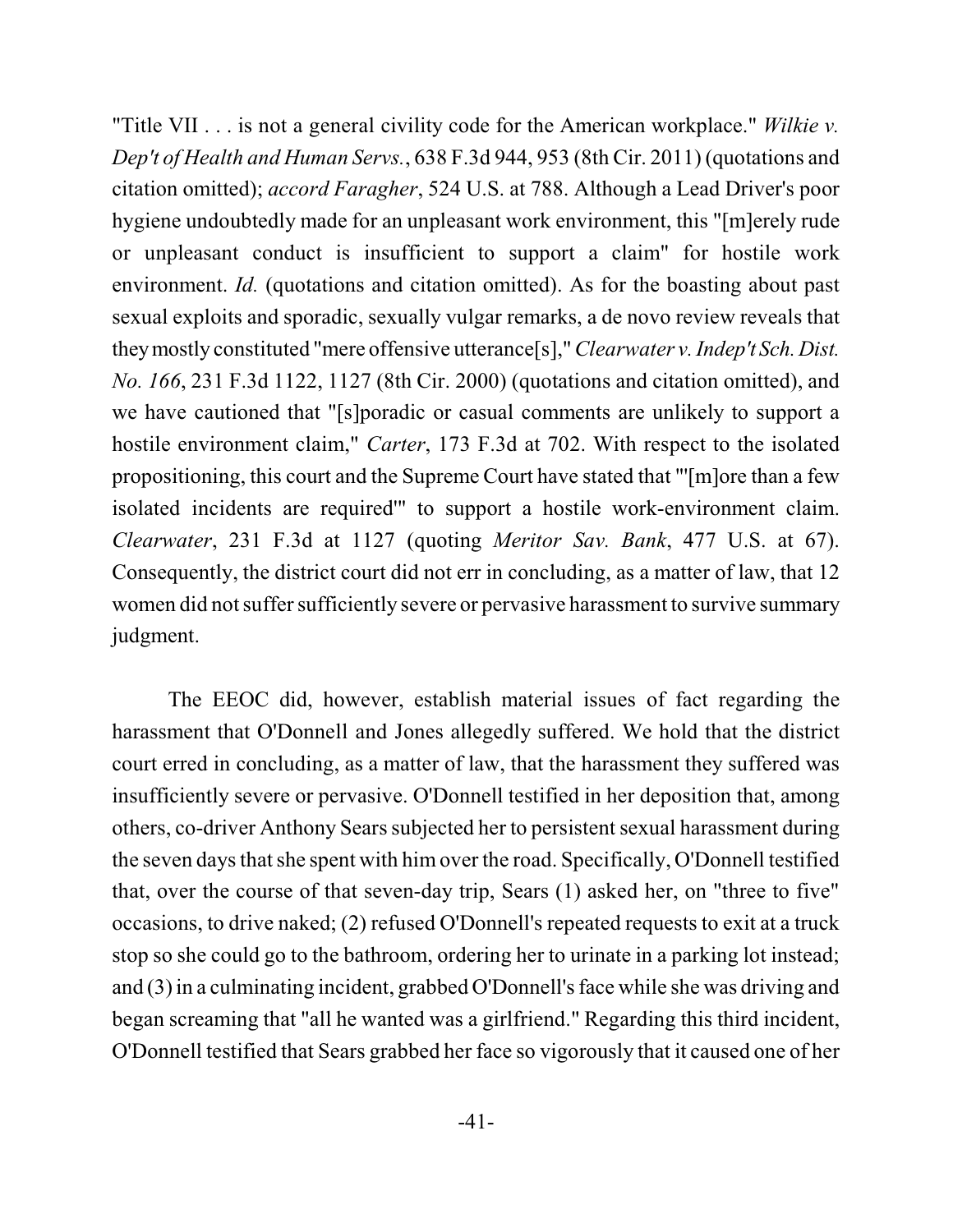"Title VII . . . is not a general civility code for the American workplace." *Wilkie v. Dep't of Health and Human Servs.*, 638 F.3d 944, 953 (8th Cir. 2011) (quotations and citation omitted); *accord Faragher*, 524 U.S. at 788. Although a Lead Driver's poor hygiene undoubtedly made for an unpleasant work environment, this "[m]erely rude or unpleasant conduct is insufficient to support a claim" for hostile work environment. *Id.* (quotations and citation omitted). As for the boasting about past sexual exploits and sporadic, sexually vulgar remarks, a de novo review reveals that they mostly constituted "mere offensive utterance[s]," *Clearwater v. Indep't Sch. Dist. No. 166*, 231 F.3d 1122, 1127 (8th Cir. 2000) (quotations and citation omitted), and we have cautioned that "[s]poradic or casual comments are unlikely to support a hostile environment claim," *Carter*, 173 F.3d at 702. With respect to the isolated propositioning, this court and the Supreme Court have stated that "'[m]ore than a few isolated incidents are required'" to support a hostile work-environment claim. *Clearwater*, 231 F.3d at 1127 (quoting *Meritor Sav. Bank*, 477 U.S. at 67). Consequently, the district court did not err in concluding, as a matter of law, that 12 women did not suffer sufficiently severe or pervasive harassment to survive summary judgment.

The EEOC did, however, establish material issues of fact regarding the harassment that O'Donnell and Jones allegedly suffered. We hold that the district court erred in concluding, as a matter of law, that the harassment they suffered was insufficiently severe or pervasive. O'Donnell testified in her deposition that, among others, co-driver Anthony Sears subjected her to persistent sexual harassment during the seven days that she spent with him over the road. Specifically, O'Donnell testified that, over the course of that seven-day trip, Sears (1) asked her, on "three to five" occasions, to drive naked; (2) refused O'Donnell's repeated requests to exit at a truck stop so she could go to the bathroom, ordering her to urinate in a parking lot instead; and (3) in a culminating incident, grabbed O'Donnell's face while she was driving and began screaming that "all he wanted was a girlfriend." Regarding this third incident, O'Donnell testified that Sears grabbed her face so vigorously that it caused one of her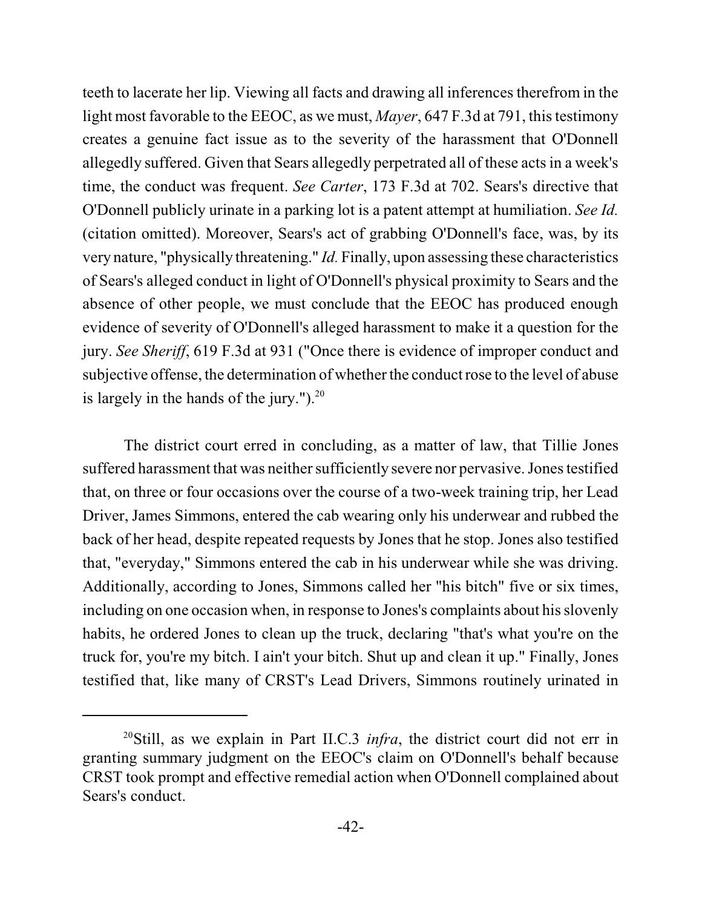teeth to lacerate her lip. Viewing all facts and drawing all inferences therefrom in the light most favorable to the EEOC, as we must, *Mayer*, 647 F.3d at 791, this testimony creates a genuine fact issue as to the severity of the harassment that O'Donnell allegedly suffered. Given that Sears allegedly perpetrated all of these acts in a week's time, the conduct was frequent. *See Carter*, 173 F.3d at 702. Sears's directive that O'Donnell publicly urinate in a parking lot is a patent attempt at humiliation. *See Id.* (citation omitted). Moreover, Sears's act of grabbing O'Donnell's face, was, by its very nature, "physically threatening." *Id.* Finally, upon assessing these characteristics of Sears's alleged conduct in light of O'Donnell's physical proximity to Sears and the absence of other people, we must conclude that the EEOC has produced enough evidence of severity of O'Donnell's alleged harassment to make it a question for the jury. *See Sheriff*, 619 F.3d at 931 ("Once there is evidence of improper conduct and subjective offense, the determination of whether the conduct rose to the level of abuse is largely in the hands of the jury.").[20]

The district court erred in concluding, as a matter of law, that Tillie Jones suffered harassment that was neither sufficiently severe nor pervasive. Jones testified that, on three or four occasions over the course of a two-week training trip, her Lead Driver, James Simmons, entered the cab wearing only his underwear and rubbed the back of her head, despite repeated requests by Jones that he stop. Jones also testified that, "everyday," Simmons entered the cab in his underwear while she was driving. Additionally, according to Jones, Simmons called her "his bitch" five or six times, including on one occasion when, in response to Jones's complaints about his slovenly habits, he ordered Jones to clean up the truck, declaring "that's what you're on the truck for, you're my bitch. I ain't your bitch. Shut up and clean it up." Finally, Jones testified that, like many of CRST's Lead Drivers, Simmons routinely urinated in

[20]Still, as we explain in Part II.C.3 *infra*, the district court did not err in granting summary judgment on the EEOC's claim on O'Donnell's behalf because CRST took prompt and effective remedial action when O'Donnell complained about Sears's conduct.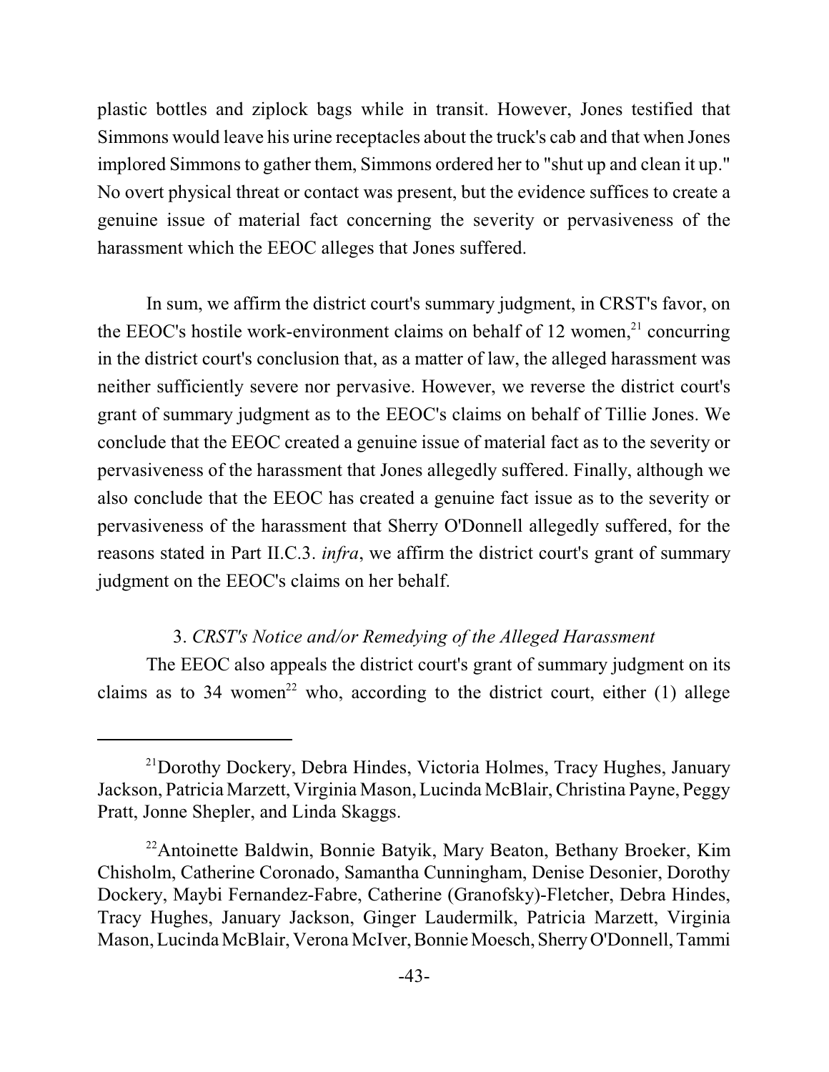plastic bottles and ziplock bags while in transit. However, Jones testified that Simmons would leave his urine receptacles about the truck's cab and that when Jones implored Simmons to gather them, Simmons ordered her to "shut up and clean it up." No overt physical threat or contact was present, but the evidence suffices to create a genuine issue of material fact concerning the severity or pervasiveness of the harassment which the EEOC alleges that Jones suffered.

In sum, we affirm the district court's summary judgment, in CRST's favor, on the EEOC's hostile work-environment claims on behalf of 12 women,[21] concurring in the district court's conclusion that, as a matter of law, the alleged harassment was neither sufficiently severe nor pervasive. However, we reverse the district court's grant of summary judgment as to the EEOC's claims on behalf of Tillie Jones. We conclude that the EEOC created a genuine issue of material fact as to the severity or pervasiveness of the harassment that Jones allegedly suffered. Finally, although we also conclude that the EEOC has created a genuine fact issue as to the severity or pervasiveness of the harassment that Sherry O'Donnell allegedly suffered, for the reasons stated in Part II.C.3. *infra*, we affirm the district court's grant of summary judgment on the EEOC's claims on her behalf.

3. *CRST's Notice and/or Remedying of the Alleged Harassment*

The EEOC also appeals the district court's grant of summary judgment on its claims as to 34 women[22] who, according to the district court, either (1) allege

[21] Dorothy Dockery, Debra Hindes, Victoria Holmes, Tracy Hughes, January Jackson, Patricia Marzett, Virginia Mason, Lucinda McBlair, Christina Payne, Peggy Pratt, Jonne Shepler, and Linda Skaggs.

[22] Antoinette Baldwin, Bonnie Batyik, Mary Beaton, Bethany Broeker, Kim Chisholm, Catherine Coronado, Samantha Cunningham, Denise Desonier, Dorothy Dockery, Maybi Fernandez-Fabre, Catherine (Granofsky)-Fletcher, Debra Hindes, Tracy Hughes, January Jackson, Ginger Laudermilk, Patricia Marzett, Virginia Mason, Lucinda McBlair, Verona McIver, Bonnie Moesch, Sherry O'Donnell, Tammi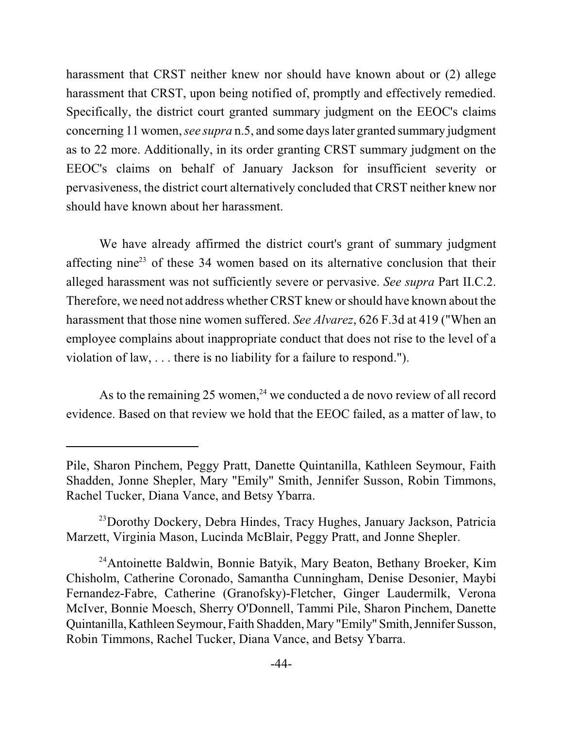harassment that CRST neither knew nor should have known about or (2) allege harassment that CRST, upon being notified of, promptly and effectively remedied. Specifically, the district court granted summary judgment on the EEOC's claims concerning 11 women, *see supra* n.5, and some days later granted summary judgment as to 22 more. Additionally, in its order granting CRST summary judgment on the EEOC's claims on behalf of January Jackson for insufficient severity or pervasiveness, the district court alternatively concluded that CRST neither knew nor should have known about her harassment.

We have already affirmed the district court's grant of summary judgment affecting nine[23] of these 34 women based on its alternative conclusion that their alleged harassment was not sufficiently severe or pervasive. *See supra* Part II.C.2. Therefore, we need not address whether CRST knew or should have known about the harassment that those nine women suffered. *See Alvarez*, 626 F.3d at 419 ("When an employee complains about inappropriate conduct that does not rise to the level of a violation of law, . . . there is no liability for a failure to respond.").

As to the remaining 25 women,[24] we conducted a de novo review of all record evidence. Based on that review we hold that the EEOC failed, as a matter of law, to

---

Pile, Sharon Pinchem, Peggy Pratt, Danette Quintanilla, Kathleen Seymour, Faith Shadden, Jonne Shepler, Mary "Emily" Smith, Jennifer Susson, Robin Timmons, Rachel Tucker, Diana Vance, and Betsy Ybarra.

[23] Dorothy Dockery, Debra Hindes, Tracy Hughes, January Jackson, Patricia Marzett, Virginia Mason, Lucinda McBlair, Peggy Pratt, and Jonne Shepler.

[24] Antoinette Baldwin, Bonnie Batyik, Mary Beaton, Bethany Broeker, Kim Chisholm, Catherine Coronado, Samantha Cunningham, Denise Desonier, Maybi Fernandez-Fabre, Catherine (Granofsky)-Fletcher, Ginger Laudermilk, Verona McIver, Bonnie Moesch, Sherry O'Donnell, Tammi Pile, Sharon Pinchem, Danette Quintanilla, Kathleen Seymour, Faith Shadden, Mary "Emily" Smith, Jennifer Susson, Robin Timmons, Rachel Tucker, Diana Vance, and Betsy Ybarra.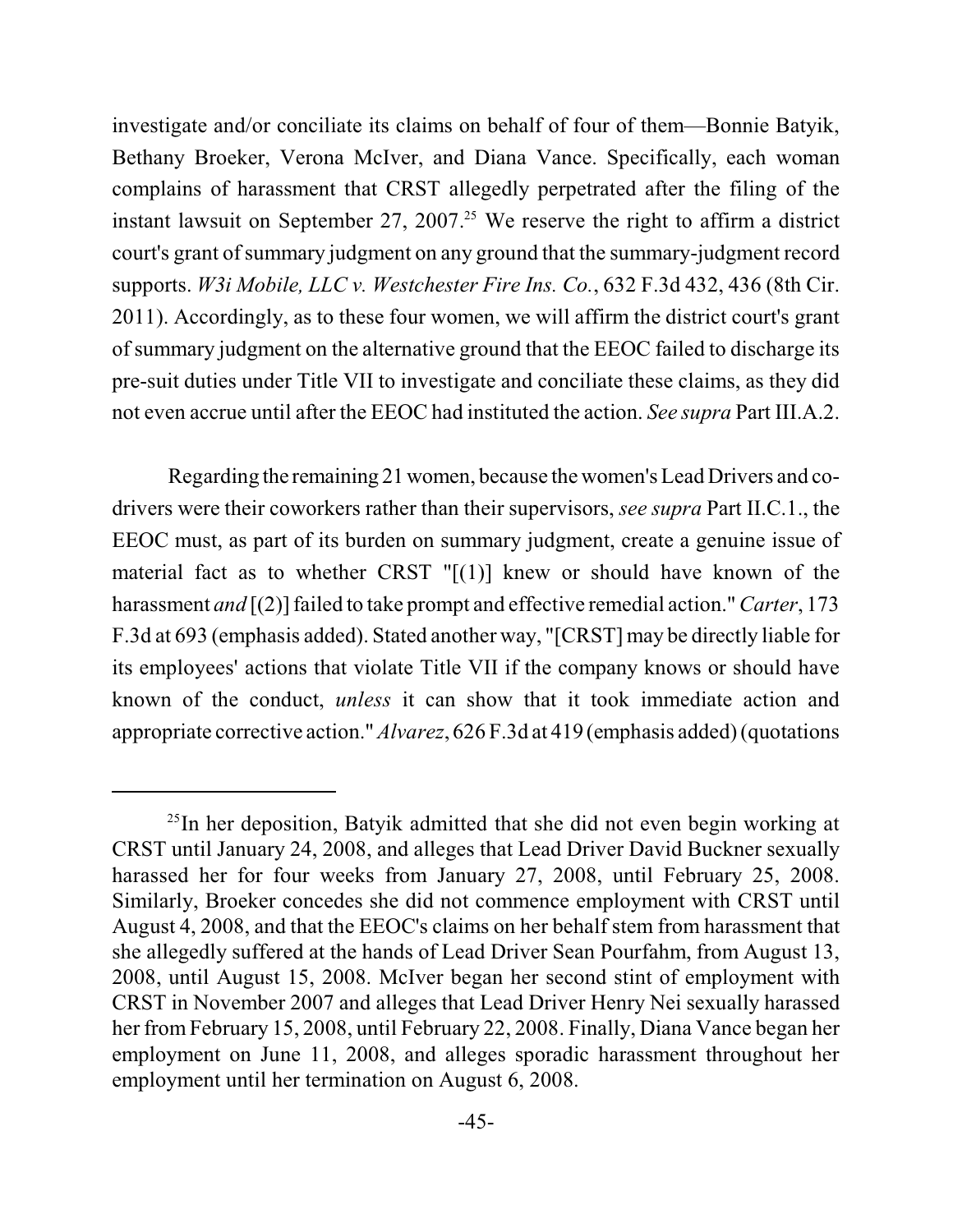investigate and/or conciliate its claims on behalf of four of them—Bonnie Batyik, Bethany Broeker, Verona McIver, and Diana Vance. Specifically, each woman complains of harassment that CRST allegedly perpetrated after the filing of the instant lawsuit on September 27, 2007.[25] We reserve the right to affirm a district court's grant of summary judgment on any ground that the summary-judgment record supports. *W3i Mobile, LLC v. Westchester Fire Ins. Co.*, 632 F.3d 432, 436 (8th Cir. 2011). Accordingly, as to these four women, we will affirm the district court's grant of summary judgment on the alternative ground that the EEOC failed to discharge its pre-suit duties under Title VII to investigate and conciliate these claims, as they did not even accrue until after the EEOC had instituted the action. *See supra* Part III.A.2.

Regarding the remaining 21 women, because the women's Lead Drivers and co-drivers were their coworkers rather than their supervisors, *see supra* Part II.C.1., the EEOC must, as part of its burden on summary judgment, create a genuine issue of material fact as to whether CRST "[(1)] knew or should have known of the harassment *and* [(2)] failed to take prompt and effective remedial action." *Carter*, 173 F.3d at 693 (emphasis added). Stated another way, "[CRST] may be directly liable for its employees' actions that violate Title VII if the company knows or should have known of the conduct, *unless* it can show that it took immediate action and appropriate corrective action." *Alvarez*, 626 F.3d at 419 (emphasis added) (quotations

[25] In her deposition, Batyik admitted that she did not even begin working at CRST until January 24, 2008, and alleges that Lead Driver David Buckner sexually harassed her for four weeks from January 27, 2008, until February 25, 2008. Similarly, Broeker concedes she did not commence employment with CRST until August 4, 2008, and that the EEOC's claims on her behalf stem from harassment that she allegedly suffered at the hands of Lead Driver Sean Pourfahm, from August 13, 2008, until August 15, 2008. McIver began her second stint of employment with CRST in November 2007 and alleges that Lead Driver Henry Nei sexually harassed her from February 15, 2008, until February 22, 2008. Finally, Diana Vance began her employment on June 11, 2008, and alleges sporadic harassment throughout her employment until her termination on August 6, 2008.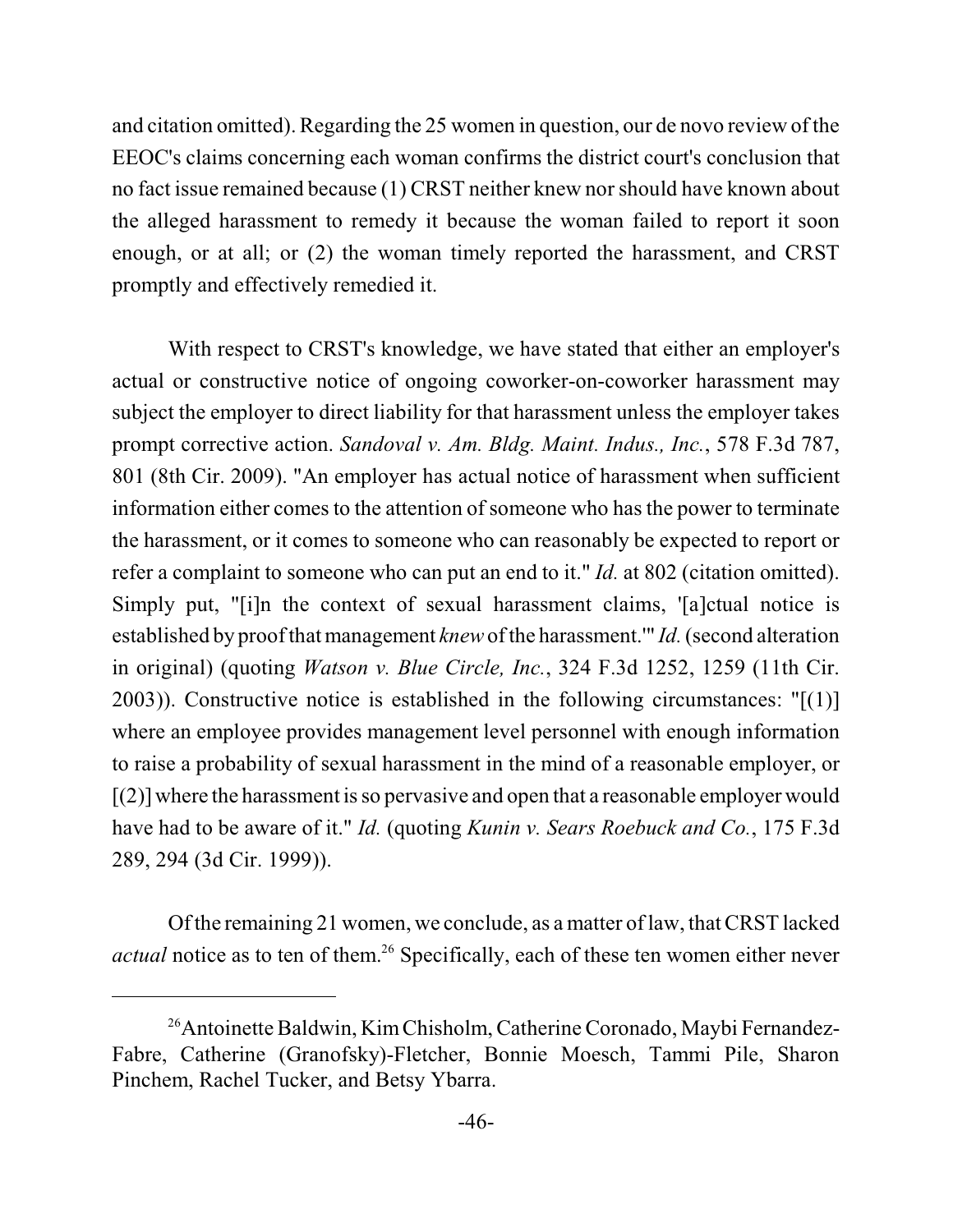and citation omitted). Regarding the 25 women in question, our de novo review of the EEOC's claims concerning each woman confirms the district court's conclusion that no fact issue remained because (1) CRST neither knew nor should have known about the alleged harassment to remedy it because the woman failed to report it soon enough, or at all; or (2) the woman timely reported the harassment, and CRST promptly and effectively remedied it.

With respect to CRST's knowledge, we have stated that either an employer's actual or constructive notice of ongoing coworker-on-coworker harassment may subject the employer to direct liability for that harassment unless the employer takes prompt corrective action. *Sandoval v. Am. Bldg. Maint. Indus., Inc.*, 578 F.3d 787, 801 (8th Cir. 2009). "An employer has actual notice of harassment when sufficient information either comes to the attention of someone who has the power to terminate the harassment, or it comes to someone who can reasonably be expected to report or refer a complaint to someone who can put an end to it." *Id.* at 802 (citation omitted). Simply put, "[i]n the context of sexual harassment claims, '[a]ctual notice is established by proof that management *knew* of the harassment.'" *Id.* (second alteration in original) (quoting *Watson v. Blue Circle, Inc.*, 324 F.3d 1252, 1259 (11th Cir. 2003)). Constructive notice is established in the following circumstances: "[(1)] where an employee provides management level personnel with enough information to raise a probability of sexual harassment in the mind of a reasonable employer, or [(2)] where the harassment is so pervasive and open that a reasonable employer would have had to be aware of it." *Id.* (quoting *Kunin v. Sears Roebuck and Co.*, 175 F.3d 289, 294 (3d Cir. 1999)).

Of the remaining 21 women, we conclude, as a matter of law, that CRST lacked *actual* notice as to ten of them.[26] Specifically, each of these ten women either never

---

[26] Antoinette Baldwin, Kim Chisholm, Catherine Coronado, Maybi Fernandez-Fabre, Catherine (Granofsky)-Fletcher, Bonnie Moesch, Tammi Pile, Sharon Pinchem, Rachel Tucker, and Betsy Ybarra.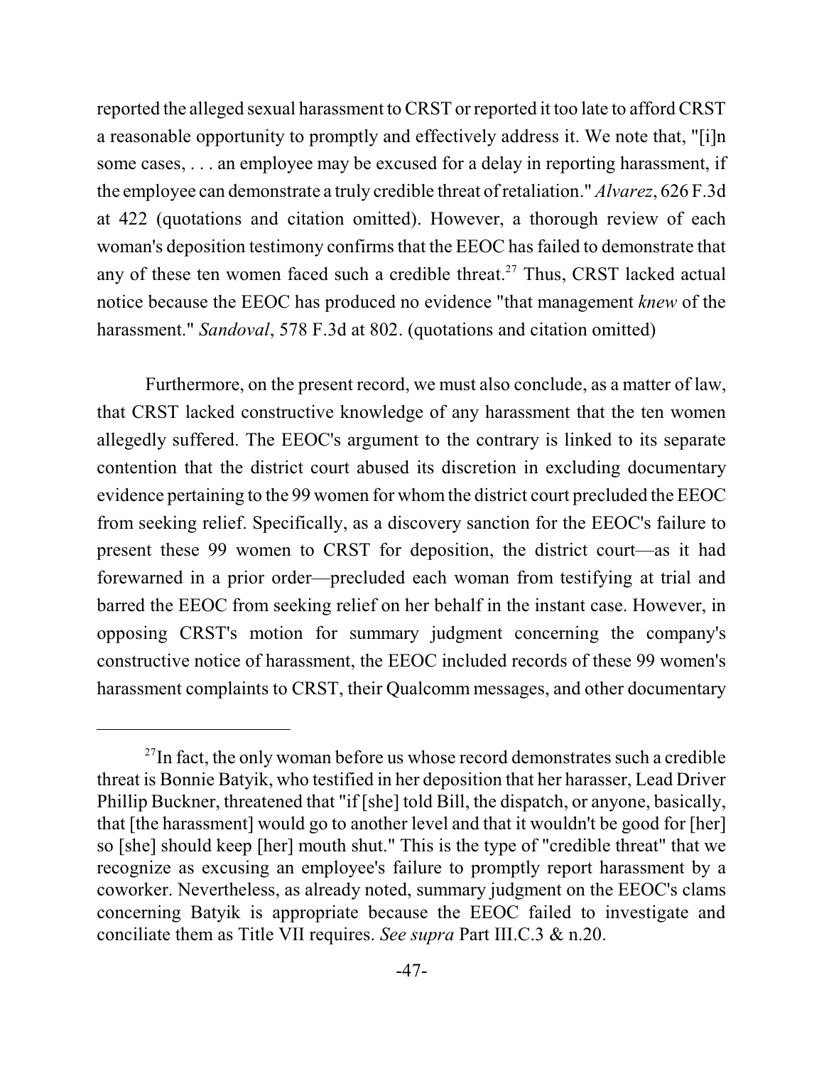reported the alleged sexual harassment to CRST or reported it too late to afford CRST a reasonable opportunity to promptly and effectively address it. We note that, "[i]n some cases, . . . an employee may be excused for a delay in reporting harassment, if the employee can demonstrate a truly credible threat of retaliation." *Alvarez*, 626 F.3d at 422 (quotations and citation omitted). However, a thorough review of each woman's deposition testimony confirms that the EEOC has failed to demonstrate that any of these ten women faced such a credible threat.[27] Thus, CRST lacked actual notice because the EEOC has produced no evidence "that management *knew* of the harassment." *Sandoval*, 578 F.3d at 802. (quotations and citation omitted)

Furthermore, on the present record, we must also conclude, as a matter of law, that CRST lacked constructive knowledge of any harassment that the ten women allegedly suffered. The EEOC's argument to the contrary is linked to its separate contention that the district court abused its discretion in excluding documentary evidence pertaining to the 99 women for whom the district court precluded the EEOC from seeking relief. Specifically, as a discovery sanction for the EEOC's failure to present these 99 women to CRST for deposition, the district court—as it had forewarned in a prior order—precluded each woman from testifying at trial and barred the EEOC from seeking relief on her behalf in the instant case. However, in opposing CRST's motion for summary judgment concerning the company's constructive notice of harassment, the EEOC included records of these 99 women's harassment complaints to CRST, their Qualcomm messages, and other documentary

---

[27] In fact, the only woman before us whose record demonstrates such a credible threat is Bonnie Batyik, who testified in her deposition that her harasser, Lead Driver Phillip Buckner, threatened that "if [she] told Bill, the dispatch, or anyone, basically, that [the harassment] would go to another level and that it wouldn't be good for [her] so [she] should keep [her] mouth shut." This is the type of "credible threat" that we recognize as excusing an employee's failure to promptly report harassment by a coworker. Nevertheless, as already noted, summary judgment on the EEOC's clams concerning Batyik is appropriate because the EEOC failed to investigate and conciliate them as Title VII requires. *See supra* Part III.C.3 & n.20.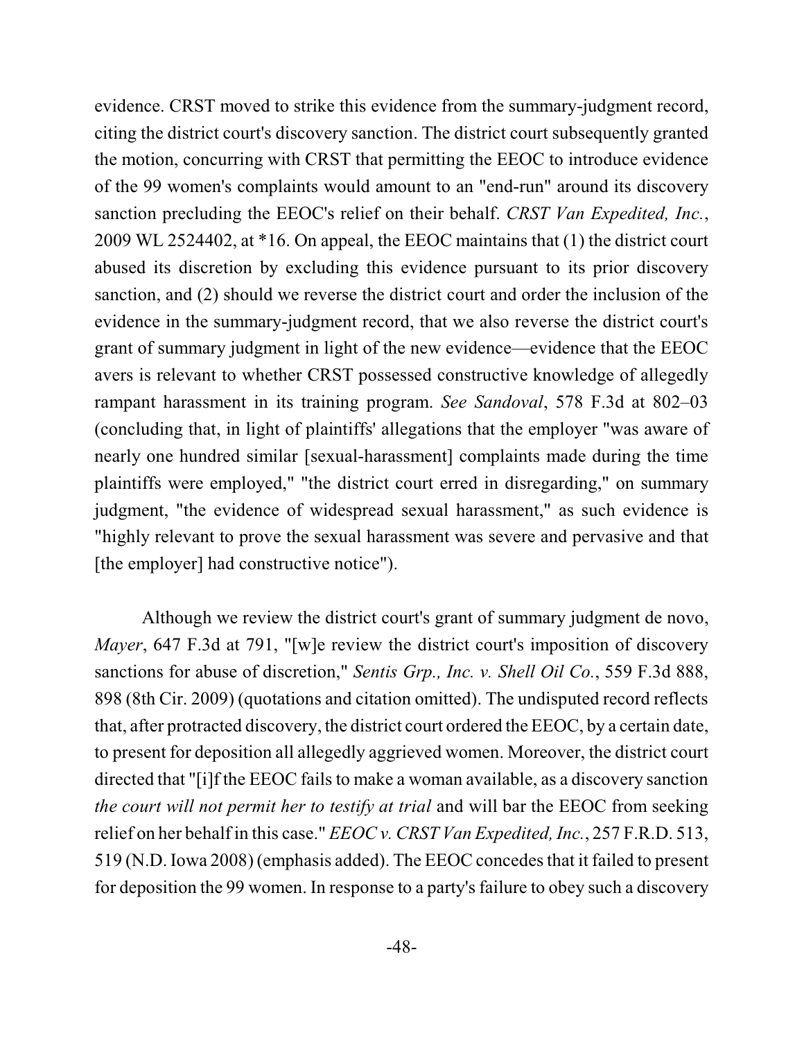evidence. CRST moved to strike this evidence from the summary-judgment record, citing the district court's discovery sanction. The district court subsequently granted the motion, concurring with CRST that permitting the EEOC to introduce evidence of the 99 women's complaints would amount to an "end-run" around its discovery sanction precluding the EEOC's relief on their behalf. *CRST Van Expedited, Inc.*, 2009 WL 2524402, at *16. On appeal, the EEOC maintains that (1) the district court abused its discretion by excluding this evidence pursuant to its prior discovery sanction, and (2) should we reverse the district court and order the inclusion of the evidence in the summary-judgment record, that we also reverse the district court's grant of summary judgment in light of the new evidence—evidence that the EEOC avers is relevant to whether CRST possessed constructive knowledge of allegedly rampant harassment in its training program. *See Sandoval*, 578 F.3d at 802–03 (concluding that, in light of plaintiffs' allegations that the employer "was aware of nearly one hundred similar [sexual-harassment] complaints made during the time plaintiffs were employed," "the district court erred in disregarding," on summary judgment, "the evidence of widespread sexual harassment," as such evidence is "highly relevant to prove the sexual harassment was severe and pervasive and that [the employer] had constructive notice").

Although we review the district court's grant of summary judgment de novo, *Mayer*, 647 F.3d at 791, "[w]e review the district court's imposition of discovery sanctions for abuse of discretion," *Sentis Grp., Inc. v. Shell Oil Co.*, 559 F.3d 888, 898 (8th Cir. 2009) (quotations and citation omitted). The undisputed record reflects that, after protracted discovery, the district court ordered the EEOC, by a certain date, to present for deposition all allegedly aggrieved women. Moreover, the district court directed that "[i]f the EEOC fails to make a woman available, as a discovery sanction *the court will not permit her to testify at trial* and will bar the EEOC from seeking relief on her behalf in this case." *EEOC v. CRST Van Expedited, Inc.*, 257 F.R.D. 513, 519 (N.D. Iowa 2008) (emphasis added). The EEOC concedes that it failed to present for deposition the 99 women. In response to a party's failure to obey such a discovery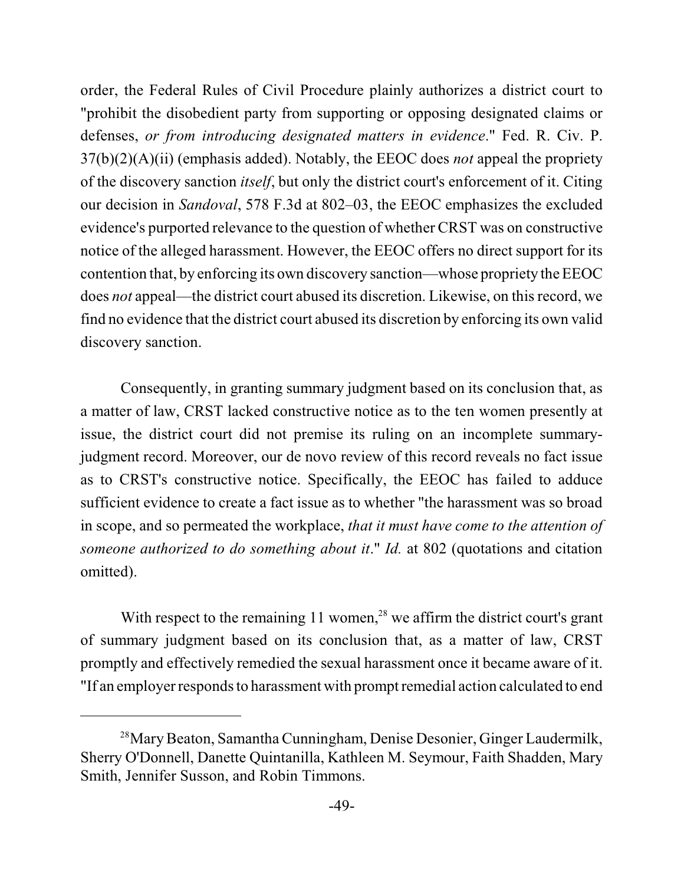order, the Federal Rules of Civil Procedure plainly authorizes a district court to "prohibit the disobedient party from supporting or opposing designated claims or defenses, *or from introducing designated matters in evidence*." Fed. R. Civ. P. 37(b)(2)(A)(ii) (emphasis added). Notably, the EEOC does *not* appeal the propriety of the discovery sanction *itself*, but only the district court's enforcement of it. Citing our decision in *Sandoval*, 578 F.3d at 802–03, the EEOC emphasizes the excluded evidence's purported relevance to the question of whether CRST was on constructive notice of the alleged harassment. However, the EEOC offers no direct support for its contention that, by enforcing its own discovery sanction—whose propriety the EEOC does *not* appeal—the district court abused its discretion. Likewise, on this record, we find no evidence that the district court abused its discretion by enforcing its own valid discovery sanction.

Consequently, in granting summary judgment based on its conclusion that, as a matter of law, CRST lacked constructive notice as to the ten women presently at issue, the district court did not premise its ruling on an incomplete summary-judgment record. Moreover, our de novo review of this record reveals no fact issue as to CRST's constructive notice. Specifically, the EEOC has failed to adduce sufficient evidence to create a fact issue as to whether "the harassment was so broad in scope, and so permeated the workplace, *that it must have come to the attention of someone authorized to do something about it*." *Id.* at 802 (quotations and citation omitted).

With respect to the remaining 11 women,[28] we affirm the district court's grant of summary judgment based on its conclusion that, as a matter of law, CRST promptly and effectively remedied the sexual harassment once it became aware of it. "If an employer responds to harassment with prompt remedial action calculated to end

---

[28] Mary Beaton, Samantha Cunningham, Denise Desonier, Ginger Laudermilk, Sherry O'Donnell, Danette Quintanilla, Kathleen M. Seymour, Faith Shadden, Mary Smith, Jennifer Susson, and Robin Timmons.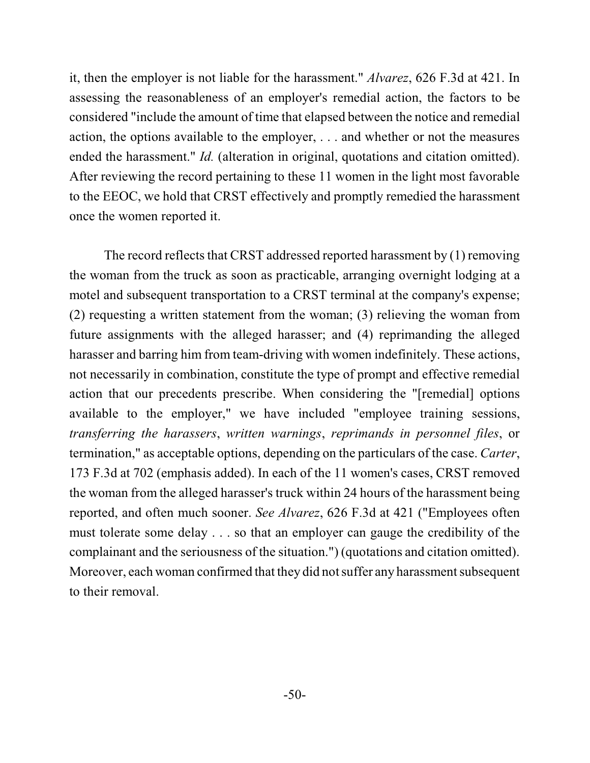it, then the employer is not liable for the harassment." *Alvarez*, 626 F.3d at 421. In assessing the reasonableness of an employer's remedial action, the factors to be considered "include the amount of time that elapsed between the notice and remedial action, the options available to the employer, . . . and whether or not the measures ended the harassment." *Id.* (alteration in original, quotations and citation omitted). After reviewing the record pertaining to these 11 women in the light most favorable to the EEOC, we hold that CRST effectively and promptly remedied the harassment once the women reported it.

The record reflects that CRST addressed reported harassment by (1) removing the woman from the truck as soon as practicable, arranging overnight lodging at a motel and subsequent transportation to a CRST terminal at the company's expense; (2) requesting a written statement from the woman; (3) relieving the woman from future assignments with the alleged harasser; and (4) reprimanding the alleged harasser and barring him from team-driving with women indefinitely. These actions, not necessarily in combination, constitute the type of prompt and effective remedial action that our precedents prescribe. When considering the "[remedial] options available to the employer," we have included "employee training sessions, *transferring the harassers*, *written warnings*, *reprimands in personnel files*, or termination," as acceptable options, depending on the particulars of the case. *Carter*, 173 F.3d at 702 (emphasis added). In each of the 11 women's cases, CRST removed the woman from the alleged harasser's truck within 24 hours of the harassment being reported, and often much sooner. *See Alvarez*, 626 F.3d at 421 ("Employees often must tolerate some delay . . . so that an employer can gauge the credibility of the complainant and the seriousness of the situation.") (quotations and citation omitted). Moreover, each woman confirmed that they did not suffer any harassment subsequent to their removal.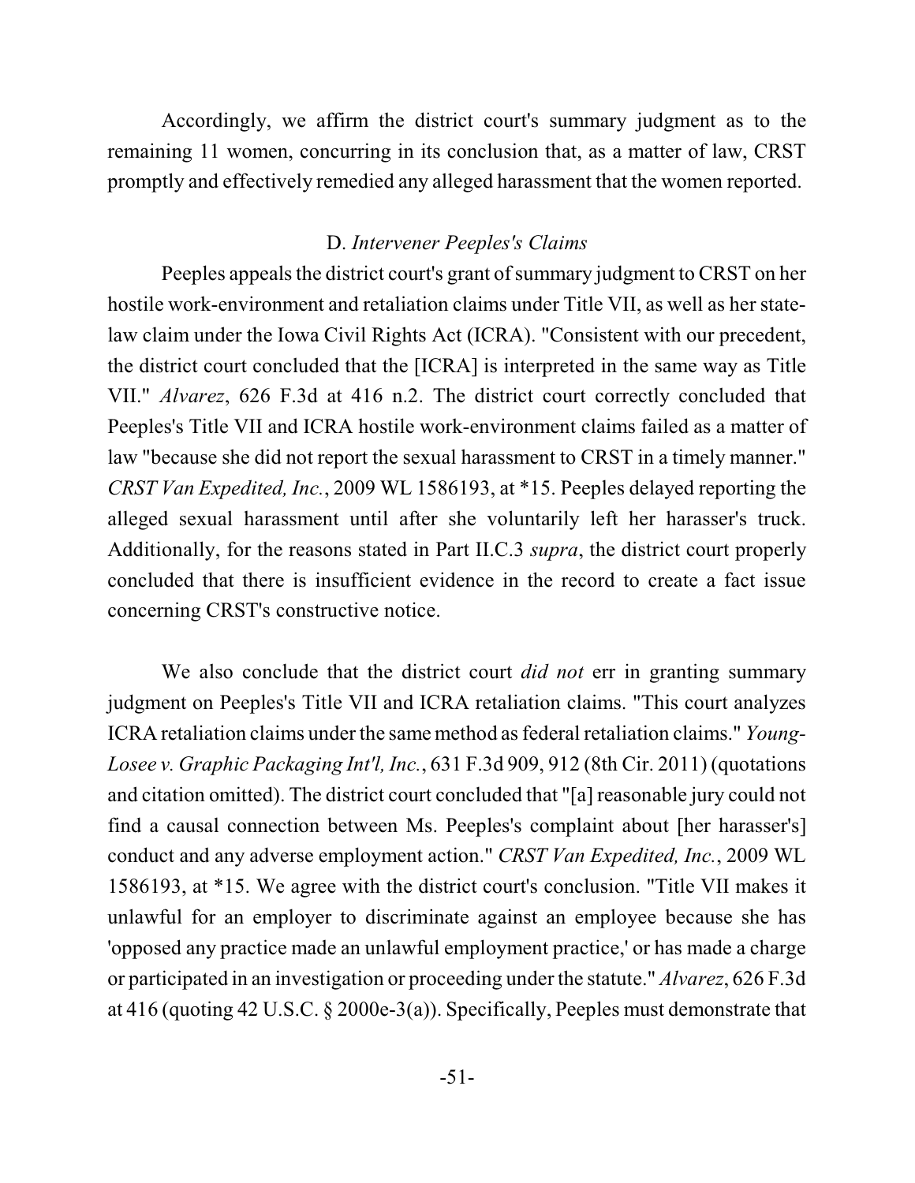Accordingly, we affirm the district court's summary judgment as to the remaining 11 women, concurring in its conclusion that, as a matter of law, CRST promptly and effectively remedied any alleged harassment that the women reported.

### D. *Intervener Peeples's Claims*

Peeples appeals the district court's grant of summary judgment to CRST on her hostile work-environment and retaliation claims under Title VII, as well as her state-law claim under the Iowa Civil Rights Act (ICRA). "Consistent with our precedent, the district court concluded that the [ICRA] is interpreted in the same way as Title VII." *Alvarez*, 626 F.3d at 416 n.2. The district court correctly concluded that Peeples's Title VII and ICRA hostile work-environment claims failed as a matter of law "because she did not report the sexual harassment to CRST in a timely manner." *CRST Van Expedited, Inc.*, 2009 WL 1586193, at *15. Peeples delayed reporting the alleged sexual harassment until after she voluntarily left her harasser's truck. Additionally, for the reasons stated in Part II.C.3 *supra*, the district court properly concluded that there is insufficient evidence in the record to create a fact issue concerning CRST's constructive notice.

We also conclude that the district court *did not* err in granting summary judgment on Peeples's Title VII and ICRA retaliation claims. "This court analyzes ICRA retaliation claims under the same method as federal retaliation claims." *Young-Losee v. Graphic Packaging Int'l, Inc.*, 631 F.3d 909, 912 (8th Cir. 2011) (quotations and citation omitted). The district court concluded that "[a] reasonable jury could not find a causal connection between Ms. Peeples's complaint about [her harasser's] conduct and any adverse employment action." *CRST Van Expedited, Inc.*, 2009 WL 1586193, at *15. We agree with the district court's conclusion. "Title VII makes it unlawful for an employer to discriminate against an employee because she has 'opposed any practice made an unlawful employment practice,' or has made a charge or participated in an investigation or proceeding under the statute." *Alvarez*, 626 F.3d at 416 (quoting 42 U.S.C. § 2000e-3(a)). Specifically, Peeples must demonstrate that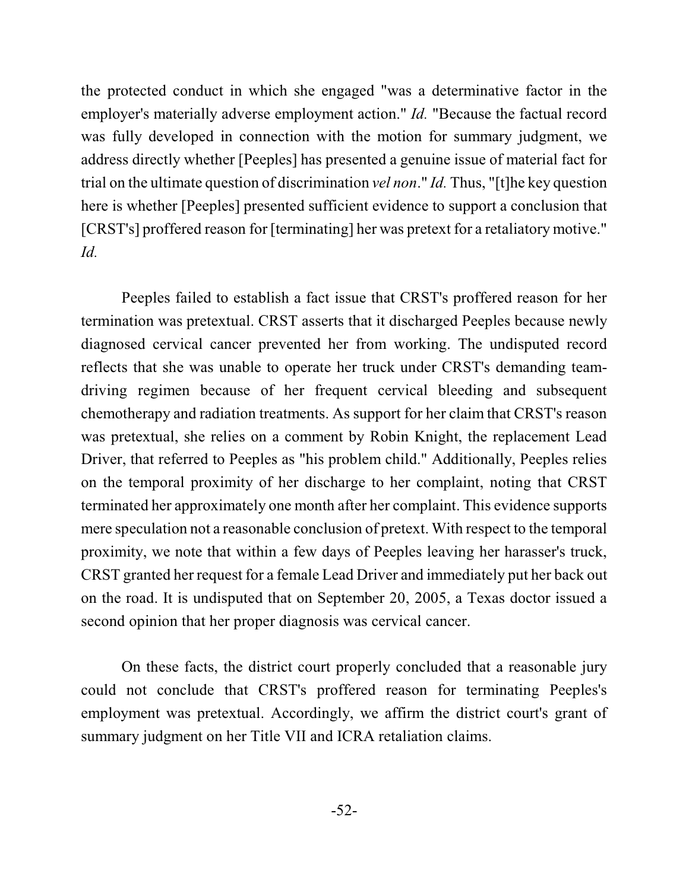the protected conduct in which she engaged "was a determinative factor in the employer's materially adverse employment action." *Id.* "Because the factual record was fully developed in connection with the motion for summary judgment, we address directly whether [Peeples] has presented a genuine issue of material fact for trial on the ultimate question of discrimination *vel non*." *Id.* Thus, "[t]he key question here is whether [Peeples] presented sufficient evidence to support a conclusion that [CRST's] proffered reason for [terminating] her was pretext for a retaliatory motive." *Id.*

Peeples failed to establish a fact issue that CRST's proffered reason for her termination was pretextual. CRST asserts that it discharged Peeples because newly diagnosed cervical cancer prevented her from working. The undisputed record reflects that she was unable to operate her truck under CRST's demanding team-driving regimen because of her frequent cervical bleeding and subsequent chemotherapy and radiation treatments. As support for her claim that CRST's reason was pretextual, she relies on a comment by Robin Knight, the replacement Lead Driver, that referred to Peeples as "his problem child." Additionally, Peeples relies on the temporal proximity of her discharge to her complaint, noting that CRST terminated her approximately one month after her complaint. This evidence supports mere speculation not a reasonable conclusion of pretext. With respect to the temporal proximity, we note that within a few days of Peeples leaving her harasser's truck, CRST granted her request for a female Lead Driver and immediately put her back out on the road. It is undisputed that on September 20, 2005, a Texas doctor issued a second opinion that her proper diagnosis was cervical cancer.

On these facts, the district court properly concluded that a reasonable jury could not conclude that CRST's proffered reason for terminating Peeples's employment was pretextual. Accordingly, we affirm the district court's grant of summary judgment on her Title VII and ICRA retaliation claims.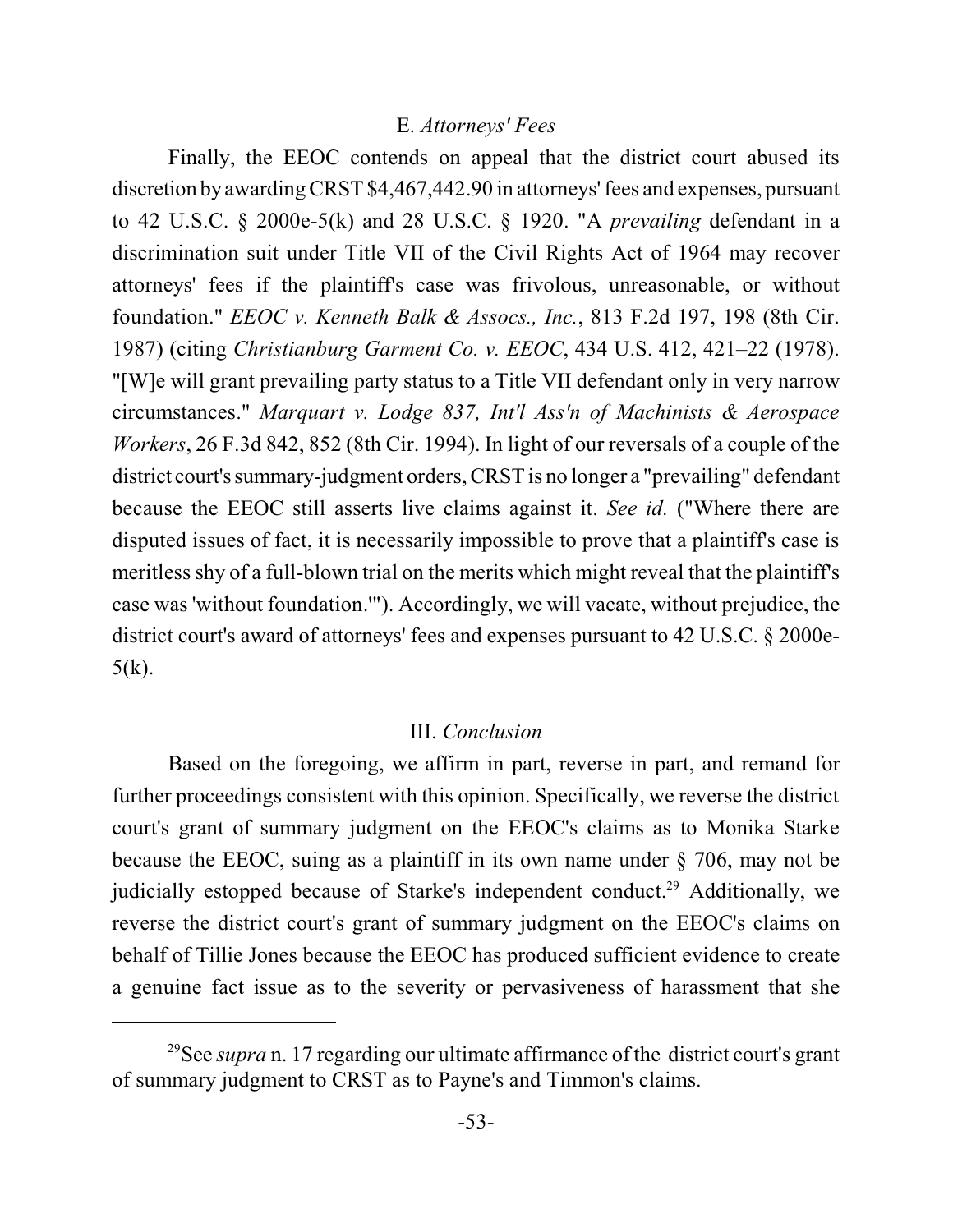### E. *Attorneys' Fees*

Finally, the EEOC contends on appeal that the district court abused its discretion by awarding CRST $4,467,442.90 in attorneys' fees and expenses, pursuant to 42 U.S.C. § 2000e-5(k) and 28 U.S.C. § 1920. "A *prevailing* defendant in a discrimination suit under Title VII of the Civil Rights Act of 1964 may recover attorneys' fees if the plaintiff's case was frivolous, unreasonable, or without foundation." *EEOC v. Kenneth Balk & Assocs., Inc.*, 813 F.2d 197, 198 (8th Cir. 1987) (citing *Christianburg Garment Co. v. EEOC*, 434 U.S. 412, 421–22 (1978). "[W]e will grant prevailing party status to a Title VII defendant only in very narrow circumstances." *Marquart v. Lodge 837, Int'l Ass'n of Machinists & Aerospace Workers*, 26 F.3d 842, 852 (8th Cir. 1994). In light of our reversals of a couple of the district court's summary-judgment orders, CRST is no longer a "prevailing" defendant because the EEOC still asserts live claims against it. *See id.* ("Where there are disputed issues of fact, it is necessarily impossible to prove that a plaintiff's case is meritless shy of a full-blown trial on the merits which might reveal that the plaintiff's case was 'without foundation.'"). Accordingly, we will vacate, without prejudice, the district court's award of attorneys' fees and expenses pursuant to 42 U.S.C. § 2000e-5(k).

## III. *Conclusion*

Based on the foregoing, we affirm in part, reverse in part, and remand for further proceedings consistent with this opinion. Specifically, we reverse the district court's grant of summary judgment on the EEOC's claims as to Monika Starke because the EEOC, suing as a plaintiff in its own name under § 706, may not be judicially estopped because of Starke's independent conduct.[29] Additionally, we reverse the district court's grant of summary judgment on the EEOC's claims on behalf of Tillie Jones because the EEOC has produced sufficient evidence to create a genuine fact issue as to the severity or pervasiveness of harassment that she

---

[29] See *supra* n. 17 regarding our ultimate affirmance of the district court's grant of summary judgment to CRST as to Payne's and Timmon's claims.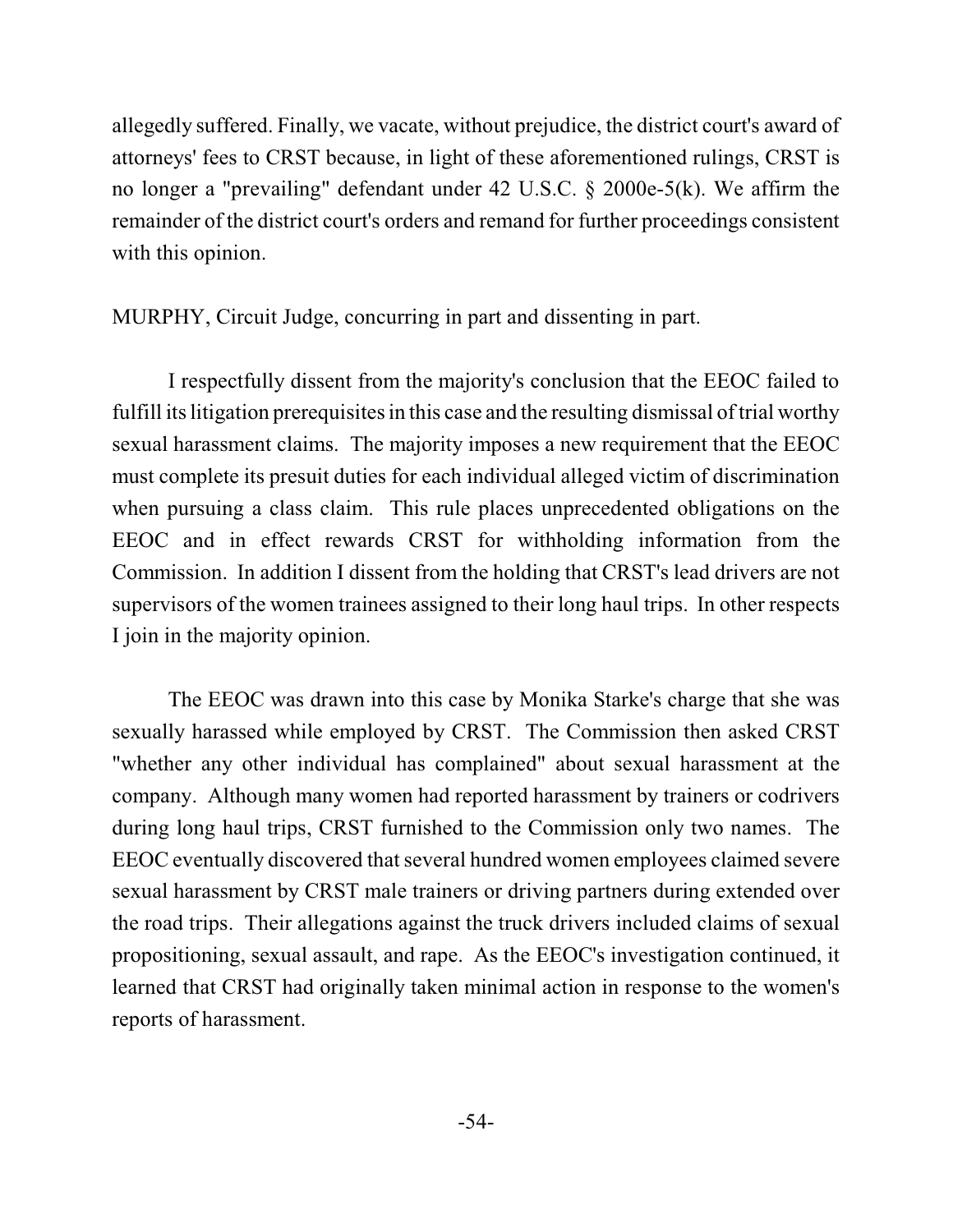allegedly suffered. Finally, we vacate, without prejudice, the district court's award of attorneys' fees to CRST because, in light of these aforementioned rulings, CRST is no longer a "prevailing" defendant under 42 U.S.C. § 2000e-5(k). We affirm the remainder of the district court's orders and remand for further proceedings consistent with this opinion.

MURPHY, Circuit Judge, concurring in part and dissenting in part.

I respectfully dissent from the majority's conclusion that the EEOC failed to fulfill its litigation prerequisites in this case and the resulting dismissal of trial worthy sexual harassment claims. The majority imposes a new requirement that the EEOC must complete its presuit duties for each individual alleged victim of discrimination when pursuing a class claim. This rule places unprecedented obligations on the EEOC and in effect rewards CRST for withholding information from the Commission. In addition I dissent from the holding that CRST's lead drivers are not supervisors of the women trainees assigned to their long haul trips. In other respects I join in the majority opinion.

The EEOC was drawn into this case by Monika Starke's charge that she was sexually harassed while employed by CRST. The Commission then asked CRST "whether any other individual has complained" about sexual harassment at the company. Although many women had reported harassment by trainers or codrivers during long haul trips, CRST furnished to the Commission only two names. The EEOC eventually discovered that several hundred women employees claimed severe sexual harassment by CRST male trainers or driving partners during extended over the road trips. Their allegations against the truck drivers included claims of sexual propositioning, sexual assault, and rape. As the EEOC's investigation continued, it learned that CRST had originally taken minimal action in response to the women's reports of harassment.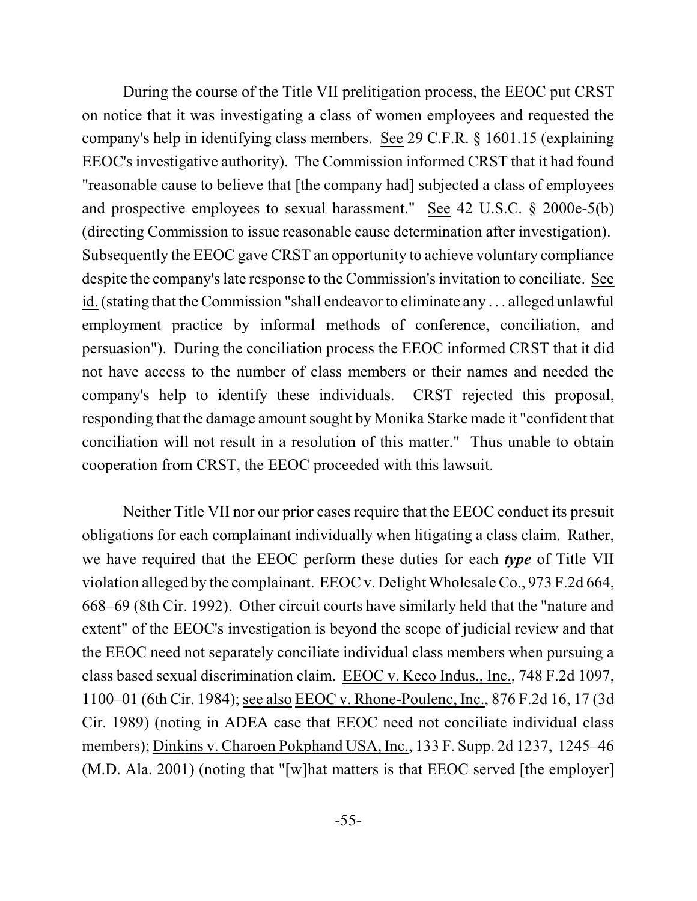During the course of the Title VII prelitigation process, the EEOC put CRST on notice that it was investigating a class of women employees and requested the company's help in identifying class members. See 29 C.F.R. § 1601.15 (explaining EEOC's investigative authority). The Commission informed CRST that it had found "reasonable cause to believe that [the company had] subjected a class of employees and prospective employees to sexual harassment." See 42 U.S.C. § 2000e-5(b) (directing Commission to issue reasonable cause determination after investigation). Subsequently the EEOC gave CRST an opportunity to achieve voluntary compliance despite the company's late response to the Commission's invitation to conciliate. See id. (stating that the Commission "shall endeavor to eliminate any . . . alleged unlawful employment practice by informal methods of conference, conciliation, and persuasion"). During the conciliation process the EEOC informed CRST that it did not have access to the number of class members or their names and needed the company's help to identify these individuals. CRST rejected this proposal, responding that the damage amount sought by Monika Starke made it "confident that conciliation will not result in a resolution of this matter." Thus unable to obtain cooperation from CRST, the EEOC proceeded with this lawsuit.

Neither Title VII nor our prior cases require that the EEOC conduct its presuit obligations for each complainant individually when litigating a class claim. Rather, we have required that the EEOC perform these duties for each ***type*** of Title VII violation alleged by the complainant. EEOC v. Delight Wholesale Co., 973 F.2d 664, 668–69 (8th Cir. 1992). Other circuit courts have similarly held that the "nature and extent" of the EEOC's investigation is beyond the scope of judicial review and that the EEOC need not separately conciliate individual class members when pursuing a class based sexual discrimination claim. EEOC v. Keco Indus., Inc., 748 F.2d 1097, 1100–01 (6th Cir. 1984); see also EEOC v. Rhone-Poulenc, Inc., 876 F.2d 16, 17 (3d Cir. 1989) (noting in ADEA case that EEOC need not conciliate individual class members); Dinkins v. Charoen Pokphand USA, Inc., 133 F. Supp. 2d 1237, 1245–46 (M.D. Ala. 2001) (noting that "[w]hat matters is that EEOC served [the employer]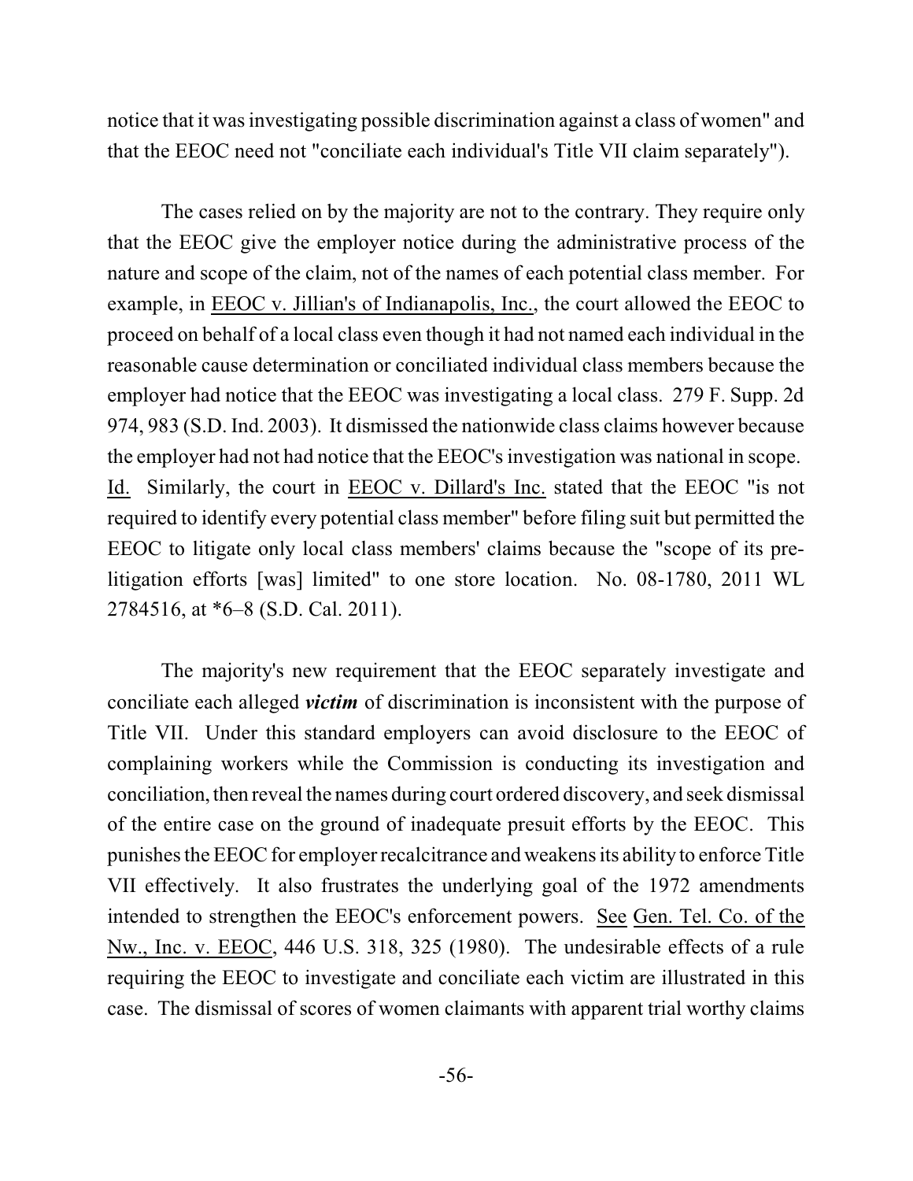notice that it was investigating possible discrimination against a class of women" and that the EEOC need not "conciliate each individual's Title VII claim separately").

The cases relied on by the majority are not to the contrary. They require only that the EEOC give the employer notice during the administrative process of the nature and scope of the claim, not of the names of each potential class member. For example, in EEOC v. Jillian's of Indianapolis, Inc., the court allowed the EEOC to proceed on behalf of a local class even though it had not named each individual in the reasonable cause determination or conciliated individual class members because the employer had notice that the EEOC was investigating a local class. 279 F. Supp. 2d 974, 983 (S.D. Ind. 2003). It dismissed the nationwide class claims however because the employer had not had notice that the EEOC's investigation was national in scope. Id. Similarly, the court in EEOC v. Dillard's Inc. stated that the EEOC "is not required to identify every potential class member" before filing suit but permitted the EEOC to litigate only local class members' claims because the "scope of its pre-litigation efforts [was] limited" to one store location. No. 08-1780, 2011 WL 2784516, at *6–8 (S.D. Cal. 2011).

The majority's new requirement that the EEOC separately investigate and conciliate each alleged ***victim*** of discrimination is inconsistent with the purpose of Title VII. Under this standard employers can avoid disclosure to the EEOC of complaining workers while the Commission is conducting its investigation and conciliation, then reveal the names during court ordered discovery, and seek dismissal of the entire case on the ground of inadequate presuit efforts by the EEOC. This punishes the EEOC for employer recalcitrance and weakens its ability to enforce Title VII effectively. It also frustrates the underlying goal of the 1972 amendments intended to strengthen the EEOC's enforcement powers. See Gen. Tel. Co. of the Nw., Inc. v. EEOC, 446 U.S. 318, 325 (1980). The undesirable effects of a rule requiring the EEOC to investigate and conciliate each victim are illustrated in this case. The dismissal of scores of women claimants with apparent trial worthy claims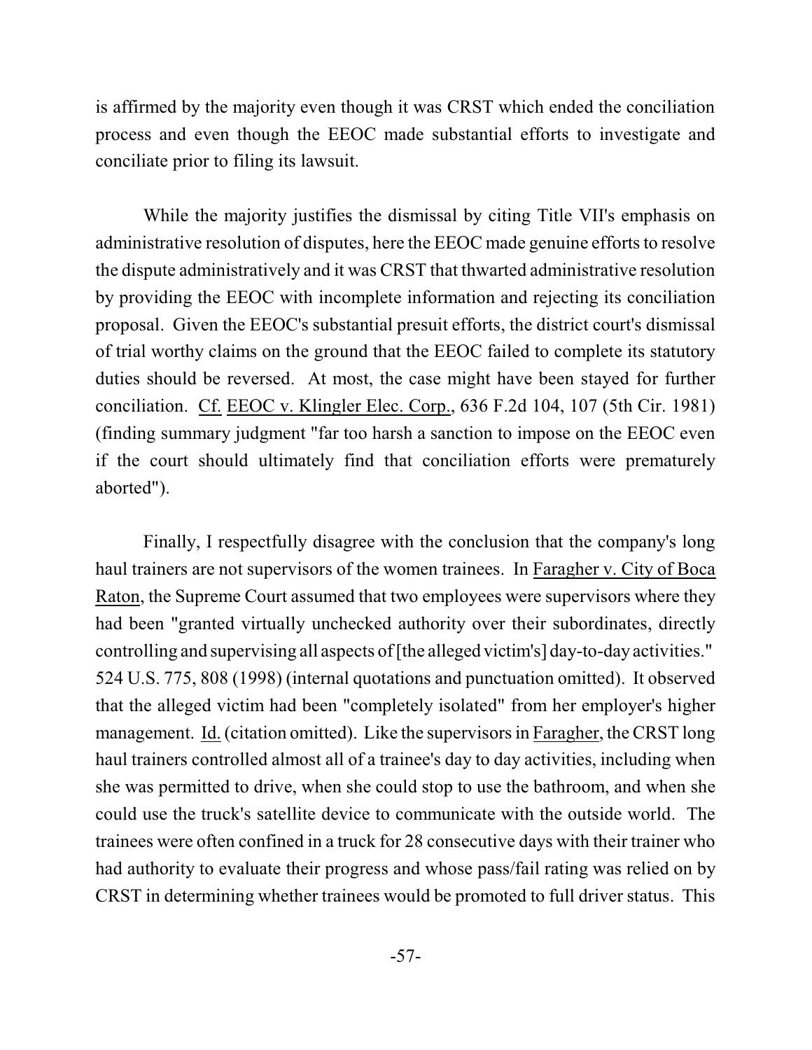is affirmed by the majority even though it was CRST which ended the conciliation process and even though the EEOC made substantial efforts to investigate and conciliate prior to filing its lawsuit.

While the majority justifies the dismissal by citing Title VII's emphasis on administrative resolution of disputes, here the EEOC made genuine efforts to resolve the dispute administratively and it was CRST that thwarted administrative resolution by providing the EEOC with incomplete information and rejecting its conciliation proposal. Given the EEOC's substantial presuit efforts, the district court's dismissal of trial worthy claims on the ground that the EEOC failed to complete its statutory duties should be reversed. At most, the case might have been stayed for further conciliation. Cf. EEOC v. Klingler Elec. Corp., 636 F.2d 104, 107 (5th Cir. 1981) (finding summary judgment "far too harsh a sanction to impose on the EEOC even if the court should ultimately find that conciliation efforts were prematurely aborted").

Finally, I respectfully disagree with the conclusion that the company's long haul trainers are not supervisors of the women trainees. In Faragher v. City of Boca Raton, the Supreme Court assumed that two employees were supervisors where they had been "granted virtually unchecked authority over their subordinates, directly controlling and supervising all aspects of [the alleged victim's] day-to-day activities." 524 U.S. 775, 808 (1998) (internal quotations and punctuation omitted). It observed that the alleged victim had been "completely isolated" from her employer's higher management. Id. (citation omitted). Like the supervisors in Faragher, the CRST long haul trainers controlled almost all of a trainee's day to day activities, including when she was permitted to drive, when she could stop to use the bathroom, and when she could use the truck's satellite device to communicate with the outside world. The trainees were often confined in a truck for 28 consecutive days with their trainer who had authority to evaluate their progress and whose pass/fail rating was relied on by CRST in determining whether trainees would be promoted to full driver status. This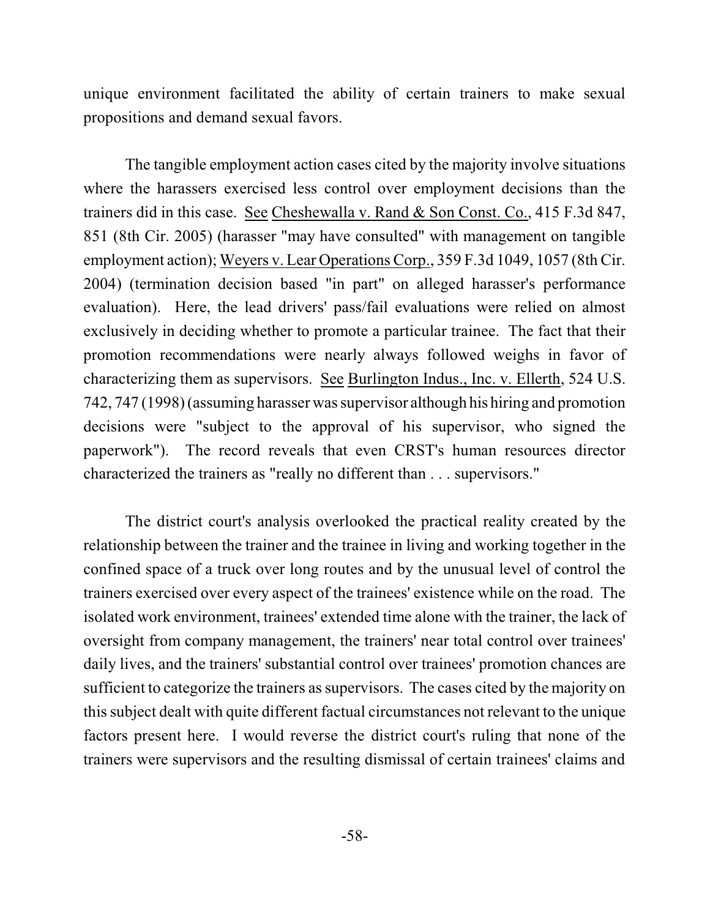unique environment facilitated the ability of certain trainers to make sexual propositions and demand sexual favors.

The tangible employment action cases cited by the majority involve situations where the harassers exercised less control over employment decisions than the trainers did in this case. See Cheshewalla v. Rand & Son Const. Co., 415 F.3d 847, 851 (8th Cir. 2005) (harasser "may have consulted" with management on tangible employment action); Weyers v. Lear Operations Corp., 359 F.3d 1049, 1057 (8th Cir. 2004) (termination decision based "in part" on alleged harasser's performance evaluation). Here, the lead drivers' pass/fail evaluations were relied on almost exclusively in deciding whether to promote a particular trainee. The fact that their promotion recommendations were nearly always followed weighs in favor of characterizing them as supervisors. See Burlington Indus., Inc. v. Ellerth, 524 U.S. 742, 747 (1998) (assuming harasser was supervisor although his hiring and promotion decisions were "subject to the approval of his supervisor, who signed the paperwork"). The record reveals that even CRST's human resources director characterized the trainers as "really no different than . . . supervisors."

The district court's analysis overlooked the practical reality created by the relationship between the trainer and the trainee in living and working together in the confined space of a truck over long routes and by the unusual level of control the trainers exercised over every aspect of the trainees' existence while on the road. The isolated work environment, trainees' extended time alone with the trainer, the lack of oversight from company management, the trainers' near total control over trainees' daily lives, and the trainers' substantial control over trainees' promotion chances are sufficient to categorize the trainers as supervisors. The cases cited by the majority on this subject dealt with quite different factual circumstances not relevant to the unique factors present here. I would reverse the district court's ruling that none of the trainers were supervisors and the resulting dismissal of certain trainees' claims and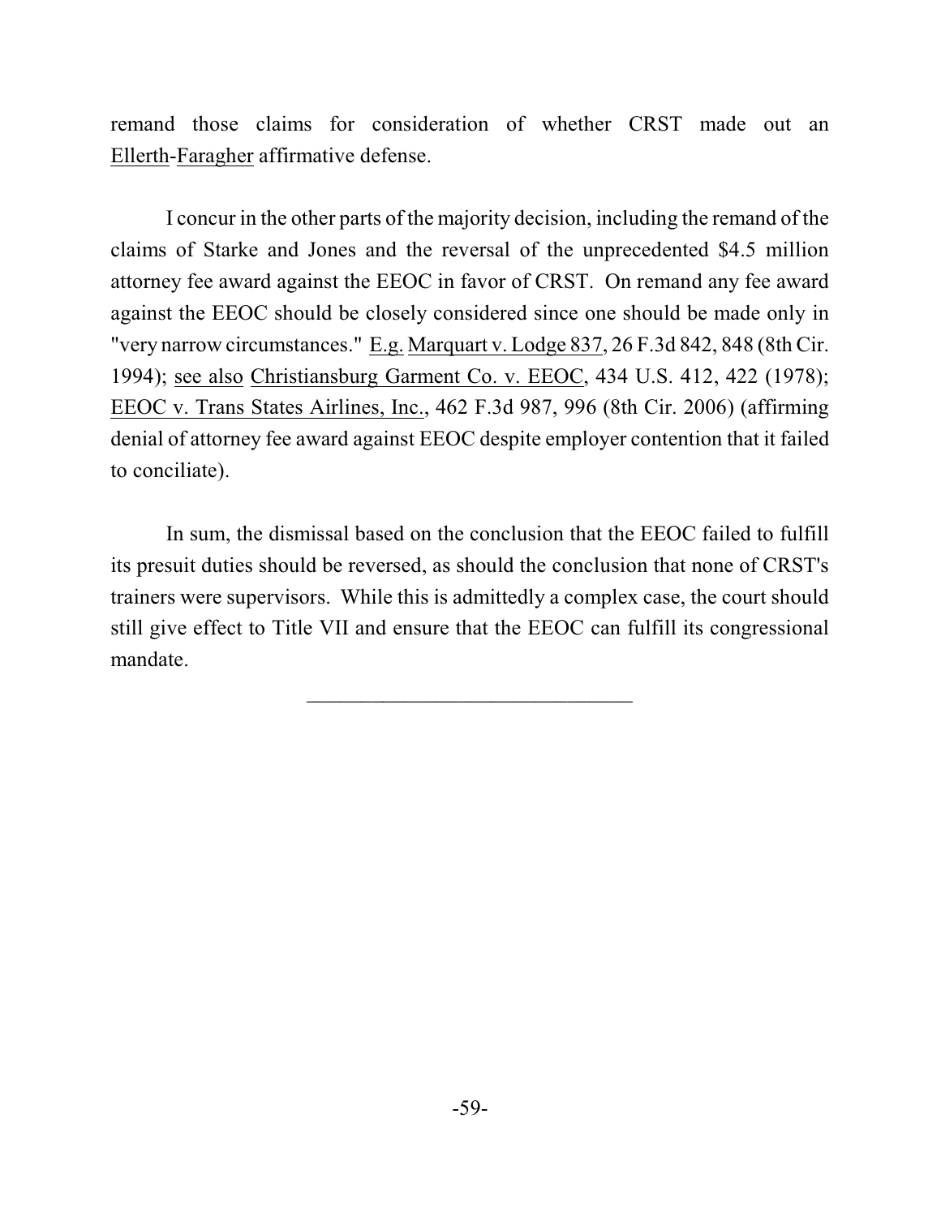remand those claims for consideration of whether CRST made out an Ellerth-Faragher affirmative defense.

I concur in the other parts of the majority decision, including the remand of the claims of Starke and Jones and the reversal of the unprecedented $4.5 million attorney fee award against the EEOC in favor of CRST. On remand any fee award against the EEOC should be closely considered since one should be made only in "very narrow circumstances." E.g. Marquart v. Lodge 837, 26 F.3d 842, 848 (8th Cir. 1994); see also Christiansburg Garment Co. v. EEOC, 434 U.S. 412, 422 (1978); EEOC v. Trans States Airlines, Inc., 462 F.3d 987, 996 (8th Cir. 2006) (affirming denial of attorney fee award against EEOC despite employer contention that it failed to conciliate).

In sum, the dismissal based on the conclusion that the EEOC failed to fulfill its presuit duties should be reversed, as should the conclusion that none of CRST's trainers were supervisors. While this is admittedly a complex case, the court should still give effect to Title VII and ensure that the EEOC can fulfill its congressional mandate.

______________________________